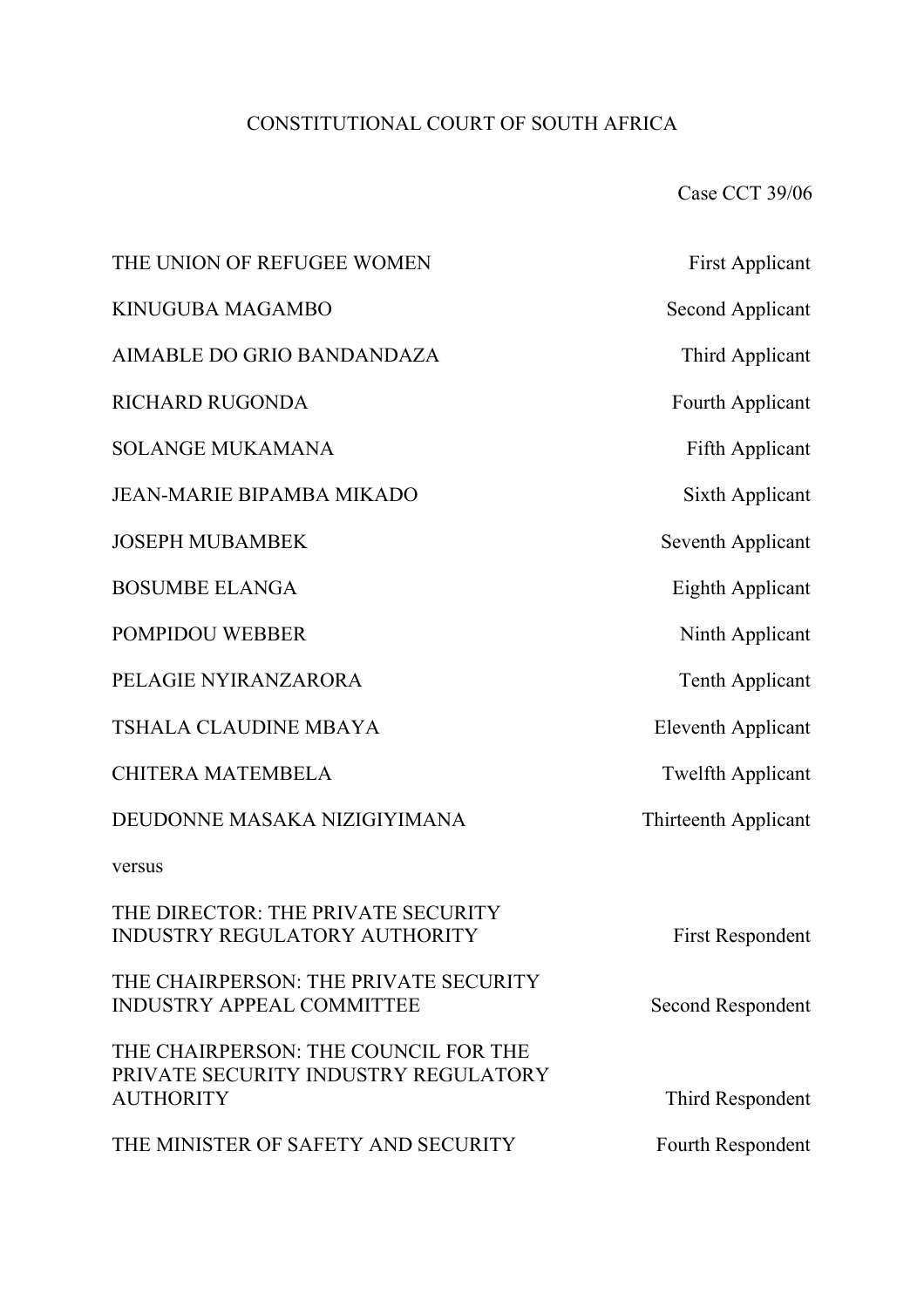# CONSTITUTIONAL COURT OF SOUTH AFRICA

Case CCT 39/06

| | |
|---|---|
| THE UNION OF REFUGEE WOMEN | First Applicant |
| KINUGUBA MAGAMBO | Second Applicant |
| AIMABLE DO GRIO BANDANDAZA | Third Applicant |
| RICHARD RUGONDA | Fourth Applicant |
| SOLANGE MUKAMANA | Fifth Applicant |
| JEAN-MARIE BIPAMBA MIKADO | Sixth Applicant |
| JOSEPH MUBAMBEK | Seventh Applicant |
| BOSUMBE ELANGA | Eighth Applicant |
| POMPIDOU WEBBER | Ninth Applicant |
| PELAGIE NYIRANZARORA | Tenth Applicant |
| TSHALA CLAUDINE MBAYA | Eleventh Applicant |
| CHITERA MATEMBELA | Twelfth Applicant |
| DEUDONNE MASAKA NIZIGIYIMANA | Thirteenth Applicant |

versus

| | |
|---|---|
| THE DIRECTOR: THE PRIVATE SECURITY INDUSTRY REGULATORY AUTHORITY | First Respondent |
| THE CHAIRPERSON: THE PRIVATE SECURITY INDUSTRY APPEAL COMMITTEE | Second Respondent |
| THE CHAIRPERSON: THE COUNCIL FOR THE PRIVATE SECURITY INDUSTRY REGULATORY AUTHORITY | Third Respondent |
| THE MINISTER OF SAFETY AND SECURITY | Fourth Respondent |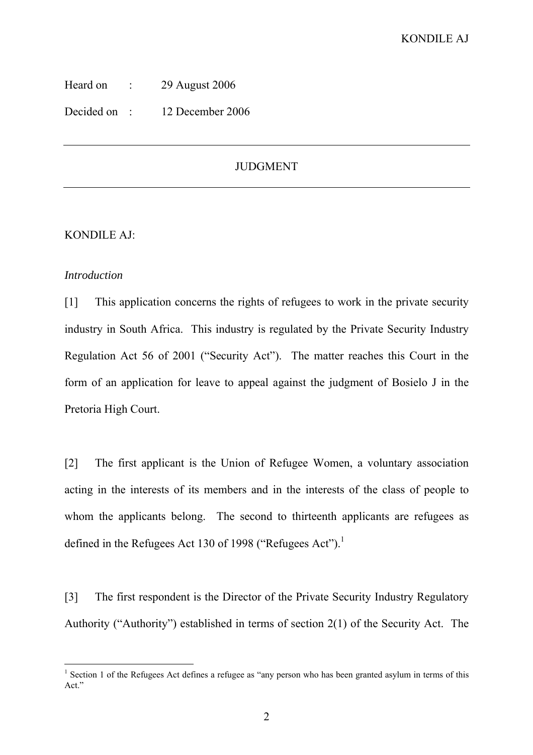Heard on : 29 August 2006

Decided on : 12 December 2006

---

JUDGMENT

---

KONDILE AJ:

*Introduction*

[1] This application concerns the rights of refugees to work in the private security industry in South Africa. This industry is regulated by the Private Security Industry Regulation Act 56 of 2001 ("Security Act"). The matter reaches this Court in the form of an application for leave to appeal against the judgment of Bosielo J in the Pretoria High Court.

[2] The first applicant is the Union of Refugee Women, a voluntary association acting in the interests of its members and in the interests of the class of people to whom the applicants belong. The second to thirteenth applicants are refugees as defined in the Refugees Act 130 of 1998 ("Refugees Act").[1]

[3] The first respondent is the Director of the Private Security Industry Regulatory Authority ("Authority") established in terms of section 2(1) of the Security Act. The

[1] Section 1 of the Refugees Act defines a refugee as "any person who has been granted asylum in terms of this Act."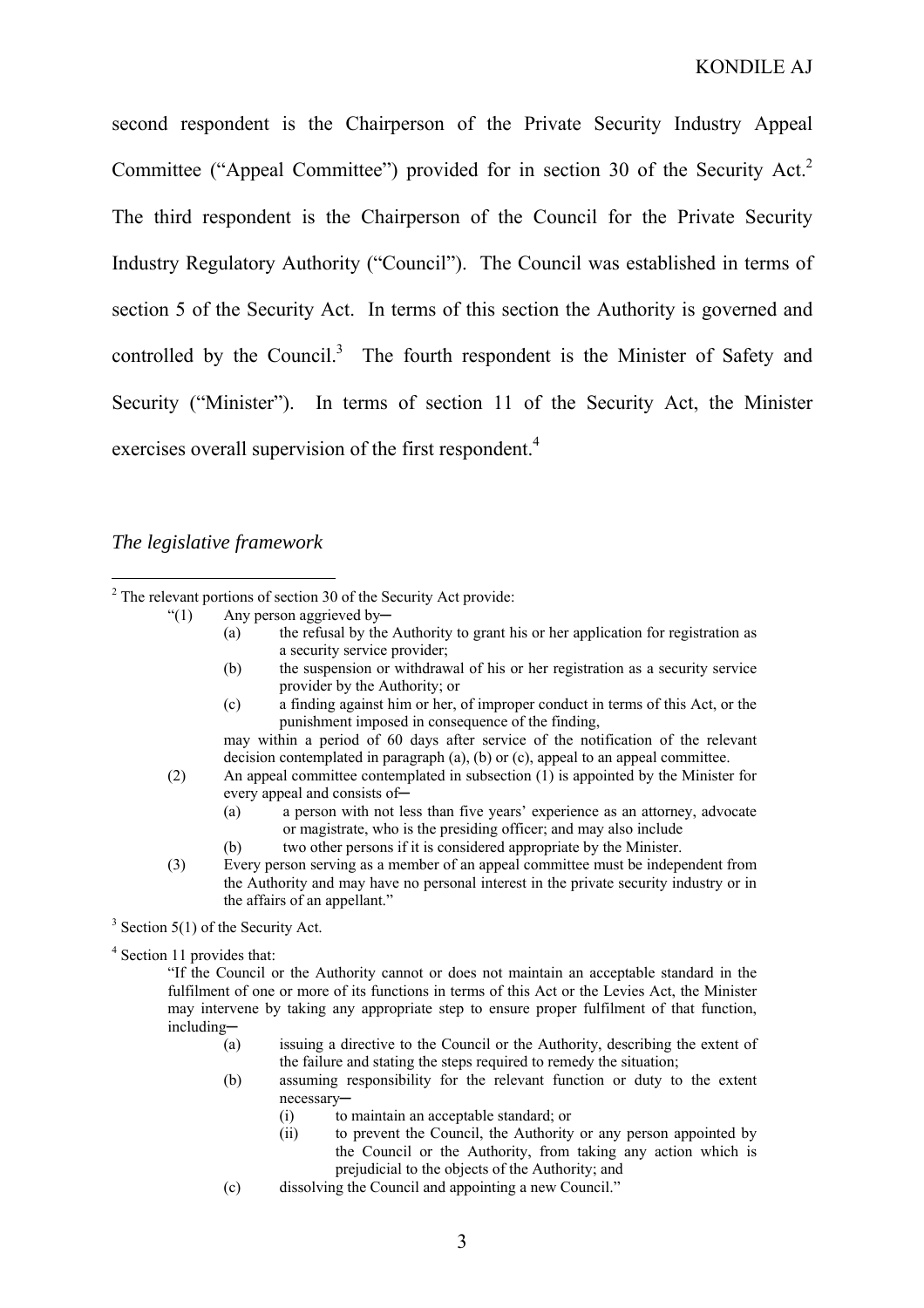second respondent is the Chairperson of the Private Security Industry Appeal Committee ("Appeal Committee") provided for in section 30 of the Security Act.[2] The third respondent is the Chairperson of the Council for the Private Security Industry Regulatory Authority ("Council"). The Council was established in terms of section 5 of the Security Act. In terms of this section the Authority is governed and controlled by the Council.[3] The fourth respondent is the Minister of Safety and Security ("Minister"). In terms of section 11 of the Security Act, the Minister exercises overall supervision of the first respondent.[4]

*The legislative framework*

---

[2] The relevant portions of section 30 of the Security Act provide:

> "(1) Any person aggrieved by─
>
> (a) the refusal by the Authority to grant his or her application for registration as a security service provider;
>
> (b) the suspension or withdrawal of his or her registration as a security service provider by the Authority; or
>
> (c) a finding against him or her, of improper conduct in terms of this Act, or the punishment imposed in consequence of the finding,
>
> may within a period of 60 days after service of the notification of the relevant decision contemplated in paragraph (a), (b) or (c), appeal to an appeal committee.
>
> (2) An appeal committee contemplated in subsection (1) is appointed by the Minister for every appeal and consists of─
>
> (a) a person with not less than five years' experience as an attorney, advocate or magistrate, who is the presiding officer; and may also include
>
> (b) two other persons if it is considered appropriate by the Minister.
>
> (3) Every person serving as a member of an appeal committee must be independent from the Authority and may have no personal interest in the private security industry or in the affairs of an appellant."

[3] Section 5(1) of the Security Act.

[4] Section 11 provides that:

> "If the Council or the Authority cannot or does not maintain an acceptable standard in the fulfilment of one or more of its functions in terms of this Act or the Levies Act, the Minister may intervene by taking any appropriate step to ensure proper fulfilment of that function, including─
>
> (a) issuing a directive to the Council or the Authority, describing the extent of the failure and stating the steps required to remedy the situation;
>
> (b) assuming responsibility for the relevant function or duty to the extent necessary─
>
> (i) to maintain an acceptable standard; or
>
> (ii) to prevent the Council, the Authority or any person appointed by the Council or the Authority, from taking any action which is prejudicial to the objects of the Authority; and
>
> (c) dissolving the Council and appointing a new Council."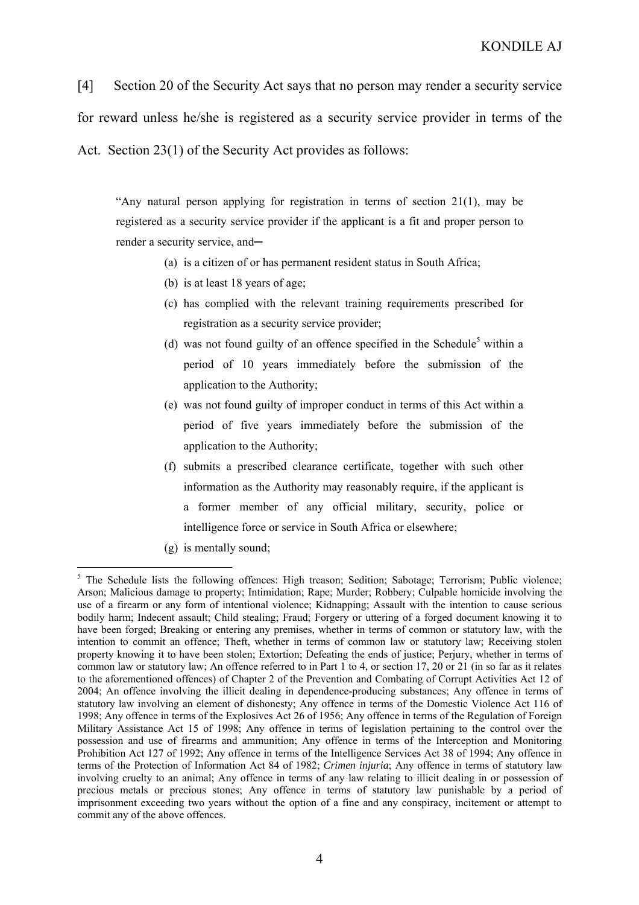[4] Section 20 of the Security Act says that no person may render a security service for reward unless he/she is registered as a security service provider in terms of the Act. Section 23(1) of the Security Act provides as follows:

> "Any natural person applying for registration in terms of section 21(1), may be registered as a security service provider if the applicant is a fit and proper person to render a security service, and─
>
> (a) is a citizen of or has permanent resident status in South Africa;
>
> (b) is at least 18 years of age;
>
> (c) has complied with the relevant training requirements prescribed for registration as a security service provider;
>
> (d) was not found guilty of an offence specified in the Schedule[5] within a period of 10 years immediately before the submission of the application to the Authority;
>
> (e) was not found guilty of improper conduct in terms of this Act within a period of five years immediately before the submission of the application to the Authority;
>
> (f) submits a prescribed clearance certificate, together with such other information as the Authority may reasonably require, if the applicant is a former member of any official military, security, police or intelligence force or service in South Africa or elsewhere;
>
> (g) is mentally sound;

---

[5] The Schedule lists the following offences: High treason; Sedition; Sabotage; Terrorism; Public violence; Arson; Malicious damage to property; Intimidation; Rape; Murder; Robbery; Culpable homicide involving the use of a firearm or any form of intentional violence; Kidnapping; Assault with the intention to cause serious bodily harm; Indecent assault; Child stealing; Fraud; Forgery or uttering of a forged document knowing it to have been forged; Breaking or entering any premises, whether in terms of common or statutory law, with the intention to commit an offence; Theft, whether in terms of common law or statutory law; Receiving stolen property knowing it to have been stolen; Extortion; Defeating the ends of justice; Perjury, whether in terms of common law or statutory law; An offence referred to in Part 1 to 4, or section 17, 20 or 21 (in so far as it relates to the aforementioned offences) of Chapter 2 of the Prevention and Combating of Corrupt Activities Act 12 of 2004; An offence involving the illicit dealing in dependence-producing substances; Any offence in terms of statutory law involving an element of dishonesty; Any offence in terms of the Domestic Violence Act 116 of 1998; Any offence in terms of the Explosives Act 26 of 1956; Any offence in terms of the Regulation of Foreign Military Assistance Act 15 of 1998; Any offence in terms of legislation pertaining to the control over the possession and use of firearms and ammunition; Any offence in terms of the Interception and Monitoring Prohibition Act 127 of 1992; Any offence in terms of the Intelligence Services Act 38 of 1994; Any offence in terms of the Protection of Information Act 84 of 1982; *Crimen injuria*; Any offence in terms of statutory law involving cruelty to an animal; Any offence in terms of any law relating to illicit dealing in or possession of precious metals or precious stones; Any offence in terms of statutory law punishable by a period of imprisonment exceeding two years without the option of a fine and any conspiracy, incitement or attempt to commit any of the above offences.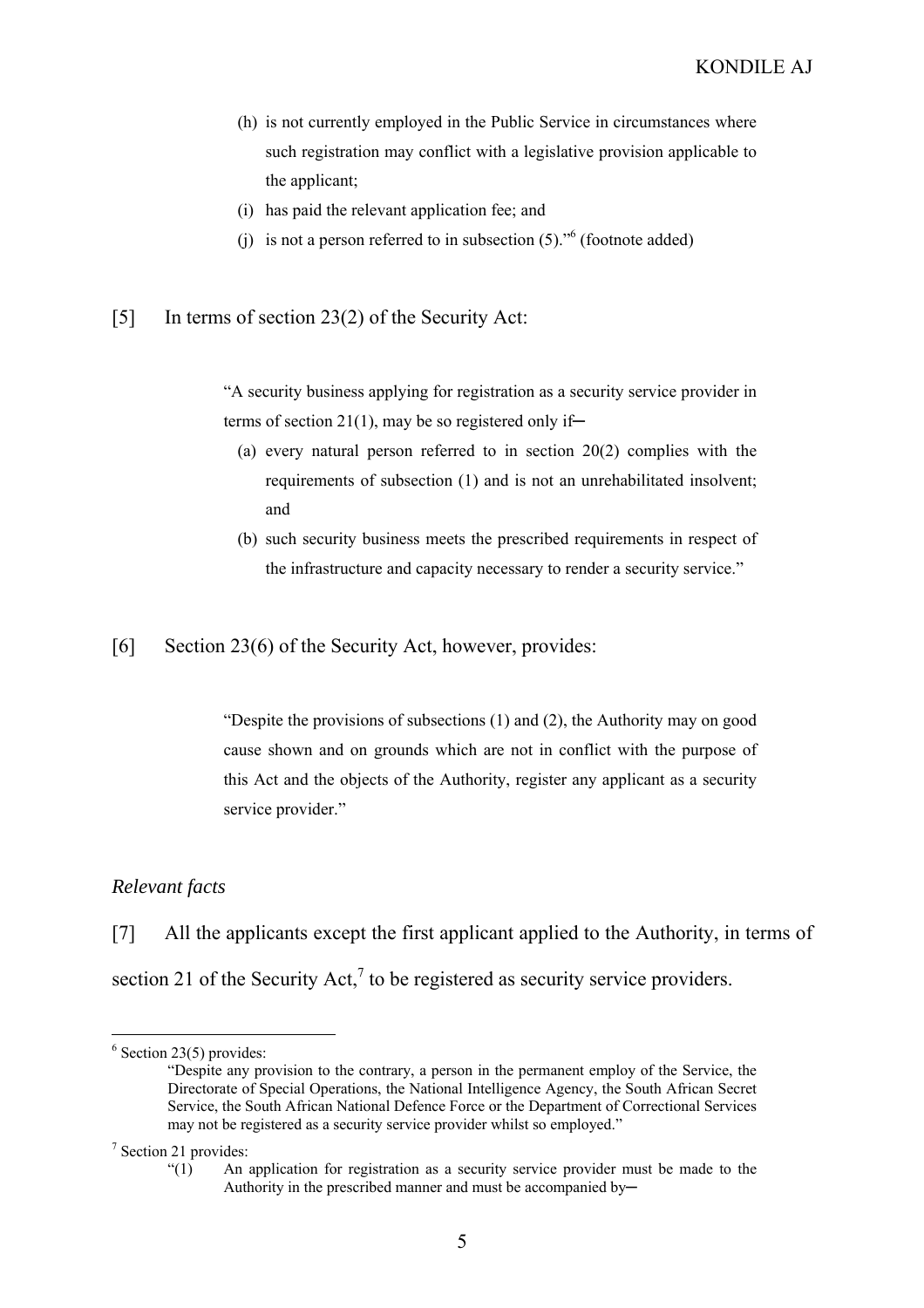(h) is not currently employed in the Public Service in circumstances where such registration may conflict with a legislative provision applicable to the applicant;

(i) has paid the relevant application fee; and

(j) is not a person referred to in subsection (5)."[6] (footnote added)

[5] In terms of section 23(2) of the Security Act:

> "A security business applying for registration as a security service provider in terms of section 21(1), may be so registered only if─
>
> (a) every natural person referred to in section 20(2) complies with the requirements of subsection (1) and is not an unrehabilitated insolvent; and
>
> (b) such security business meets the prescribed requirements in respect of the infrastructure and capacity necessary to render a security service."

[6] Section 23(6) of the Security Act, however, provides:

> "Despite the provisions of subsections (1) and (2), the Authority may on good cause shown and on grounds which are not in conflict with the purpose of this Act and the objects of the Authority, register any applicant as a security service provider."

*Relevant facts*

[7] All the applicants except the first applicant applied to the Authority, in terms of section 21 of the Security Act,[7] to be registered as security service providers.

---

[6] Section 23(5) provides:

> "Despite any provision to the contrary, a person in the permanent employ of the Service, the Directorate of Special Operations, the National Intelligence Agency, the South African Secret Service, the South African National Defence Force or the Department of Correctional Services may not be registered as a security service provider whilst so employed."

[7] Section 21 provides:

> "(1) An application for registration as a security service provider must be made to the Authority in the prescribed manner and must be accompanied by─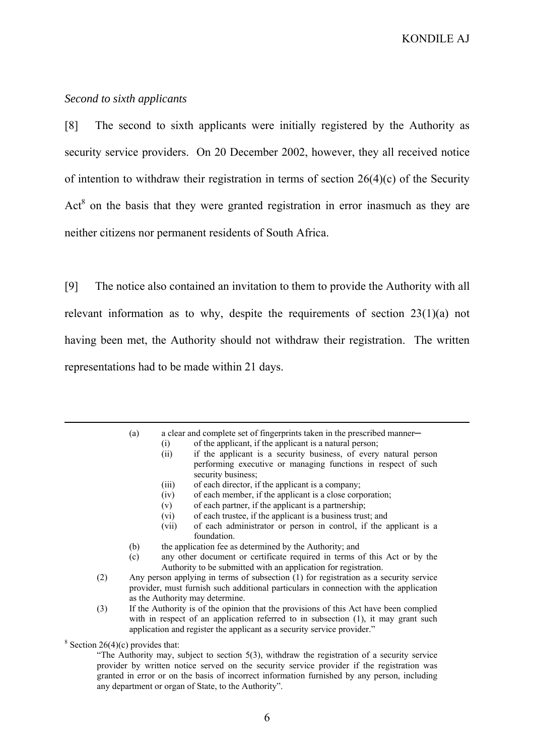*Second to sixth applicants*

[8] The second to sixth applicants were initially registered by the Authority as security service providers. On 20 December 2002, however, they all received notice of intention to withdraw their registration in terms of section 26(4)(c) of the Security Act[8] on the basis that they were granted registration in error inasmuch as they are neither citizens nor permanent residents of South Africa.

[9] The notice also contained an invitation to them to provide the Authority with all relevant information as to why, despite the requirements of section 23(1)(a) not having been met, the Authority should not withdraw their registration. The written representations had to be made within 21 days.

---

> (a) a clear and complete set of fingerprints taken in the prescribed manner─
> (i) of the applicant, if the applicant is a natural person;
> (ii) if the applicant is a security business, of every natural person performing executive or managing functions in respect of such security business;
> (iii) of each director, if the applicant is a company;
> (iv) of each member, if the applicant is a close corporation;
> (v) of each partner, if the applicant is a partnership;
> (vi) of each trustee, if the applicant is a business trust; and
> (vii) of each administrator or person in control, if the applicant is a foundation.
> (b) the application fee as determined by the Authority; and
> (c) any other document or certificate required in terms of this Act or by the Authority to be submitted with an application for registration.
>
> (2) Any person applying in terms of subsection (1) for registration as a security service provider, must furnish such additional particulars in connection with the application as the Authority may determine.
>
> (3) If the Authority is of the opinion that the provisions of this Act have been complied with in respect of an application referred to in subsection (1), it may grant such application and register the applicant as a security service provider."

[8] Section 26(4)(c) provides that:

> "The Authority may, subject to section 5(3), withdraw the registration of a security service provider by written notice served on the security service provider if the registration was granted in error or on the basis of incorrect information furnished by any person, including any department or organ of State, to the Authority".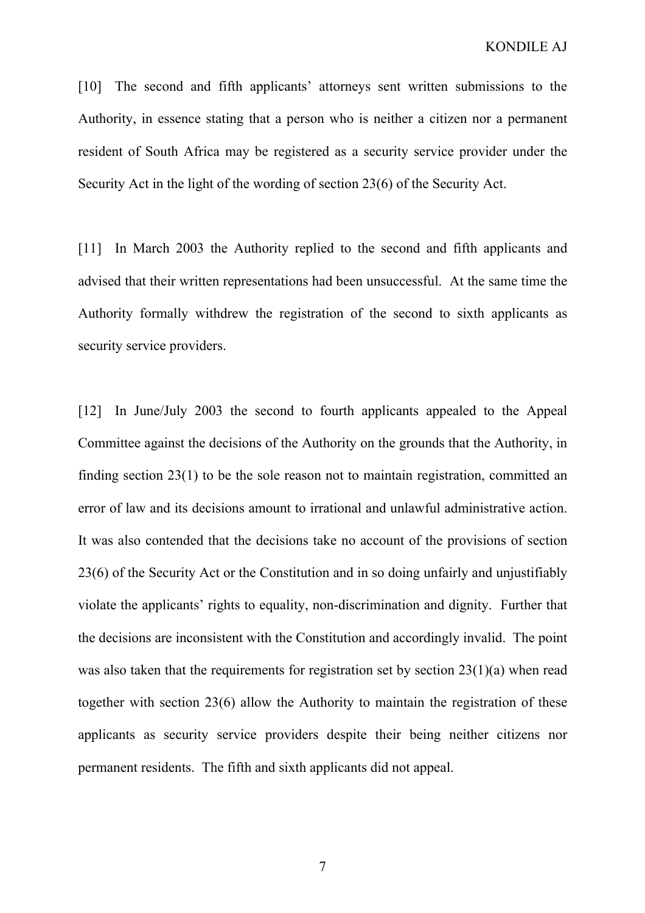[10] The second and fifth applicants' attorneys sent written submissions to the Authority, in essence stating that a person who is neither a citizen nor a permanent resident of South Africa may be registered as a security service provider under the Security Act in the light of the wording of section 23(6) of the Security Act.

[11] In March 2003 the Authority replied to the second and fifth applicants and advised that their written representations had been unsuccessful. At the same time the Authority formally withdrew the registration of the second to sixth applicants as security service providers.

[12] In June/July 2003 the second to fourth applicants appealed to the Appeal Committee against the decisions of the Authority on the grounds that the Authority, in finding section 23(1) to be the sole reason not to maintain registration, committed an error of law and its decisions amount to irrational and unlawful administrative action. It was also contended that the decisions take no account of the provisions of section 23(6) of the Security Act or the Constitution and in so doing unfairly and unjustifiably violate the applicants' rights to equality, non-discrimination and dignity. Further that the decisions are inconsistent with the Constitution and accordingly invalid. The point was also taken that the requirements for registration set by section 23(1)(a) when read together with section 23(6) allow the Authority to maintain the registration of these applicants as security service providers despite their being neither citizens nor permanent residents. The fifth and sixth applicants did not appeal.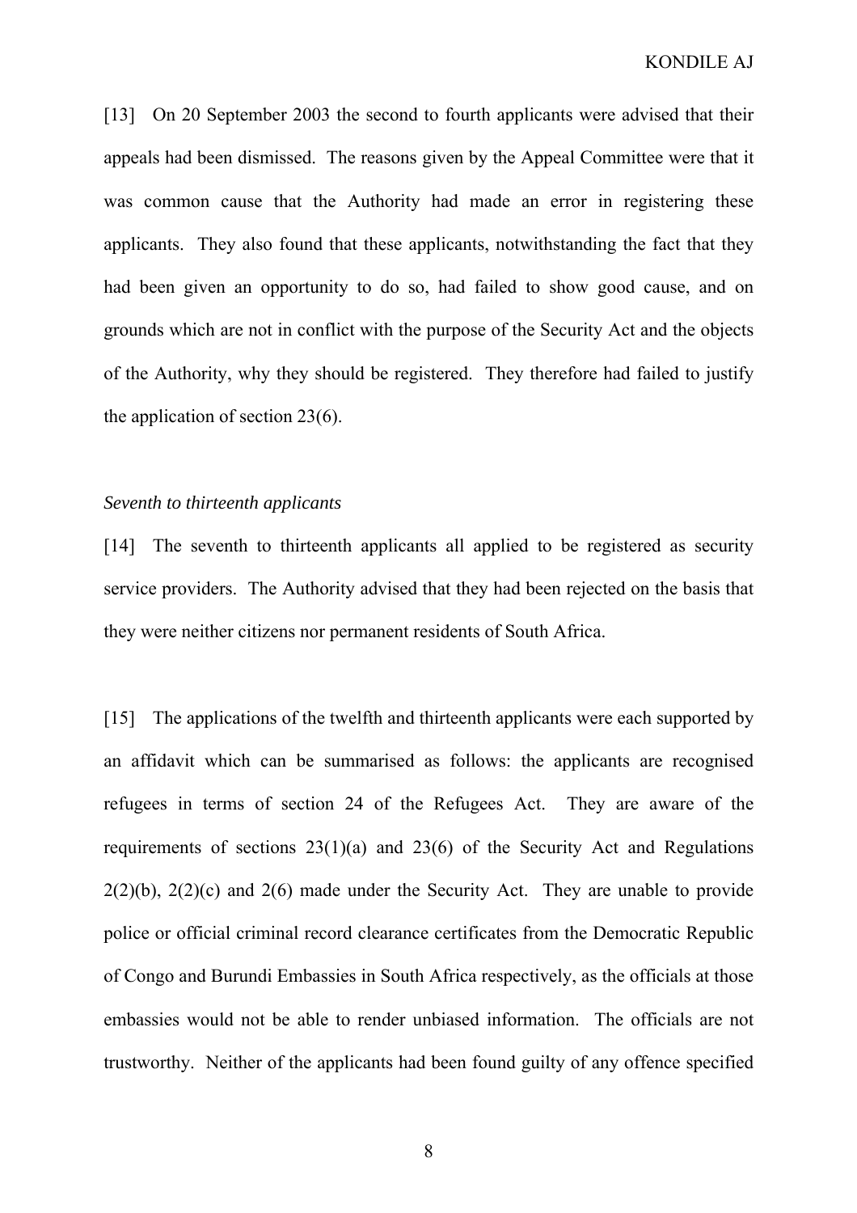[13] On 20 September 2003 the second to fourth applicants were advised that their appeals had been dismissed. The reasons given by the Appeal Committee were that it was common cause that the Authority had made an error in registering these applicants. They also found that these applicants, notwithstanding the fact that they had been given an opportunity to do so, had failed to show good cause, and on grounds which are not in conflict with the purpose of the Security Act and the objects of the Authority, why they should be registered. They therefore had failed to justify the application of section 23(6).

*Seventh to thirteenth applicants*

[14] The seventh to thirteenth applicants all applied to be registered as security service providers. The Authority advised that they had been rejected on the basis that they were neither citizens nor permanent residents of South Africa.

[15] The applications of the twelfth and thirteenth applicants were each supported by an affidavit which can be summarised as follows: the applicants are recognised refugees in terms of section 24 of the Refugees Act. They are aware of the requirements of sections 23(1)(a) and 23(6) of the Security Act and Regulations 2(2)(b), 2(2)(c) and 2(6) made under the Security Act. They are unable to provide police or official criminal record clearance certificates from the Democratic Republic of Congo and Burundi Embassies in South Africa respectively, as the officials at those embassies would not be able to render unbiased information. The officials are not trustworthy. Neither of the applicants had been found guilty of any offence specified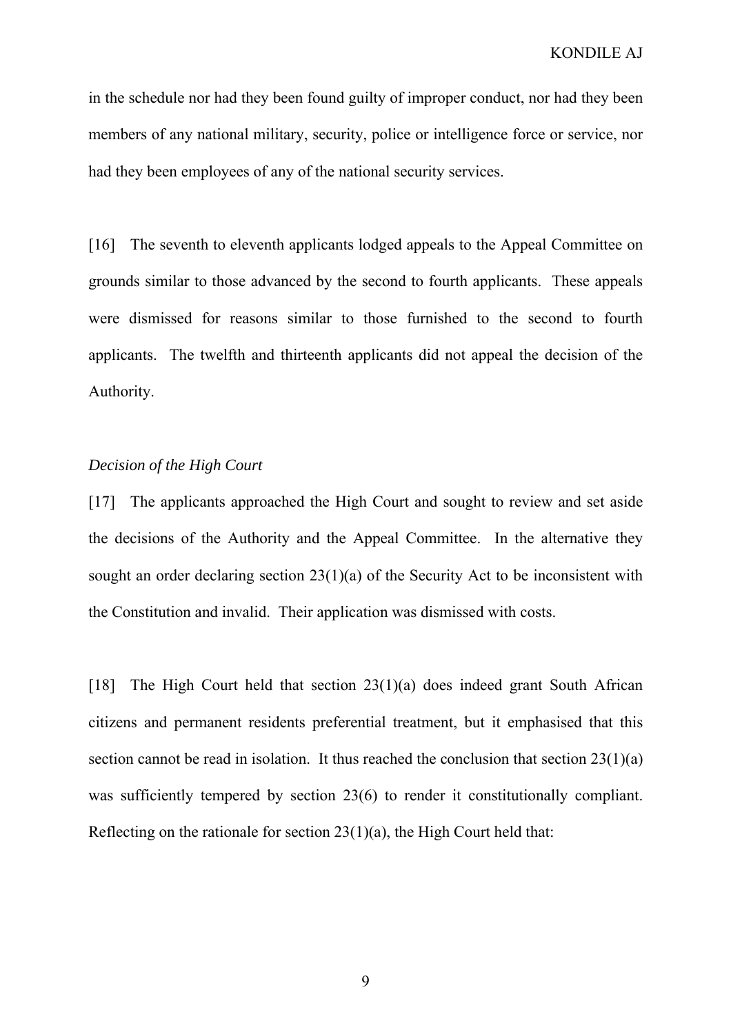in the schedule nor had they been found guilty of improper conduct, nor had they been members of any national military, security, police or intelligence force or service, nor had they been employees of any of the national security services.

[16] The seventh to eleventh applicants lodged appeals to the Appeal Committee on grounds similar to those advanced by the second to fourth applicants. These appeals were dismissed for reasons similar to those furnished to the second to fourth applicants. The twelfth and thirteenth applicants did not appeal the decision of the Authority.

*Decision of the High Court*

[17] The applicants approached the High Court and sought to review and set aside the decisions of the Authority and the Appeal Committee. In the alternative they sought an order declaring section 23(1)(a) of the Security Act to be inconsistent with the Constitution and invalid. Their application was dismissed with costs.

[18] The High Court held that section 23(1)(a) does indeed grant South African citizens and permanent residents preferential treatment, but it emphasised that this section cannot be read in isolation. It thus reached the conclusion that section 23(1)(a) was sufficiently tempered by section 23(6) to render it constitutionally compliant. Reflecting on the rationale for section 23(1)(a), the High Court held that: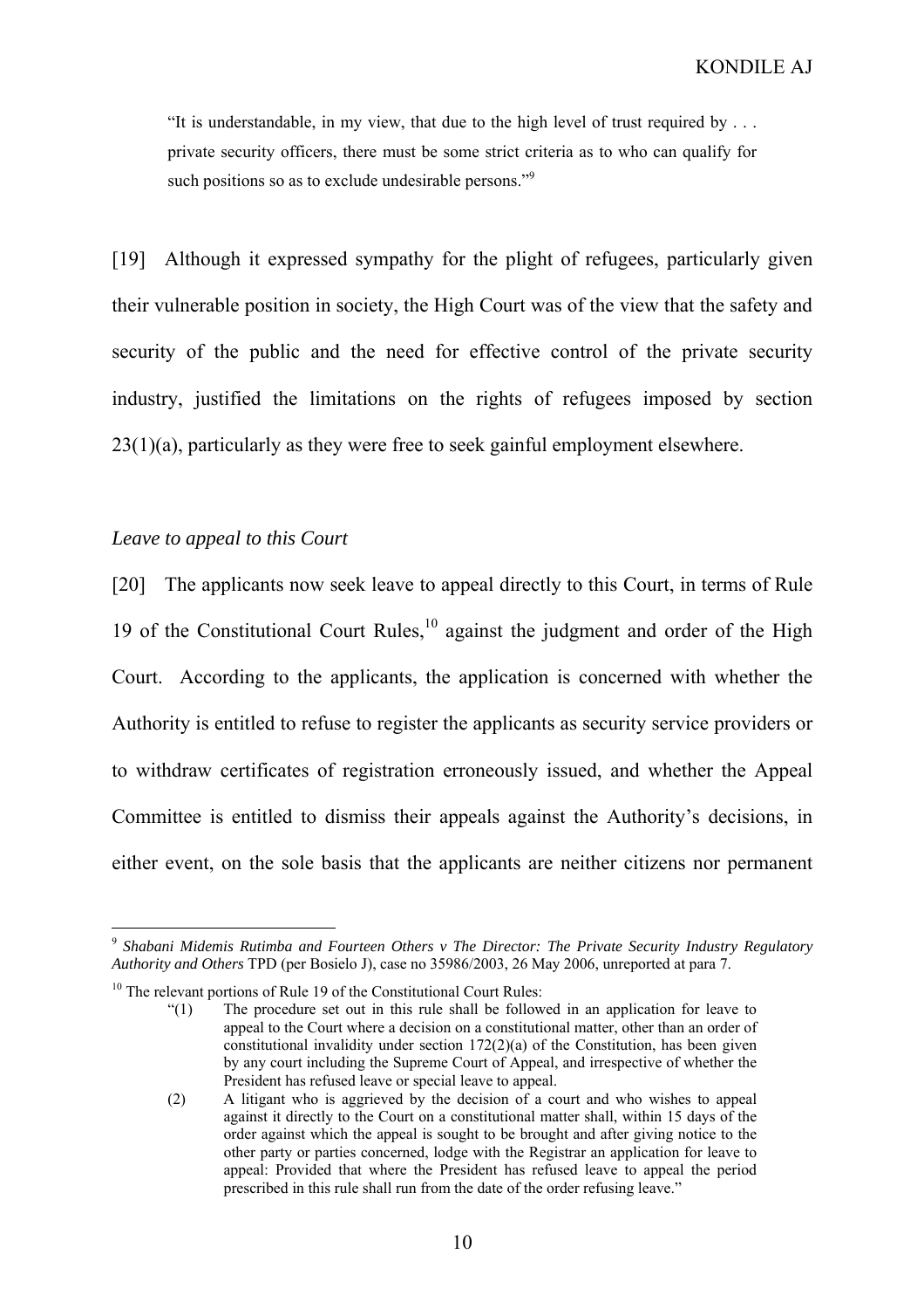> "It is understandable, in my view, that due to the high level of trust required by . . . private security officers, there must be some strict criteria as to who can qualify for such positions so as to exclude undesirable persons."[9]

[19] Although it expressed sympathy for the plight of refugees, particularly given their vulnerable position in society, the High Court was of the view that the safety and security of the public and the need for effective control of the private security industry, justified the limitations on the rights of refugees imposed by section 23(1)(a), particularly as they were free to seek gainful employment elsewhere.

*Leave to appeal to this Court*

[20] The applicants now seek leave to appeal directly to this Court, in terms of Rule 19 of the Constitutional Court Rules,[10] against the judgment and order of the High Court. According to the applicants, the application is concerned with whether the Authority is entitled to refuse to register the applicants as security service providers or to withdraw certificates of registration erroneously issued, and whether the Appeal Committee is entitled to dismiss their appeals against the Authority's decisions, in either event, on the sole basis that the applicants are neither citizens nor permanent

---

[9] *Shabani Midemis Rutimba and Fourteen Others v The Director: The Private Security Industry Regulatory Authority and Others* TPD (per Bosielo J), case no 35986/2003, 26 May 2006, unreported at para 7.

[10] The relevant portions of Rule 19 of the Constitutional Court Rules:

> "(1) The procedure set out in this rule shall be followed in an application for leave to appeal to the Court where a decision on a constitutional matter, other than an order of constitutional invalidity under section 172(2)(a) of the Constitution, has been given by any court including the Supreme Court of Appeal, and irrespective of whether the President has refused leave or special leave to appeal.
>
> (2) A litigant who is aggrieved by the decision of a court and who wishes to appeal against it directly to the Court on a constitutional matter shall, within 15 days of the order against which the appeal is sought to be brought and after giving notice to the other party or parties concerned, lodge with the Registrar an application for leave to appeal: Provided that where the President has refused leave to appeal the period prescribed in this rule shall run from the date of the order refusing leave."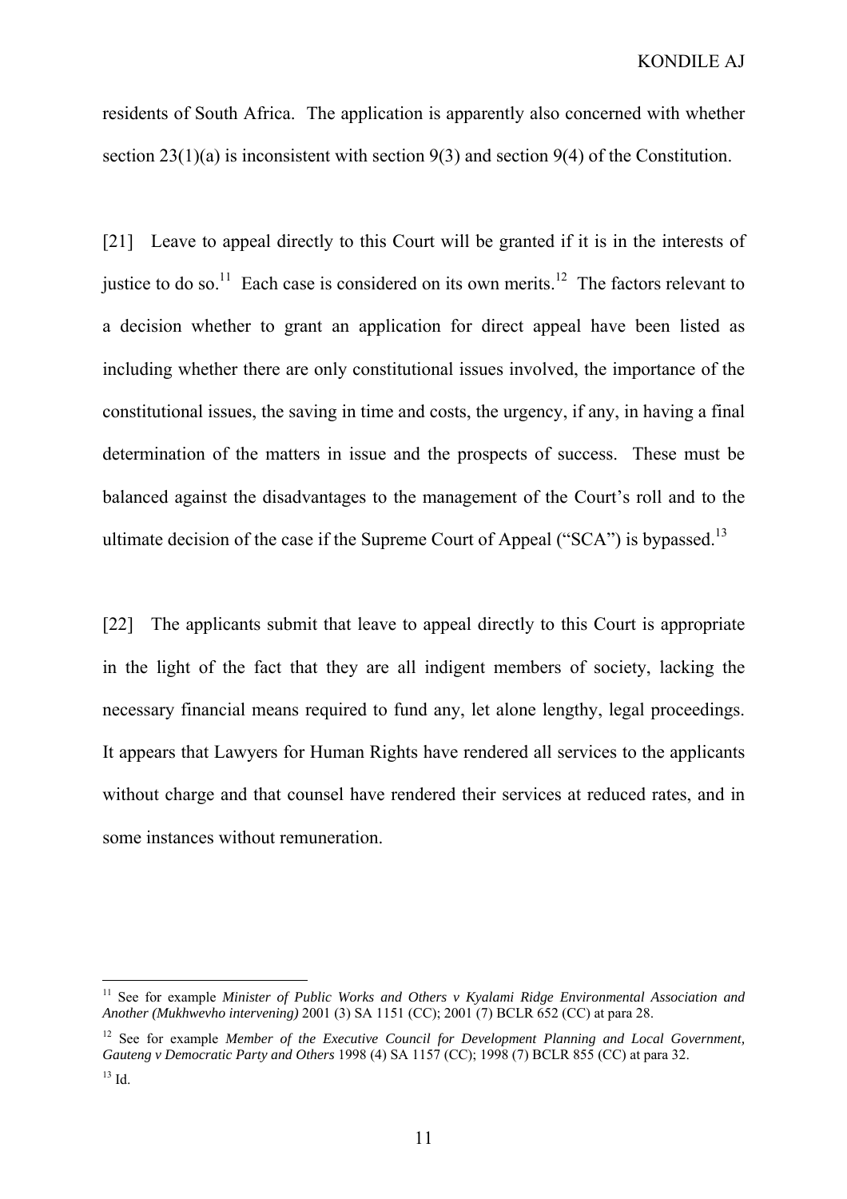residents of South Africa. The application is apparently also concerned with whether section 23(1)(a) is inconsistent with section 9(3) and section 9(4) of the Constitution.

[21] Leave to appeal directly to this Court will be granted if it is in the interests of justice to do so.[11] Each case is considered on its own merits.[12] The factors relevant to a decision whether to grant an application for direct appeal have been listed as including whether there are only constitutional issues involved, the importance of the constitutional issues, the saving in time and costs, the urgency, if any, in having a final determination of the matters in issue and the prospects of success. These must be balanced against the disadvantages to the management of the Court's roll and to the ultimate decision of the case if the Supreme Court of Appeal ("SCA") is bypassed.[13]

[22] The applicants submit that leave to appeal directly to this Court is appropriate in the light of the fact that they are all indigent members of society, lacking the necessary financial means required to fund any, let alone lengthy, legal proceedings. It appears that Lawyers for Human Rights have rendered all services to the applicants without charge and that counsel have rendered their services at reduced rates, and in some instances without remuneration.

---

[11] See for example *Minister of Public Works and Others v Kyalami Ridge Environmental Association and Another (Mukhwevho intervening)* 2001 (3) SA 1151 (CC); 2001 (7) BCLR 652 (CC) at para 28.

[12] See for example *Member of the Executive Council for Development Planning and Local Government, Gauteng v Democratic Party and Others* 1998 (4) SA 1157 (CC); 1998 (7) BCLR 855 (CC) at para 32.

[13] Id.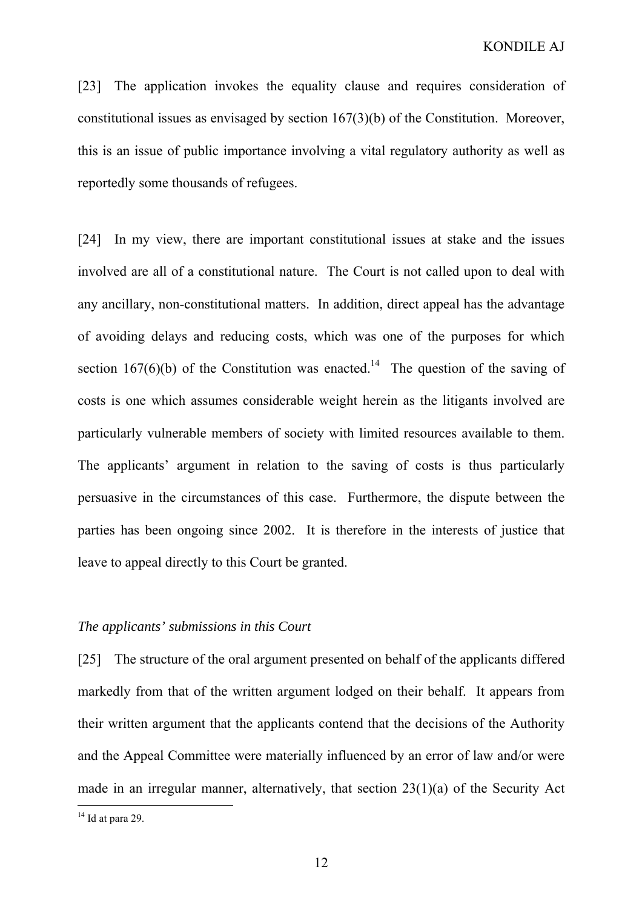[23] The application invokes the equality clause and requires consideration of constitutional issues as envisaged by section 167(3)(b) of the Constitution. Moreover, this is an issue of public importance involving a vital regulatory authority as well as reportedly some thousands of refugees.

[24] In my view, there are important constitutional issues at stake and the issues involved are all of a constitutional nature. The Court is not called upon to deal with any ancillary, non-constitutional matters. In addition, direct appeal has the advantage of avoiding delays and reducing costs, which was one of the purposes for which section 167(6)(b) of the Constitution was enacted.[14] The question of the saving of costs is one which assumes considerable weight herein as the litigants involved are particularly vulnerable members of society with limited resources available to them. The applicants' argument in relation to the saving of costs is thus particularly persuasive in the circumstances of this case. Furthermore, the dispute between the parties has been ongoing since 2002. It is therefore in the interests of justice that leave to appeal directly to this Court be granted.

*The applicants' submissions in this Court*

[25] The structure of the oral argument presented on behalf of the applicants differed markedly from that of the written argument lodged on their behalf. It appears from their written argument that the applicants contend that the decisions of the Authority and the Appeal Committee were materially influenced by an error of law and/or were made in an irregular manner, alternatively, that section 23(1)(a) of the Security Act

[14] Id at para 29.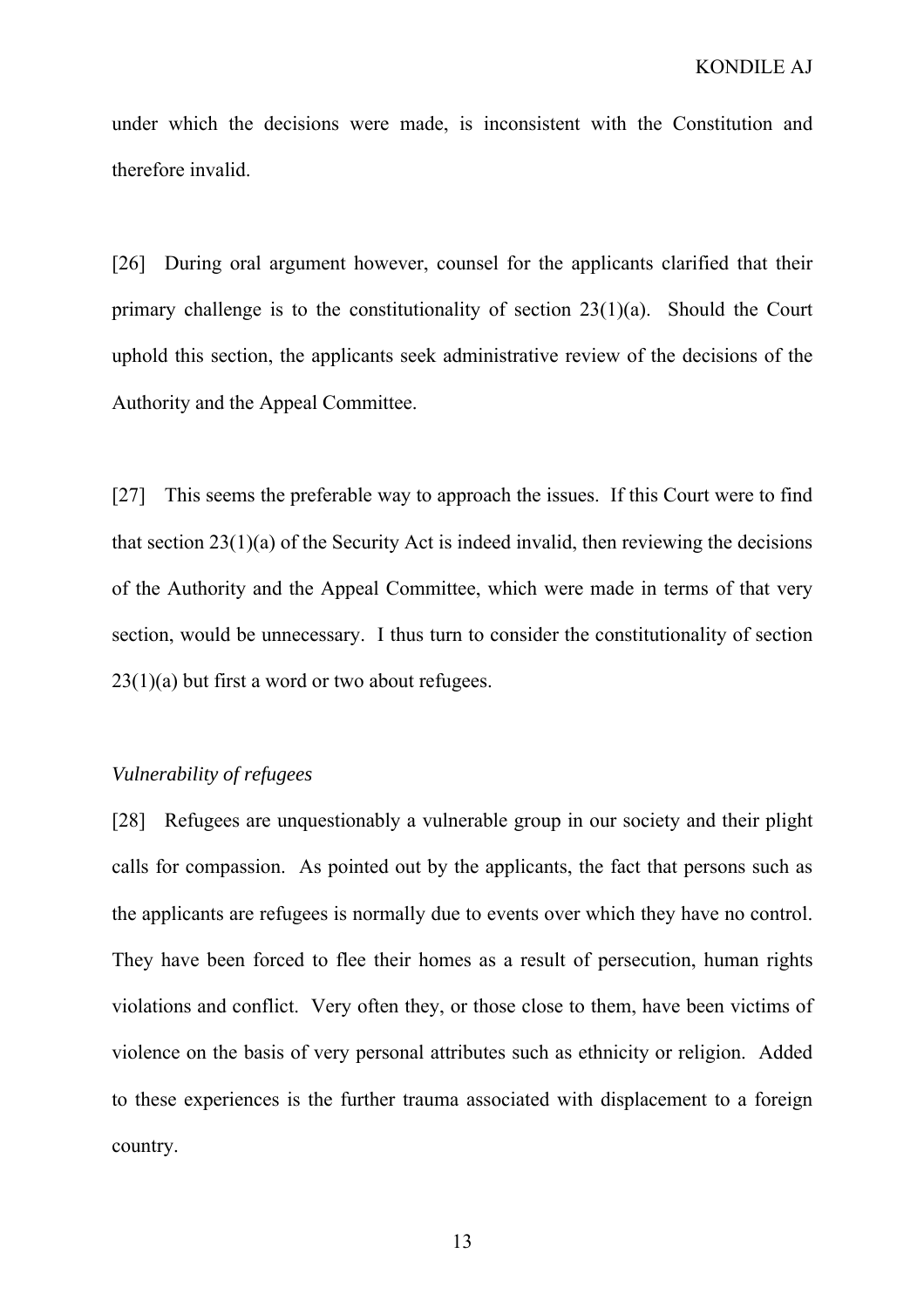under which the decisions were made, is inconsistent with the Constitution and therefore invalid.

[26] During oral argument however, counsel for the applicants clarified that their primary challenge is to the constitutionality of section 23(1)(a). Should the Court uphold this section, the applicants seek administrative review of the decisions of the Authority and the Appeal Committee.

[27] This seems the preferable way to approach the issues. If this Court were to find that section 23(1)(a) of the Security Act is indeed invalid, then reviewing the decisions of the Authority and the Appeal Committee, which were made in terms of that very section, would be unnecessary. I thus turn to consider the constitutionality of section 23(1)(a) but first a word or two about refugees.

*Vulnerability of refugees*

[28] Refugees are unquestionably a vulnerable group in our society and their plight calls for compassion. As pointed out by the applicants, the fact that persons such as the applicants are refugees is normally due to events over which they have no control. They have been forced to flee their homes as a result of persecution, human rights violations and conflict. Very often they, or those close to them, have been victims of violence on the basis of very personal attributes such as ethnicity or religion. Added to these experiences is the further trauma associated with displacement to a foreign country.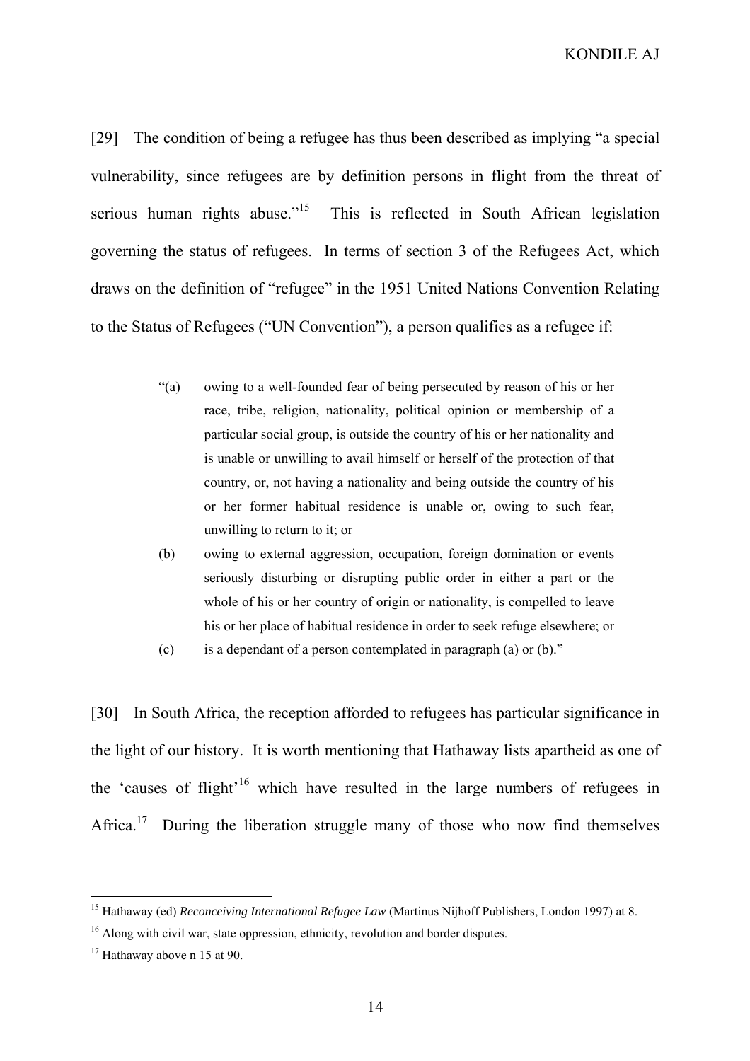[29] The condition of being a refugee has thus been described as implying "a special vulnerability, since refugees are by definition persons in flight from the threat of serious human rights abuse."[15] This is reflected in South African legislation governing the status of refugees. In terms of section 3 of the Refugees Act, which draws on the definition of "refugee" in the 1951 United Nations Convention Relating to the Status of Refugees ("UN Convention"), a person qualifies as a refugee if:

> "(a) owing to a well-founded fear of being persecuted by reason of his or her race, tribe, religion, nationality, political opinion or membership of a particular social group, is outside the country of his or her nationality and is unable or unwilling to avail himself or herself of the protection of that country, or, not having a nationality and being outside the country of his or her former habitual residence is unable or, owing to such fear, unwilling to return to it; or
>
> (b) owing to external aggression, occupation, foreign domination or events seriously disturbing or disrupting public order in either a part or the whole of his or her country of origin or nationality, is compelled to leave his or her place of habitual residence in order to seek refuge elsewhere; or
>
> (c) is a dependant of a person contemplated in paragraph (a) or (b)."

[30] In South Africa, the reception afforded to refugees has particular significance in the light of our history. It is worth mentioning that Hathaway lists apartheid as one of the 'causes of flight'[16] which have resulted in the large numbers of refugees in Africa.[17] During the liberation struggle many of those who now find themselves

---

[15] Hathaway (ed) *Reconceiving International Refugee Law* (Martinus Nijhoff Publishers, London 1997) at 8.

[16] Along with civil war, state oppression, ethnicity, revolution and border disputes.

[17] Hathaway above n 15 at 90.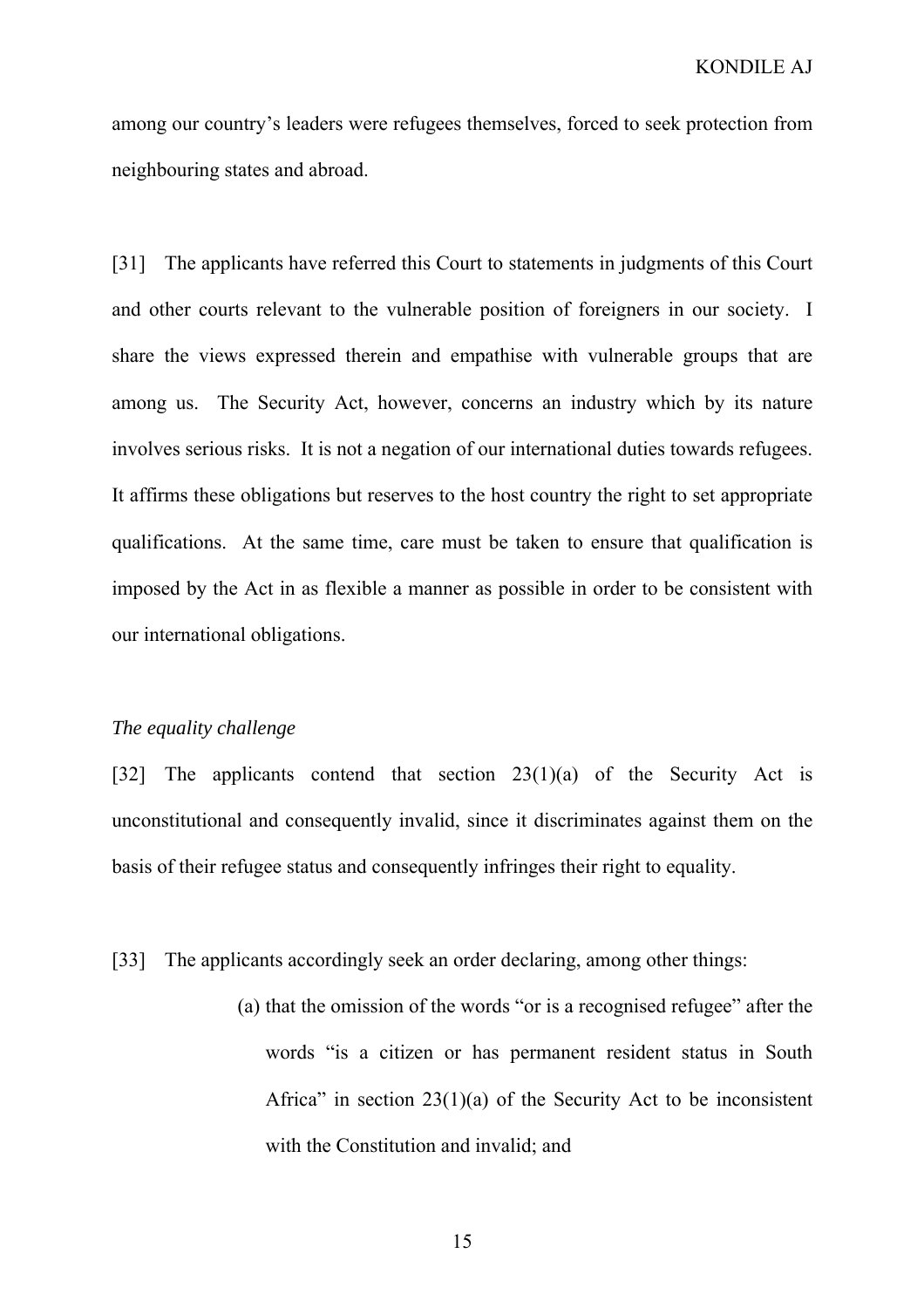among our country's leaders were refugees themselves, forced to seek protection from neighbouring states and abroad.

[31] The applicants have referred this Court to statements in judgments of this Court and other courts relevant to the vulnerable position of foreigners in our society. I share the views expressed therein and empathise with vulnerable groups that are among us. The Security Act, however, concerns an industry which by its nature involves serious risks. It is not a negation of our international duties towards refugees. It affirms these obligations but reserves to the host country the right to set appropriate qualifications. At the same time, care must be taken to ensure that qualification is imposed by the Act in as flexible a manner as possible in order to be consistent with our international obligations.

*The equality challenge*

[32] The applicants contend that section 23(1)(a) of the Security Act is unconstitutional and consequently invalid, since it discriminates against them on the basis of their refugee status and consequently infringes their right to equality.

[33] The applicants accordingly seek an order declaring, among other things:

> (a) that the omission of the words "or is a recognised refugee" after the words "is a citizen or has permanent resident status in South Africa" in section 23(1)(a) of the Security Act to be inconsistent with the Constitution and invalid; and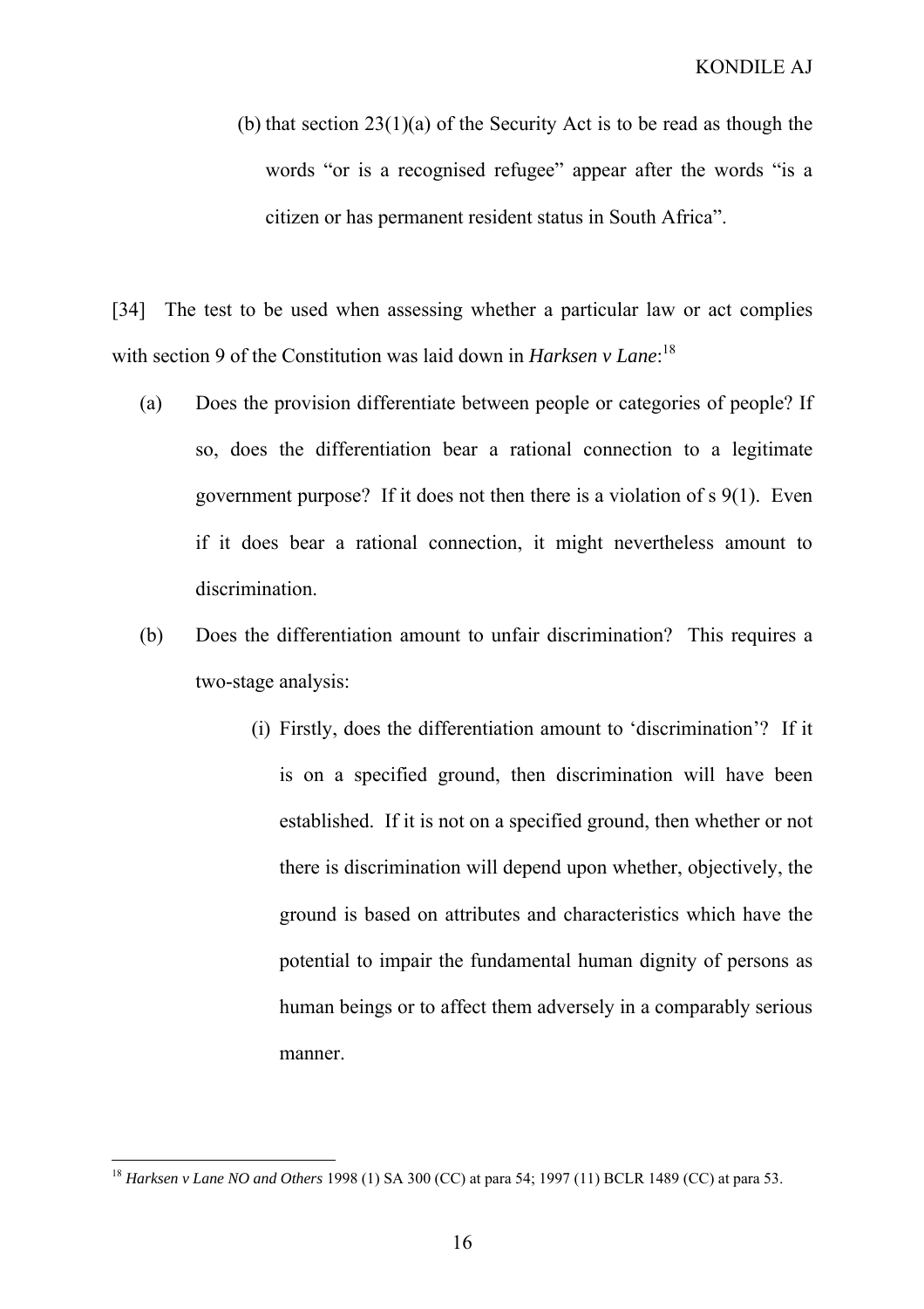(b) that section 23(1)(a) of the Security Act is to be read as though the words "or is a recognised refugee" appear after the words "is a citizen or has permanent resident status in South Africa".

[34] The test to be used when assessing whether a particular law or act complies with section 9 of the Constitution was laid down in *Harksen v Lane*:[18]

(a) Does the provision differentiate between people or categories of people? If so, does the differentiation bear a rational connection to a legitimate government purpose? If it does not then there is a violation of s 9(1). Even if it does bear a rational connection, it might nevertheless amount to discrimination.

(b) Does the differentiation amount to unfair discrimination? This requires a two-stage analysis:

(i) Firstly, does the differentiation amount to 'discrimination'? If it is on a specified ground, then discrimination will have been established. If it is not on a specified ground, then whether or not there is discrimination will depend upon whether, objectively, the ground is based on attributes and characteristics which have the potential to impair the fundamental human dignity of persons as human beings or to affect them adversely in a comparably serious manner.

---

[18] *Harksen v Lane NO and Others* 1998 (1) SA 300 (CC) at para 54; 1997 (11) BCLR 1489 (CC) at para 53.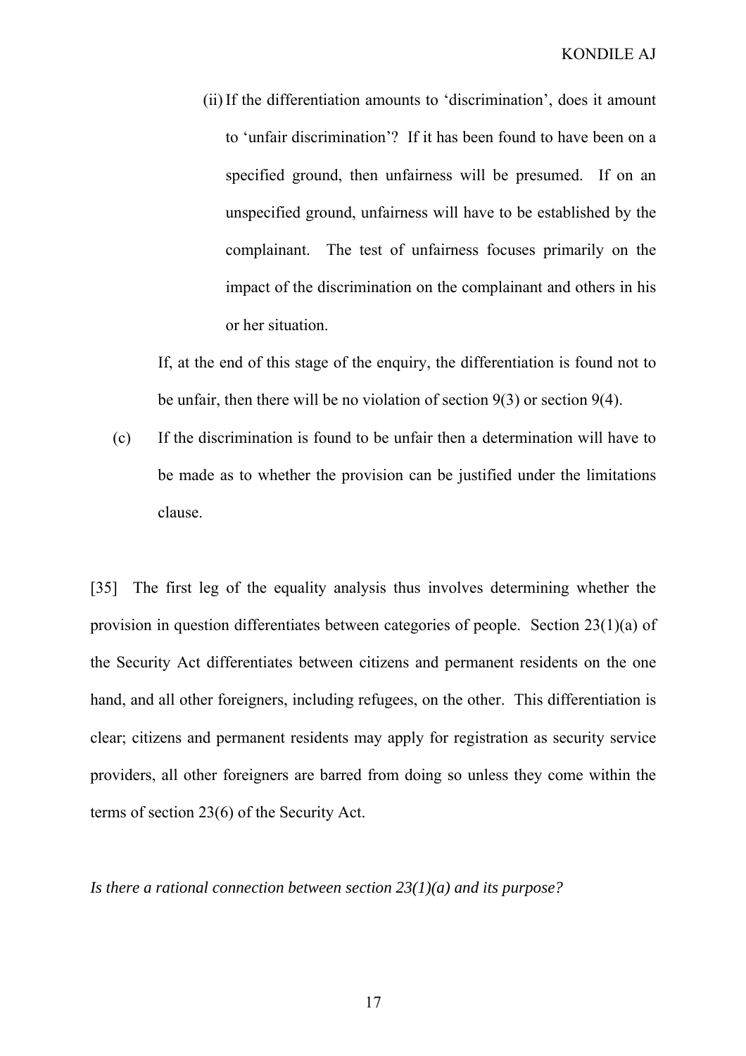(ii) If the differentiation amounts to 'discrimination', does it amount to 'unfair discrimination'? If it has been found to have been on a specified ground, then unfairness will be presumed. If on an unspecified ground, unfairness will have to be established by the complainant. The test of unfairness focuses primarily on the impact of the discrimination on the complainant and others in his or her situation.

If, at the end of this stage of the enquiry, the differentiation is found not to be unfair, then there will be no violation of section 9(3) or section 9(4).

(c) If the discrimination is found to be unfair then a determination will have to be made as to whether the provision can be justified under the limitations clause.

[35] The first leg of the equality analysis thus involves determining whether the provision in question differentiates between categories of people. Section 23(1)(a) of the Security Act differentiates between citizens and permanent residents on the one hand, and all other foreigners, including refugees, on the other. This differentiation is clear; citizens and permanent residents may apply for registration as security service providers, all other foreigners are barred from doing so unless they come within the terms of section 23(6) of the Security Act.

*Is there a rational connection between section 23(1)(a) and its purpose?*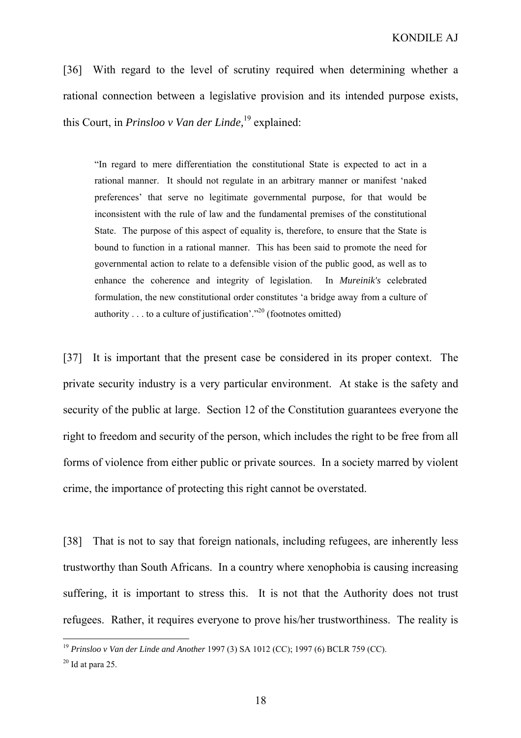[36] With regard to the level of scrutiny required when determining whether a rational connection between a legislative provision and its intended purpose exists, this Court, in ***Prinsloo v Van der Linde,***[19] explained:

> "In regard to mere differentiation the constitutional State is expected to act in a rational manner. It should not regulate in an arbitrary manner or manifest 'naked preferences' that serve no legitimate governmental purpose, for that would be inconsistent with the rule of law and the fundamental premises of the constitutional State. The purpose of this aspect of equality is, therefore, to ensure that the State is bound to function in a rational manner. This has been said to promote the need for governmental action to relate to a defensible vision of the public good, as well as to enhance the coherence and integrity of legislation. In *Mureinik's* celebrated formulation, the new constitutional order constitutes 'a bridge away from a culture of authority . . . to a culture of justification'."[20] (footnotes omitted)

[37] It is important that the present case be considered in its proper context. The private security industry is a very particular environment. At stake is the safety and security of the public at large. Section 12 of the Constitution guarantees everyone the right to freedom and security of the person, which includes the right to be free from all forms of violence from either public or private sources. In a society marred by violent crime, the importance of protecting this right cannot be overstated.

[38] That is not to say that foreign nationals, including refugees, are inherently less trustworthy than South Africans. In a country where xenophobia is causing increasing suffering, it is important to stress this. It is not that the Authority does not trust refugees. Rather, it requires everyone to prove his/her trustworthiness. The reality is

---

[19] *Prinsloo v Van der Linde and Another* 1997 (3) SA 1012 (CC); 1997 (6) BCLR 759 (CC).

[20] Id at para 25.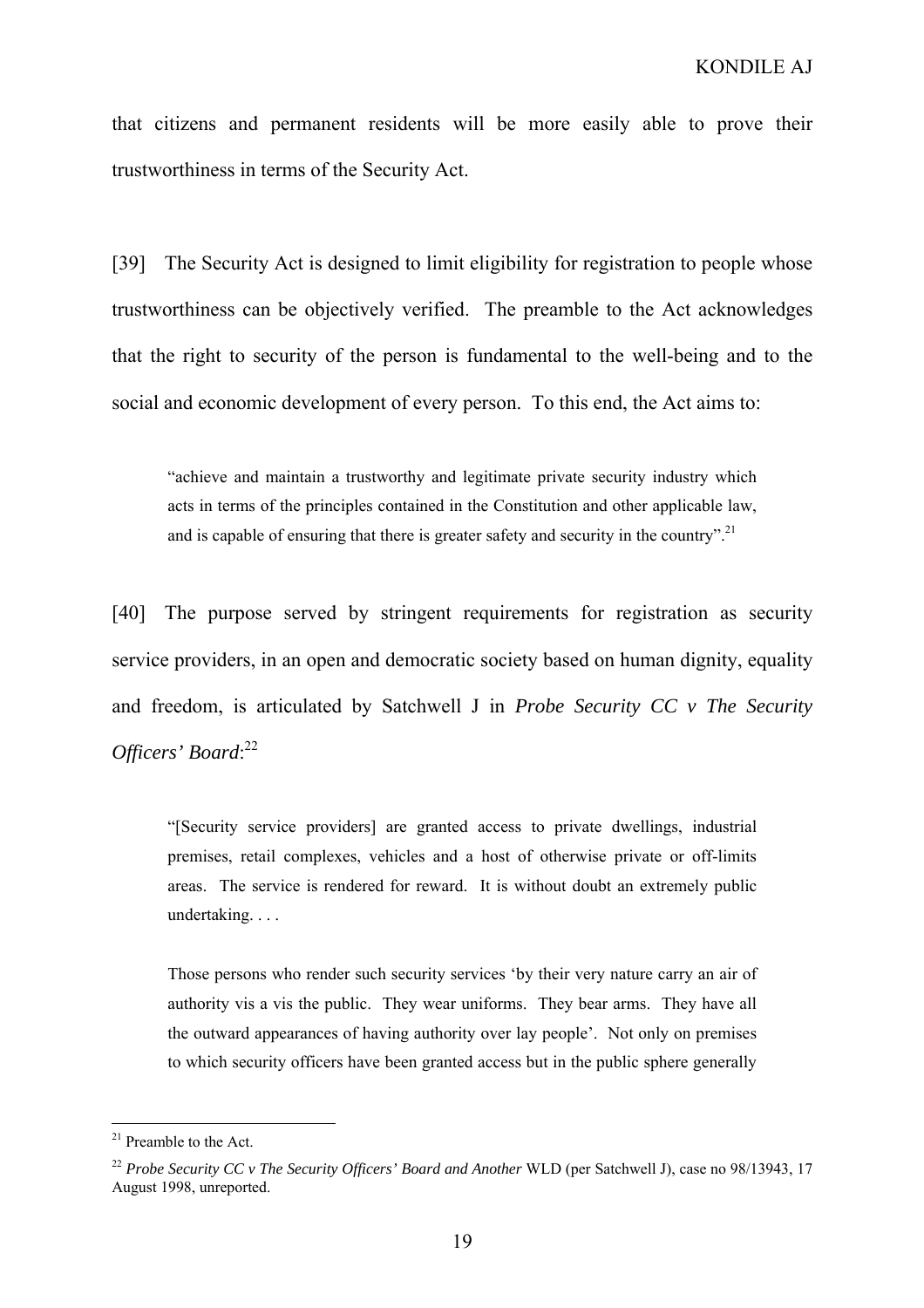that citizens and permanent residents will be more easily able to prove their trustworthiness in terms of the Security Act.

[39] The Security Act is designed to limit eligibility for registration to people whose trustworthiness can be objectively verified. The preamble to the Act acknowledges that the right to security of the person is fundamental to the well-being and to the social and economic development of every person. To this end, the Act aims to:

> "achieve and maintain a trustworthy and legitimate private security industry which acts in terms of the principles contained in the Constitution and other applicable law, and is capable of ensuring that there is greater safety and security in the country".[21]

[40] The purpose served by stringent requirements for registration as security service providers, in an open and democratic society based on human dignity, equality and freedom, is articulated by Satchwell J in *Probe Security CC v The Security Officers' Board*:[22]

> "[Security service providers] are granted access to private dwellings, industrial premises, retail complexes, vehicles and a host of otherwise private or off-limits areas. The service is rendered for reward. It is without doubt an extremely public undertaking. . . .
>
> Those persons who render such security services 'by their very nature carry an air of authority vis a vis the public. They wear uniforms. They bear arms. They have all the outward appearances of having authority over lay people'. Not only on premises to which security officers have been granted access but in the public sphere generally

---

[21] Preamble to the Act.

[22] *Probe Security CC v The Security Officers' Board and Another* WLD (per Satchwell J), case no 98/13943, 17 August 1998, unreported.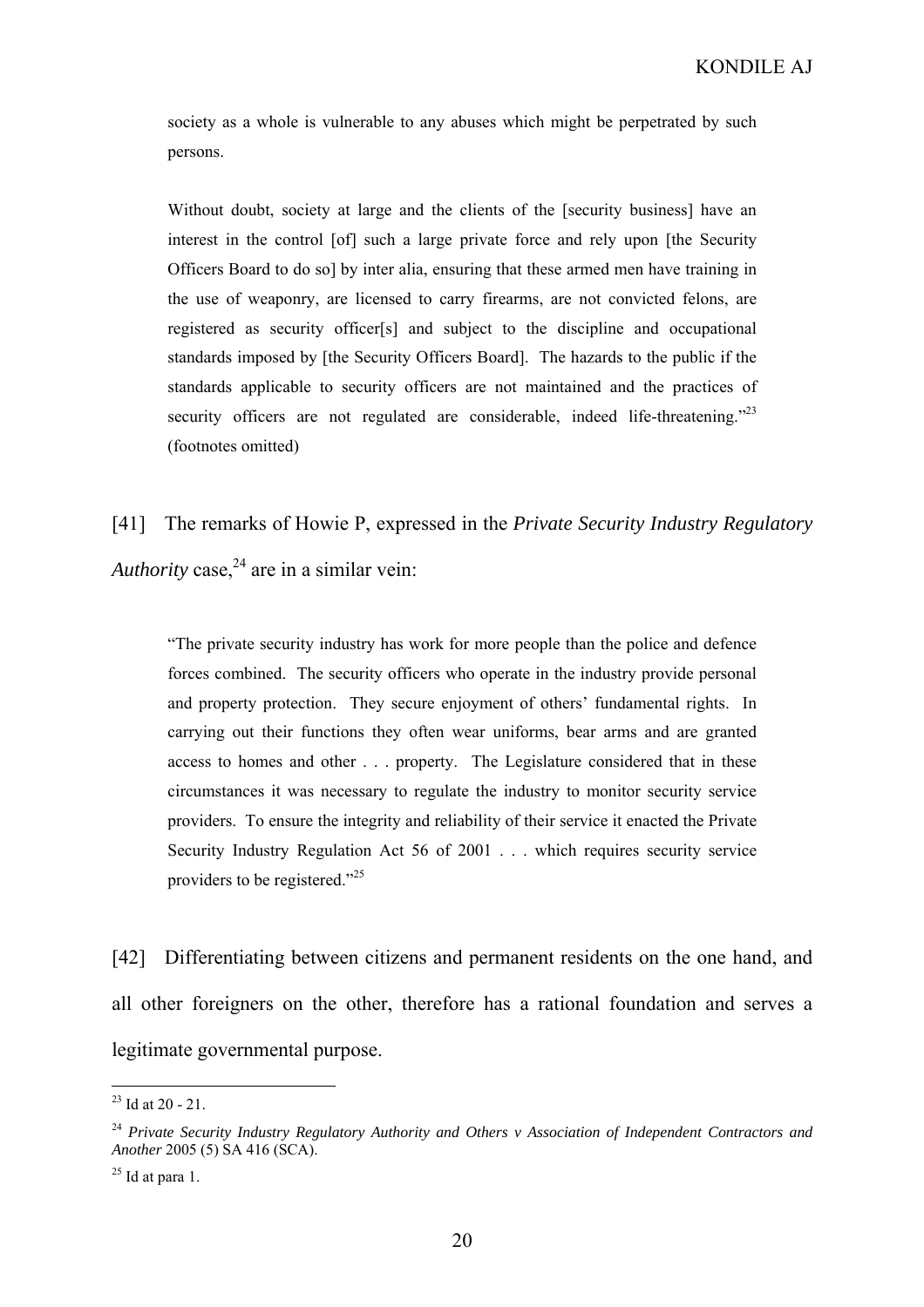> society as a whole is vulnerable to any abuses which might be perpetrated by such persons.
>
> Without doubt, society at large and the clients of the [security business] have an interest in the control [of] such a large private force and rely upon [the Security Officers Board to do so] by inter alia, ensuring that these armed men have training in the use of weaponry, are licensed to carry firearms, are not convicted felons, are registered as security officer[s] and subject to the discipline and occupational standards imposed by [the Security Officers Board]. The hazards to the public if the standards applicable to security officers are not maintained and the practices of security officers are not regulated are considerable, indeed life-threatening."[23] (footnotes omitted)

[41] The remarks of Howie P, expressed in the *Private Security Industry Regulatory Authority* case,[24] are in a similar vein:

> "The private security industry has work for more people than the police and defence forces combined. The security officers who operate in the industry provide personal and property protection. They secure enjoyment of others' fundamental rights. In carrying out their functions they often wear uniforms, bear arms and are granted access to homes and other . . . property. The Legislature considered that in these circumstances it was necessary to regulate the industry to monitor security service providers. To ensure the integrity and reliability of their service it enacted the Private Security Industry Regulation Act 56 of 2001 . . . which requires security service providers to be registered."[25]

[42] Differentiating between citizens and permanent residents on the one hand, and all other foreigners on the other, therefore has a rational foundation and serves a legitimate governmental purpose.

---

[23] Id at 20 - 21.

[24] *Private Security Industry Regulatory Authority and Others v Association of Independent Contractors and Another* 2005 (5) SA 416 (SCA).

[25] Id at para 1.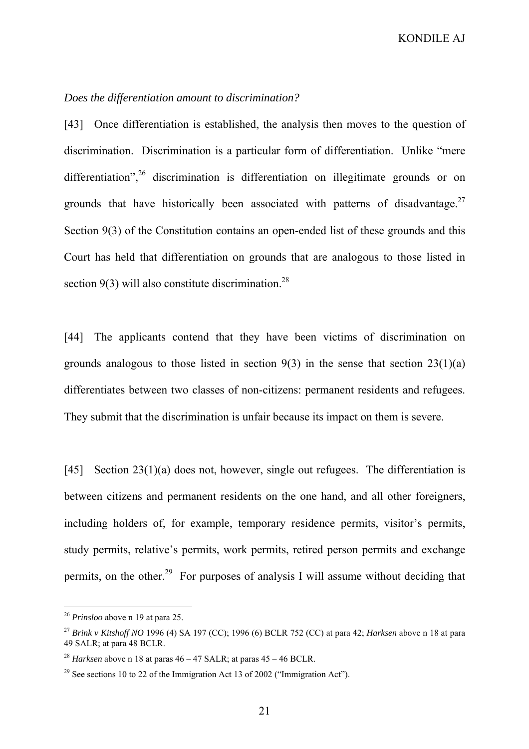*Does the differentiation amount to discrimination?*

[43] Once differentiation is established, the analysis then moves to the question of discrimination. Discrimination is a particular form of differentiation. Unlike "mere differentiation",[26] discrimination is differentiation on illegitimate grounds or on grounds that have historically been associated with patterns of disadvantage.[27] Section 9(3) of the Constitution contains an open-ended list of these grounds and this Court has held that differentiation on grounds that are analogous to those listed in section 9(3) will also constitute discrimination.[28]

[44] The applicants contend that they have been victims of discrimination on grounds analogous to those listed in section 9(3) in the sense that section 23(1)(a) differentiates between two classes of non-citizens: permanent residents and refugees. They submit that the discrimination is unfair because its impact on them is severe.

[45] Section 23(1)(a) does not, however, single out refugees. The differentiation is between citizens and permanent residents on the one hand, and all other foreigners, including holders of, for example, temporary residence permits, visitor's permits, study permits, relative's permits, work permits, retired person permits and exchange permits, on the other.[29] For purposes of analysis I will assume without deciding that

---

[26] *Prinsloo* above n 19 at para 25.

[27] *Brink v Kitshoff NO* 1996 (4) SA 197 (CC); 1996 (6) BCLR 752 (CC) at para 42; *Harksen* above n 18 at para 49 SALR; at para 48 BCLR.

[28] *Harksen* above n 18 at paras 46 – 47 SALR; at paras 45 – 46 BCLR.

[29] See sections 10 to 22 of the Immigration Act 13 of 2002 ("Immigration Act").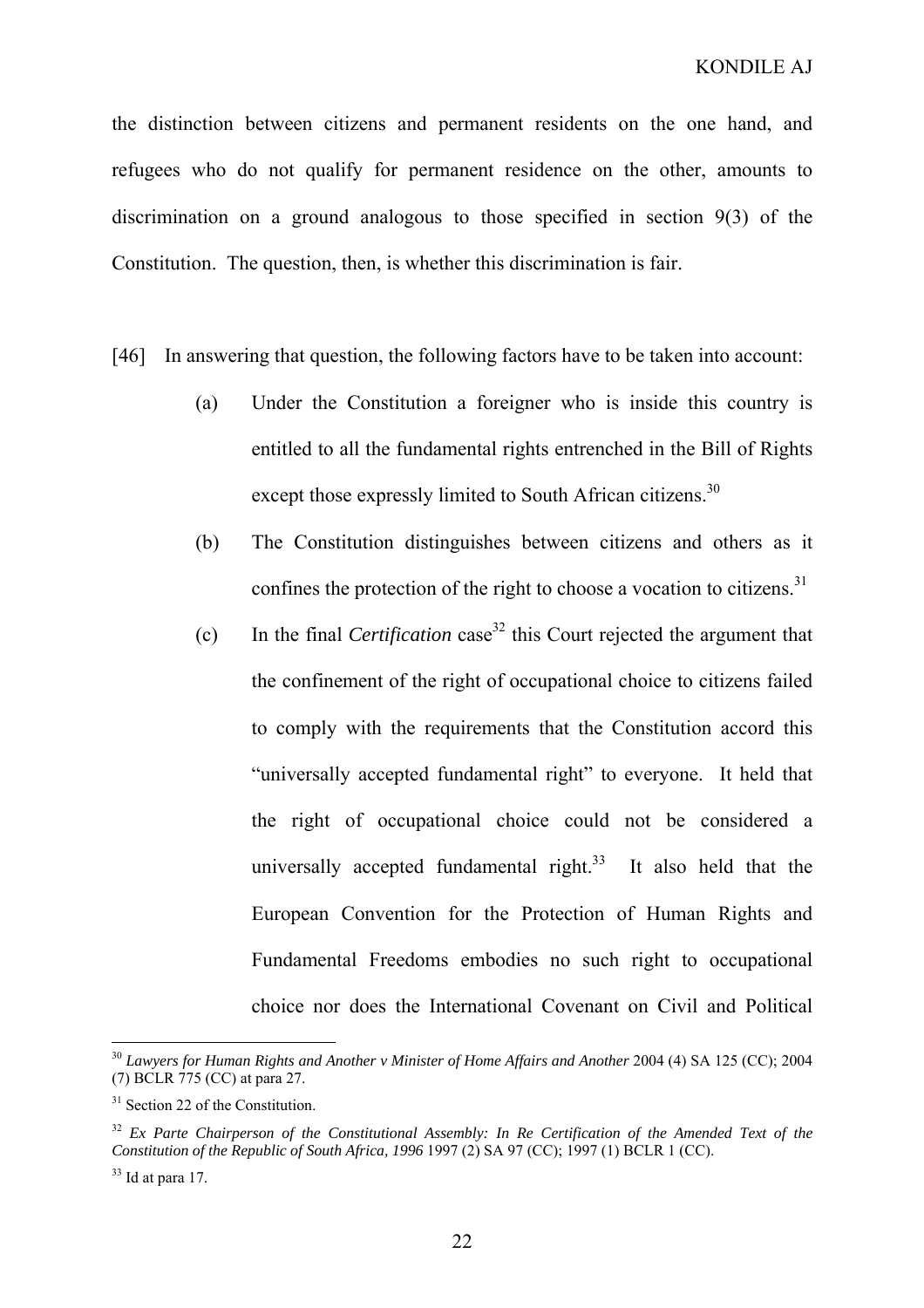the distinction between citizens and permanent residents on the one hand, and refugees who do not qualify for permanent residence on the other, amounts to discrimination on a ground analogous to those specified in section 9(3) of the Constitution. The question, then, is whether this discrimination is fair.

[46] In answering that question, the following factors have to be taken into account:

(a) Under the Constitution a foreigner who is inside this country is entitled to all the fundamental rights entrenched in the Bill of Rights except those expressly limited to South African citizens.[30]

(b) The Constitution distinguishes between citizens and others as it confines the protection of the right to choose a vocation to citizens.[31]

(c) In the final *Certification* case[32] this Court rejected the argument that the confinement of the right of occupational choice to citizens failed to comply with the requirements that the Constitution accord this "universally accepted fundamental right" to everyone. It held that the right of occupational choice could not be considered a universally accepted fundamental right.[33] It also held that the European Convention for the Protection of Human Rights and Fundamental Freedoms embodies no such right to occupational choice nor does the International Covenant on Civil and Political

---

[30] *Lawyers for Human Rights and Another v Minister of Home Affairs and Another* 2004 (4) SA 125 (CC); 2004 (7) BCLR 775 (CC) at para 27.

[31] Section 22 of the Constitution.

[32] *Ex Parte Chairperson of the Constitutional Assembly: In Re Certification of the Amended Text of the Constitution of the Republic of South Africa, 1996* 1997 (2) SA 97 (CC); 1997 (1) BCLR 1 (CC).

[33] Id at para 17.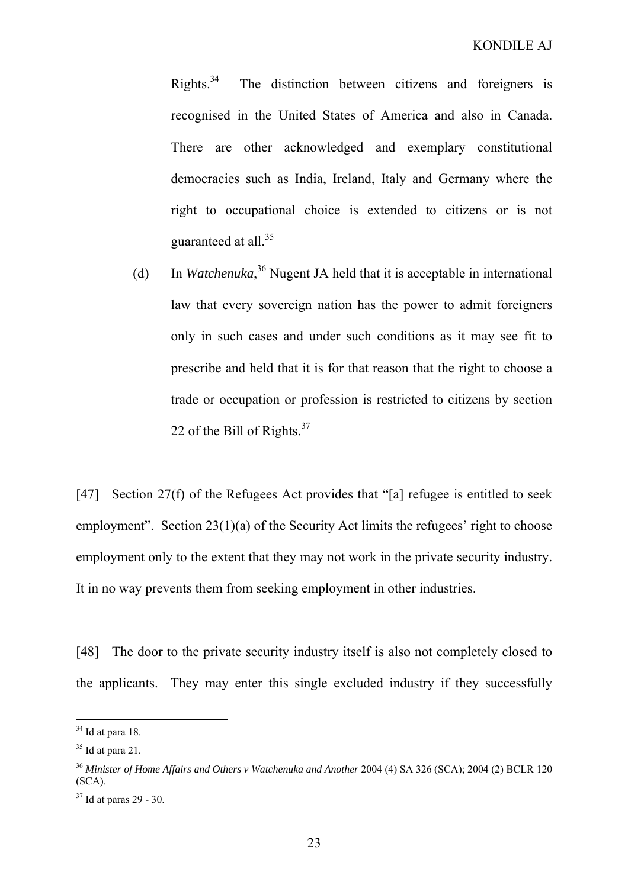Rights.[34] The distinction between citizens and foreigners is recognised in the United States of America and also in Canada. There are other acknowledged and exemplary constitutional democracies such as India, Ireland, Italy and Germany where the right to occupational choice is extended to citizens or is not guaranteed at all.[35]

(d) In *Watchenuka*,[36] Nugent JA held that it is acceptable in international law that every sovereign nation has the power to admit foreigners only in such cases and under such conditions as it may see fit to prescribe and held that it is for that reason that the right to choose a trade or occupation or profession is restricted to citizens by section 22 of the Bill of Rights.[37]

[47] Section 27(f) of the Refugees Act provides that "[a] refugee is entitled to seek employment". Section 23(1)(a) of the Security Act limits the refugees' right to choose employment only to the extent that they may not work in the private security industry. It in no way prevents them from seeking employment in other industries.

[48] The door to the private security industry itself is also not completely closed to the applicants. They may enter this single excluded industry if they successfully

---

[34] Id at para 18.

[35] Id at para 21.

[36] *Minister of Home Affairs and Others v Watchenuka and Another* 2004 (4) SA 326 (SCA); 2004 (2) BCLR 120 (SCA).

[37] Id at paras 29 - 30.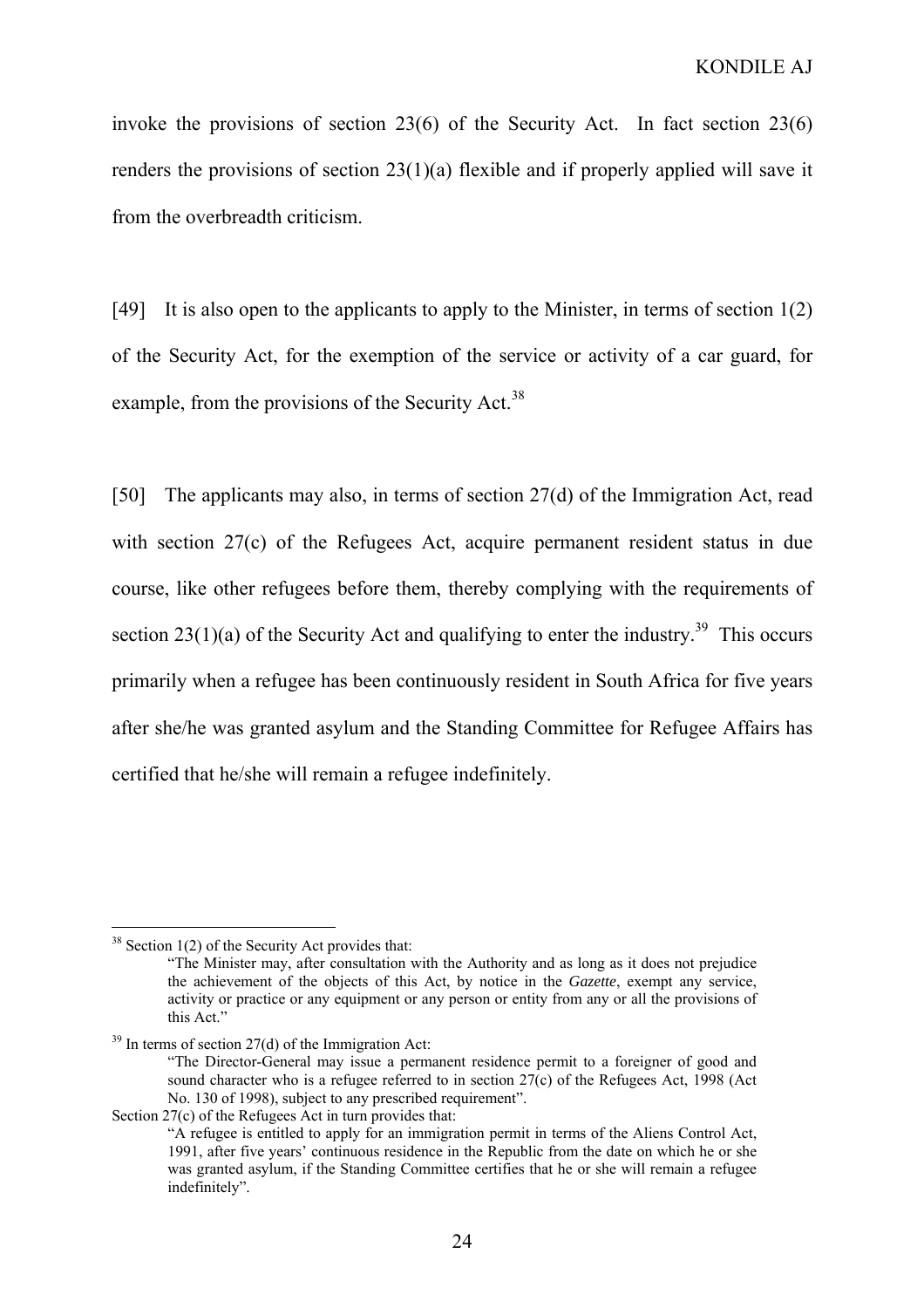invoke the provisions of section 23(6) of the Security Act. In fact section 23(6) renders the provisions of section 23(1)(a) flexible and if properly applied will save it from the overbreadth criticism.

[49] It is also open to the applicants to apply to the Minister, in terms of section 1(2) of the Security Act, for the exemption of the service or activity of a car guard, for example, from the provisions of the Security Act.[38]

[50] The applicants may also, in terms of section 27(d) of the Immigration Act, read with section 27(c) of the Refugees Act, acquire permanent resident status in due course, like other refugees before them, thereby complying with the requirements of section 23(1)(a) of the Security Act and qualifying to enter the industry.[39] This occurs primarily when a refugee has been continuously resident in South Africa for five years after she/he was granted asylum and the Standing Committee for Refugee Affairs has certified that he/she will remain a refugee indefinitely.

---

[38] Section 1(2) of the Security Act provides that:

> "The Minister may, after consultation with the Authority and as long as it does not prejudice the achievement of the objects of this Act, by notice in the *Gazette*, exempt any service, activity or practice or any equipment or any person or entity from any or all the provisions of this Act."

[39] In terms of section 27(d) of the Immigration Act:

> "The Director-General may issue a permanent residence permit to a foreigner of good and sound character who is a refugee referred to in section 27(c) of the Refugees Act, 1998 (Act No. 130 of 1998), subject to any prescribed requirement".

Section 27(c) of the Refugees Act in turn provides that:

> "A refugee is entitled to apply for an immigration permit in terms of the Aliens Control Act, 1991, after five years' continuous residence in the Republic from the date on which he or she was granted asylum, if the Standing Committee certifies that he or she will remain a refugee indefinitely".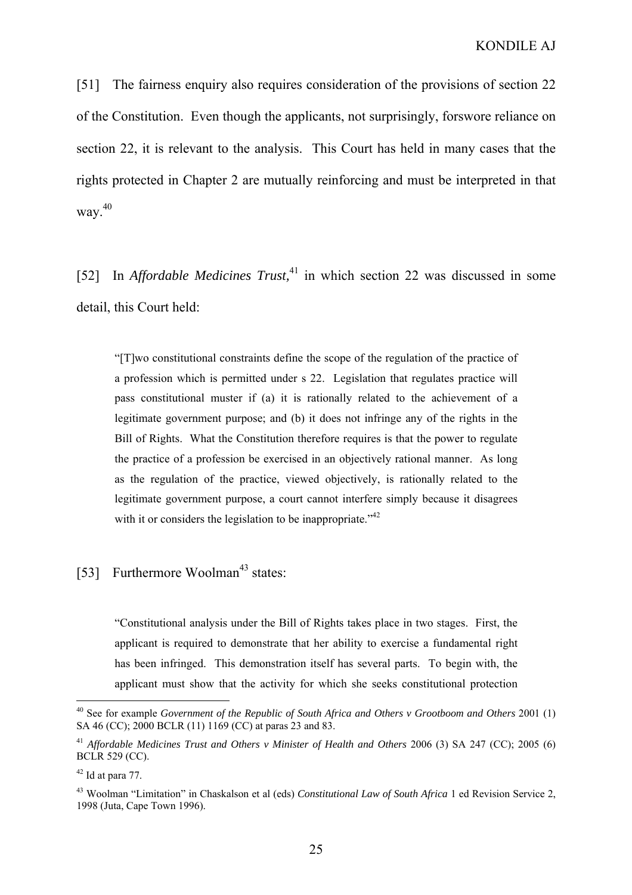[51] The fairness enquiry also requires consideration of the provisions of section 22 of the Constitution. Even though the applicants, not surprisingly, forswore reliance on section 22, it is relevant to the analysis. This Court has held in many cases that the rights protected in Chapter 2 are mutually reinforcing and must be interpreted in that way.[40]

[52] In *Affordable Medicines Trust,*[41] in which section 22 was discussed in some detail, this Court held:

> "[T]wo constitutional constraints define the scope of the regulation of the practice of a profession which is permitted under s 22. Legislation that regulates practice will pass constitutional muster if (a) it is rationally related to the achievement of a legitimate government purpose; and (b) it does not infringe any of the rights in the Bill of Rights. What the Constitution therefore requires is that the power to regulate the practice of a profession be exercised in an objectively rational manner. As long as the regulation of the practice, viewed objectively, is rationally related to the legitimate government purpose, a court cannot interfere simply because it disagrees with it or considers the legislation to be inappropriate."[42]

[53] Furthermore Woolman[43] states:

> "Constitutional analysis under the Bill of Rights takes place in two stages. First, the applicant is required to demonstrate that her ability to exercise a fundamental right has been infringed. This demonstration itself has several parts. To begin with, the applicant must show that the activity for which she seeks constitutional protection

---

[40] See for example *Government of the Republic of South Africa and Others v Grootboom and Others* 2001 (1) SA 46 (CC); 2000 BCLR (11) 1169 (CC) at paras 23 and 83.

[41] *Affordable Medicines Trust and Others v Minister of Health and Others* 2006 (3) SA 247 (CC); 2005 (6) BCLR 529 (CC).

[42] Id at para 77.

[43] Woolman "Limitation" in Chaskalson et al (eds) *Constitutional Law of South Africa* 1 ed Revision Service 2, 1998 (Juta, Cape Town 1996).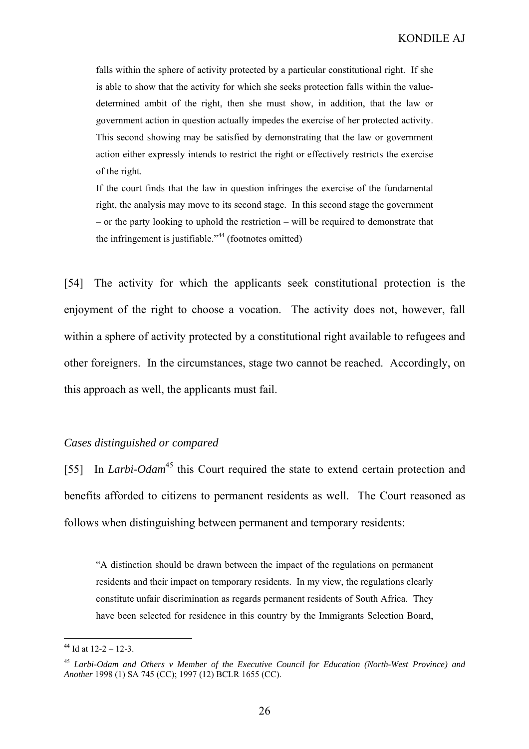> falls within the sphere of activity protected by a particular constitutional right. If she is able to show that the activity for which she seeks protection falls within the value-determined ambit of the right, then she must show, in addition, that the law or government action in question actually impedes the exercise of her protected activity. This second showing may be satisfied by demonstrating that the law or government action either expressly intends to restrict the right or effectively restricts the exercise of the right.
>
> If the court finds that the law in question infringes the exercise of the fundamental right, the analysis may move to its second stage. In this second stage the government – or the party looking to uphold the restriction – will be required to demonstrate that the infringement is justifiable."[44] (footnotes omitted)

[54] The activity for which the applicants seek constitutional protection is the enjoyment of the right to choose a vocation. The activity does not, however, fall within a sphere of activity protected by a constitutional right available to refugees and other foreigners. In the circumstances, stage two cannot be reached. Accordingly, on this approach as well, the applicants must fail.

### *Cases distinguished or compared*

[55] In *Larbi-Odam*[45] this Court required the state to extend certain protection and benefits afforded to citizens to permanent residents as well. The Court reasoned as follows when distinguishing between permanent and temporary residents:

> "A distinction should be drawn between the impact of the regulations on permanent residents and their impact on temporary residents. In my view, the regulations clearly constitute unfair discrimination as regards permanent residents of South Africa. They have been selected for residence in this country by the Immigrants Selection Board,

---

[44] Id at 12-2 – 12-3.

[45] *Larbi-Odam and Others v Member of the Executive Council for Education (North-West Province) and Another* 1998 (1) SA 745 (CC); 1997 (12) BCLR 1655 (CC).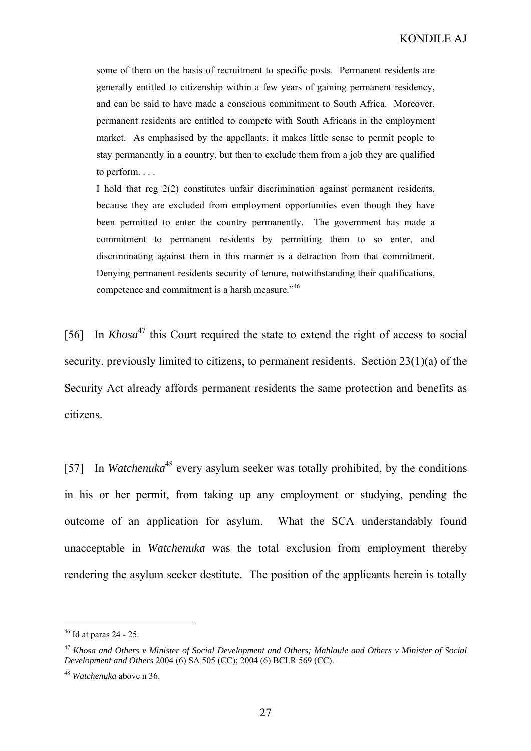> some of them on the basis of recruitment to specific posts. Permanent residents are generally entitled to citizenship within a few years of gaining permanent residency, and can be said to have made a conscious commitment to South Africa. Moreover, permanent residents are entitled to compete with South Africans in the employment market. As emphasised by the appellants, it makes little sense to permit people to stay permanently in a country, but then to exclude them from a job they are qualified to perform. . . .
>
> I hold that reg 2(2) constitutes unfair discrimination against permanent residents, because they are excluded from employment opportunities even though they have been permitted to enter the country permanently. The government has made a commitment to permanent residents by permitting them to so enter, and discriminating against them in this manner is a detraction from that commitment. Denying permanent residents security of tenure, notwithstanding their qualifications, competence and commitment is a harsh measure."[46]

[56] In *Khosa*[47] this Court required the state to extend the right of access to social security, previously limited to citizens, to permanent residents. Section 23(1)(a) of the Security Act already affords permanent residents the same protection and benefits as citizens.

[57] In *Watchenuka*[48] every asylum seeker was totally prohibited, by the conditions in his or her permit, from taking up any employment or studying, pending the outcome of an application for asylum. What the SCA understandably found unacceptable in *Watchenuka* was the total exclusion from employment thereby rendering the asylum seeker destitute. The position of the applicants herein is totally

---

[46] Id at paras 24 - 25.

[47] *Khosa and Others v Minister of Social Development and Others; Mahlaule and Others v Minister of Social Development and Others* 2004 (6) SA 505 (CC); 2004 (6) BCLR 569 (CC).

[48] *Watchenuka* above n 36.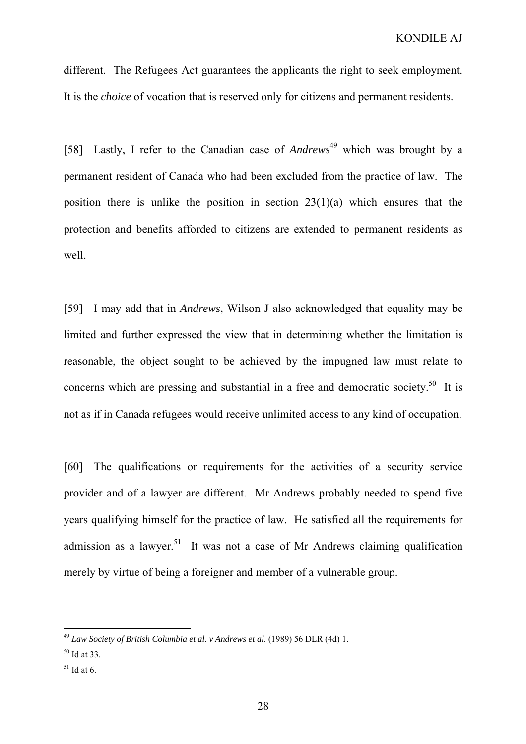different. The Refugees Act guarantees the applicants the right to seek employment. It is the *choice* of vocation that is reserved only for citizens and permanent residents.

[58] Lastly, I refer to the Canadian case of *Andrews*[49] which was brought by a permanent resident of Canada who had been excluded from the practice of law. The position there is unlike the position in section 23(1)(a) which ensures that the protection and benefits afforded to citizens are extended to permanent residents as well.

[59] I may add that in *Andrews*, Wilson J also acknowledged that equality may be limited and further expressed the view that in determining whether the limitation is reasonable, the object sought to be achieved by the impugned law must relate to concerns which are pressing and substantial in a free and democratic society.[50] It is not as if in Canada refugees would receive unlimited access to any kind of occupation.

[60] The qualifications or requirements for the activities of a security service provider and of a lawyer are different. Mr Andrews probably needed to spend five years qualifying himself for the practice of law. He satisfied all the requirements for admission as a lawyer.[51] It was not a case of Mr Andrews claiming qualification merely by virtue of being a foreigner and member of a vulnerable group.

---

[49] *Law Society of British Columbia et al. v Andrews et al.* (1989) 56 DLR (4d) 1.

[50] Id at 33.

[51] Id at 6.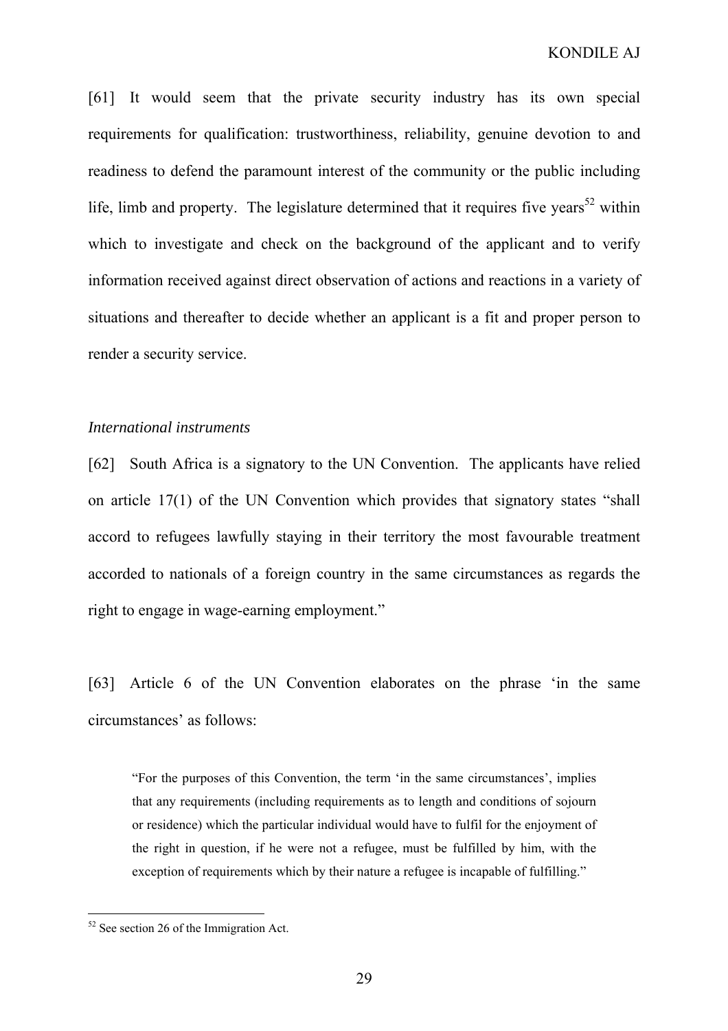[61] It would seem that the private security industry has its own special requirements for qualification: trustworthiness, reliability, genuine devotion to and readiness to defend the paramount interest of the community or the public including life, limb and property. The legislature determined that it requires five years[52] within which to investigate and check on the background of the applicant and to verify information received against direct observation of actions and reactions in a variety of situations and thereafter to decide whether an applicant is a fit and proper person to render a security service.

*International instruments*

[62] South Africa is a signatory to the UN Convention. The applicants have relied on article 17(1) of the UN Convention which provides that signatory states "shall accord to refugees lawfully staying in their territory the most favourable treatment accorded to nationals of a foreign country in the same circumstances as regards the right to engage in wage-earning employment."

[63] Article 6 of the UN Convention elaborates on the phrase 'in the same circumstances' as follows:

> "For the purposes of this Convention, the term 'in the same circumstances', implies that any requirements (including requirements as to length and conditions of sojourn or residence) which the particular individual would have to fulfil for the enjoyment of the right in question, if he were not a refugee, must be fulfilled by him, with the exception of requirements which by their nature a refugee is incapable of fulfilling."

---

[52] See section 26 of the Immigration Act.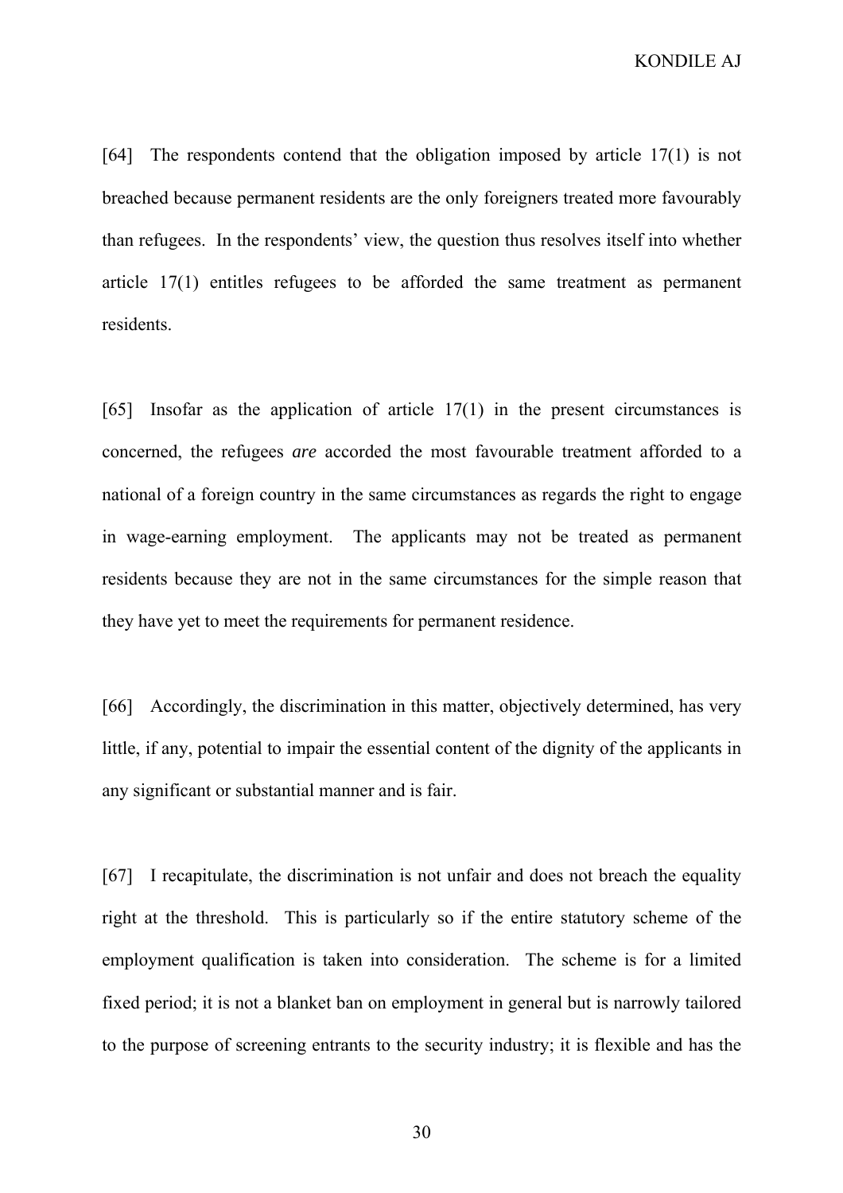[64] The respondents contend that the obligation imposed by article 17(1) is not breached because permanent residents are the only foreigners treated more favourably than refugees. In the respondents' view, the question thus resolves itself into whether article 17(1) entitles refugees to be afforded the same treatment as permanent residents.

[65] Insofar as the application of article 17(1) in the present circumstances is concerned, the refugees *are* accorded the most favourable treatment afforded to a national of a foreign country in the same circumstances as regards the right to engage in wage-earning employment. The applicants may not be treated as permanent residents because they are not in the same circumstances for the simple reason that they have yet to meet the requirements for permanent residence.

[66] Accordingly, the discrimination in this matter, objectively determined, has very little, if any, potential to impair the essential content of the dignity of the applicants in any significant or substantial manner and is fair.

[67] I recapitulate, the discrimination is not unfair and does not breach the equality right at the threshold. This is particularly so if the entire statutory scheme of the employment qualification is taken into consideration. The scheme is for a limited fixed period; it is not a blanket ban on employment in general but is narrowly tailored to the purpose of screening entrants to the security industry; it is flexible and has the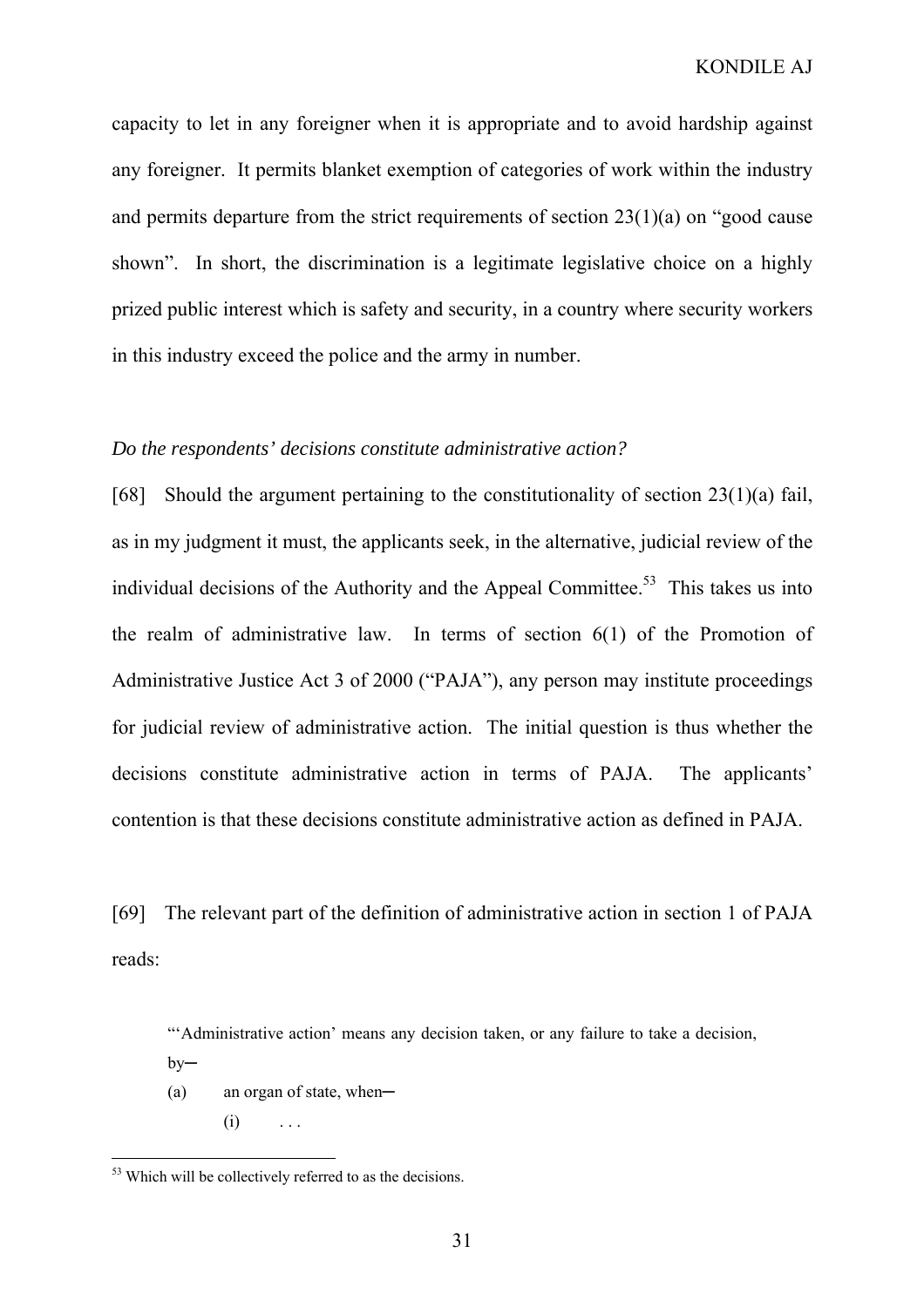capacity to let in any foreigner when it is appropriate and to avoid hardship against any foreigner. It permits blanket exemption of categories of work within the industry and permits departure from the strict requirements of section 23(1)(a) on "good cause shown". In short, the discrimination is a legitimate legislative choice on a highly prized public interest which is safety and security, in a country where security workers in this industry exceed the police and the army in number.

*Do the respondents' decisions constitute administrative action?*

[68] Should the argument pertaining to the constitutionality of section 23(1)(a) fail, as in my judgment it must, the applicants seek, in the alternative, judicial review of the individual decisions of the Authority and the Appeal Committee.[53] This takes us into the realm of administrative law. In terms of section 6(1) of the Promotion of Administrative Justice Act 3 of 2000 ("PAJA"), any person may institute proceedings for judicial review of administrative action. The initial question is thus whether the decisions constitute administrative action in terms of PAJA. The applicants' contention is that these decisions constitute administrative action as defined in PAJA.

[69] The relevant part of the definition of administrative action in section 1 of PAJA reads:

> "'Administrative action' means any decision taken, or any failure to take a decision, by─
>
> (a) an organ of state, when─
>
> (i) . . .

[53] Which will be collectively referred to as the decisions.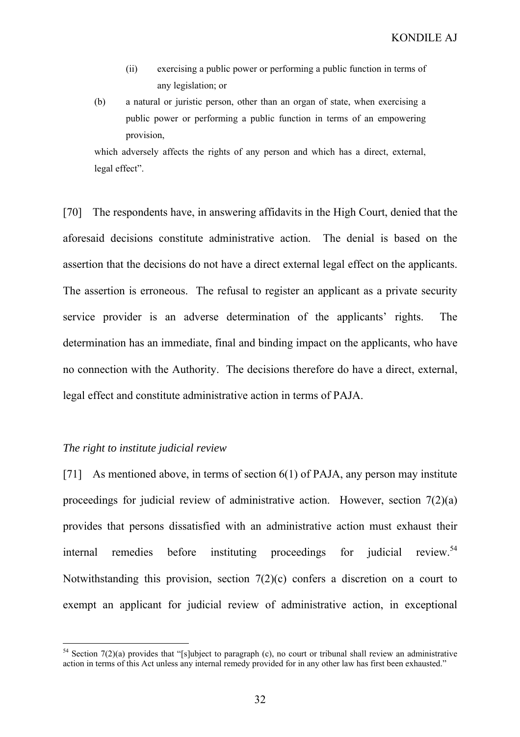(ii) exercising a public power or performing a public function in terms of any legislation; or

(b) a natural or juristic person, other than an organ of state, when exercising a public power or performing a public function in terms of an empowering provision,

which adversely affects the rights of any person and which has a direct, external, legal effect".

[70] The respondents have, in answering affidavits in the High Court, denied that the aforesaid decisions constitute administrative action. The denial is based on the assertion that the decisions do not have a direct external legal effect on the applicants. The assertion is erroneous. The refusal to register an applicant as a private security service provider is an adverse determination of the applicants' rights. The determination has an immediate, final and binding impact on the applicants, who have no connection with the Authority. The decisions therefore do have a direct, external, legal effect and constitute administrative action in terms of PAJA.

*The right to institute judicial review*

[71] As mentioned above, in terms of section 6(1) of PAJA, any person may institute proceedings for judicial review of administrative action. However, section 7(2)(a) provides that persons dissatisfied with an administrative action must exhaust their internal remedies before instituting proceedings for judicial review.[54] Notwithstanding this provision, section 7(2)(c) confers a discretion on a court to exempt an applicant for judicial review of administrative action, in exceptional

---

[54] Section 7(2)(a) provides that "[s]ubject to paragraph (c), no court or tribunal shall review an administrative action in terms of this Act unless any internal remedy provided for in any other law has first been exhausted."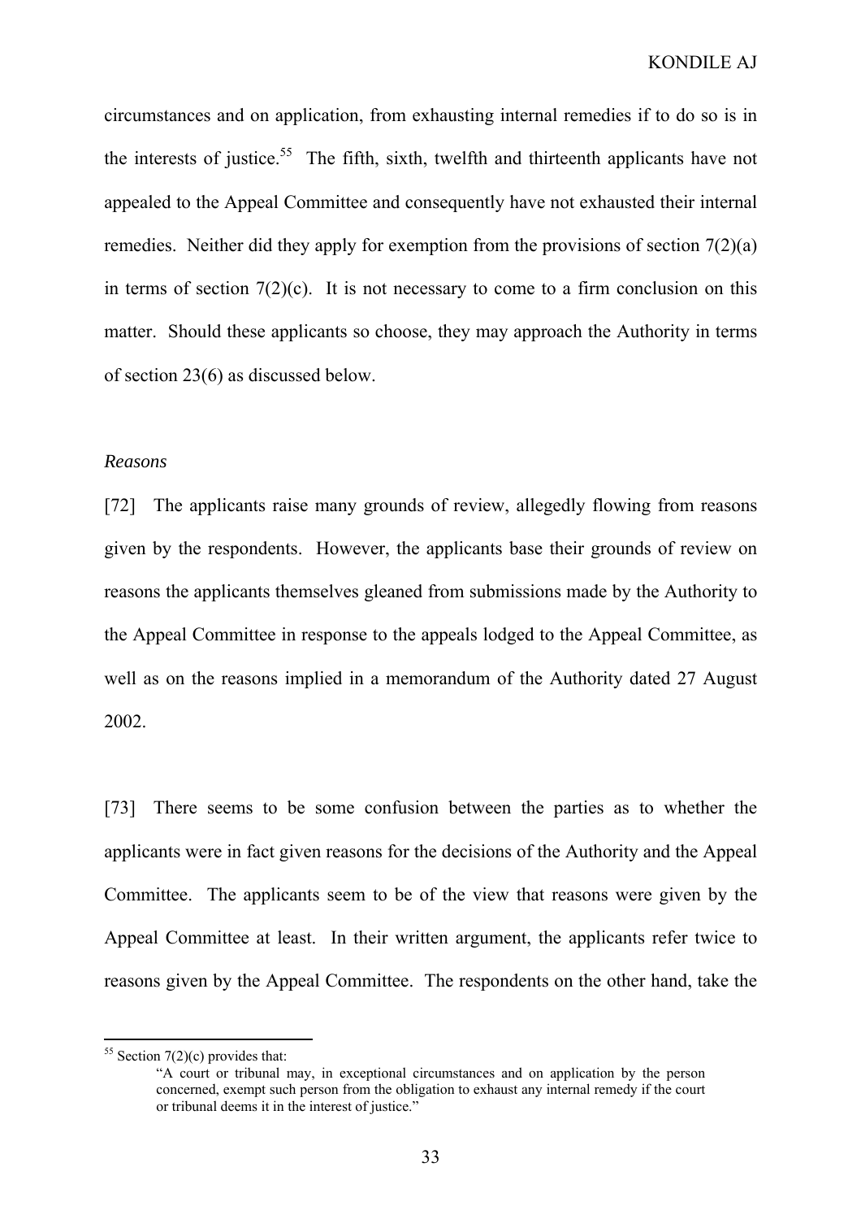circumstances and on application, from exhausting internal remedies if to do so is in the interests of justice.[55] The fifth, sixth, twelfth and thirteenth applicants have not appealed to the Appeal Committee and consequently have not exhausted their internal remedies. Neither did they apply for exemption from the provisions of section 7(2)(a) in terms of section 7(2)(c). It is not necessary to come to a firm conclusion on this matter. Should these applicants so choose, they may approach the Authority in terms of section 23(6) as discussed below.

*Reasons*

[72] The applicants raise many grounds of review, allegedly flowing from reasons given by the respondents. However, the applicants base their grounds of review on reasons the applicants themselves gleaned from submissions made by the Authority to the Appeal Committee in response to the appeals lodged to the Appeal Committee, as well as on the reasons implied in a memorandum of the Authority dated 27 August 2002.

[73] There seems to be some confusion between the parties as to whether the applicants were in fact given reasons for the decisions of the Authority and the Appeal Committee. The applicants seem to be of the view that reasons were given by the Appeal Committee at least. In their written argument, the applicants refer twice to reasons given by the Appeal Committee. The respondents on the other hand, take the

---

[55] Section 7(2)(c) provides that:

> "A court or tribunal may, in exceptional circumstances and on application by the person concerned, exempt such person from the obligation to exhaust any internal remedy if the court or tribunal deems it in the interest of justice."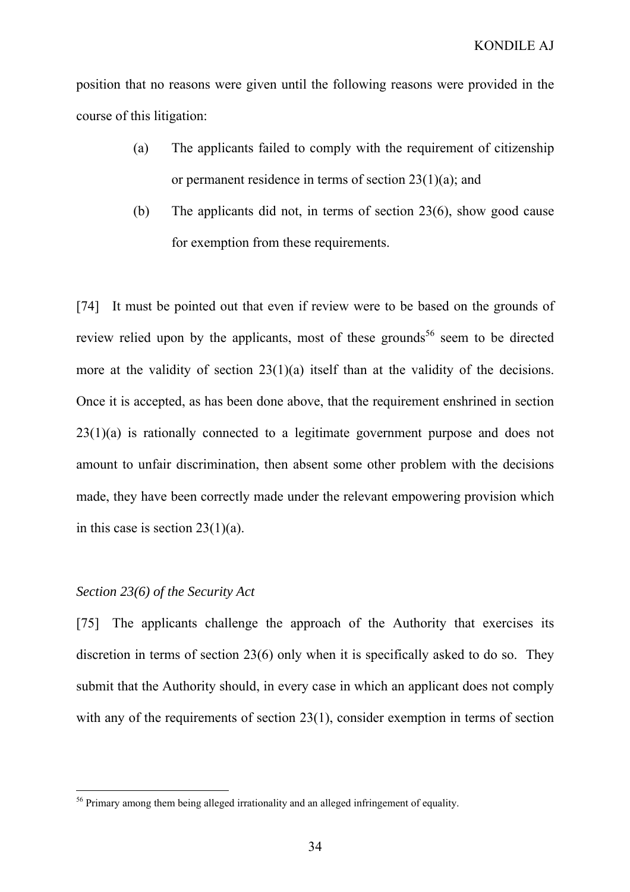position that no reasons were given until the following reasons were provided in the course of this litigation:

> (a) The applicants failed to comply with the requirement of citizenship or permanent residence in terms of section 23(1)(a); and
>
> (b) The applicants did not, in terms of section 23(6), show good cause for exemption from these requirements.

[74] It must be pointed out that even if review were to be based on the grounds of review relied upon by the applicants, most of these grounds[56] seem to be directed more at the validity of section 23(1)(a) itself than at the validity of the decisions. Once it is accepted, as has been done above, that the requirement enshrined in section 23(1)(a) is rationally connected to a legitimate government purpose and does not amount to unfair discrimination, then absent some other problem with the decisions made, they have been correctly made under the relevant empowering provision which in this case is section 23(1)(a).

*Section 23(6) of the Security Act*

[75] The applicants challenge the approach of the Authority that exercises its discretion in terms of section 23(6) only when it is specifically asked to do so. They submit that the Authority should, in every case in which an applicant does not comply with any of the requirements of section 23(1), consider exemption in terms of section

[56] Primary among them being alleged irrationality and an alleged infringement of equality.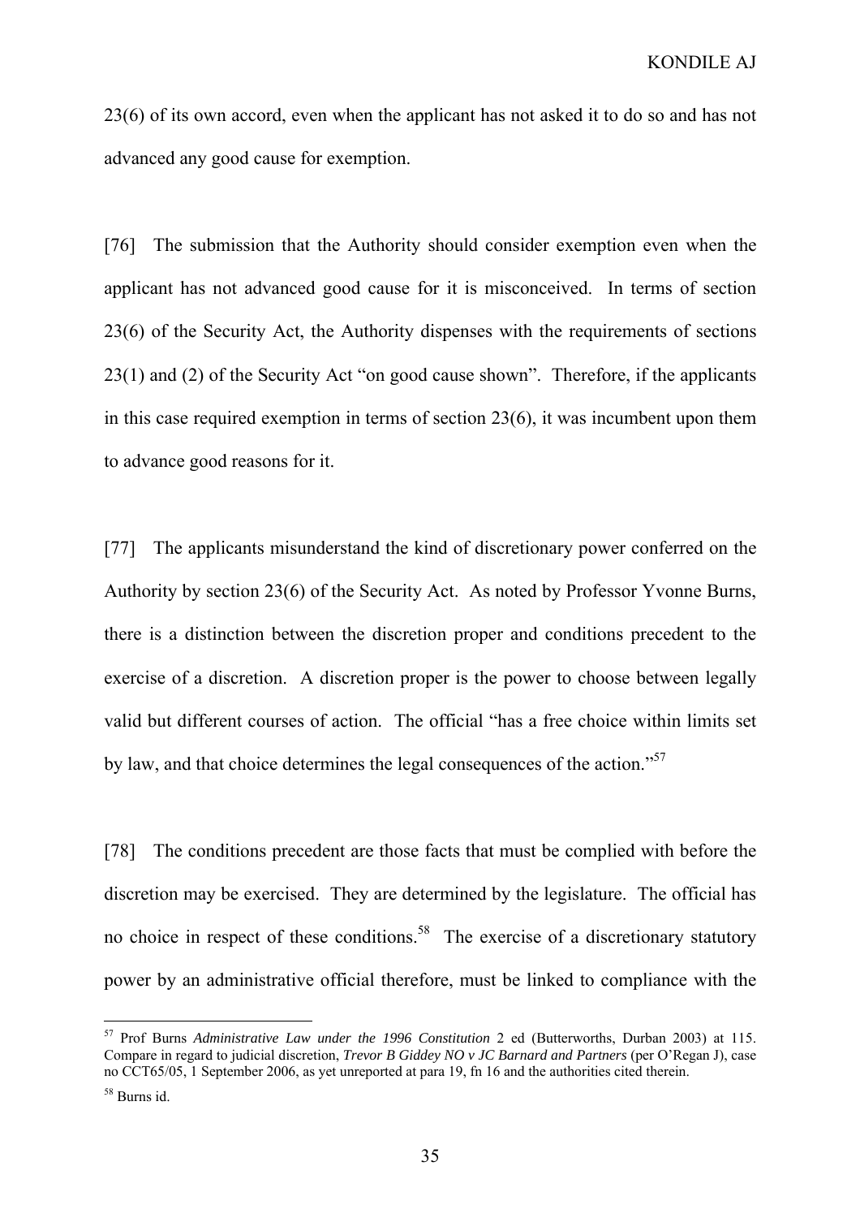23(6) of its own accord, even when the applicant has not asked it to do so and has not advanced any good cause for exemption.

[76] The submission that the Authority should consider exemption even when the applicant has not advanced good cause for it is misconceived. In terms of section 23(6) of the Security Act, the Authority dispenses with the requirements of sections 23(1) and (2) of the Security Act "on good cause shown". Therefore, if the applicants in this case required exemption in terms of section 23(6), it was incumbent upon them to advance good reasons for it.

[77] The applicants misunderstand the kind of discretionary power conferred on the Authority by section 23(6) of the Security Act. As noted by Professor Yvonne Burns, there is a distinction between the discretion proper and conditions precedent to the exercise of a discretion. A discretion proper is the power to choose between legally valid but different courses of action. The official "has a free choice within limits set by law, and that choice determines the legal consequences of the action."[57]

[78] The conditions precedent are those facts that must be complied with before the discretion may be exercised. They are determined by the legislature. The official has no choice in respect of these conditions.[58] The exercise of a discretionary statutory power by an administrative official therefore, must be linked to compliance with the

---

[57] Prof Burns *Administrative Law under the 1996 Constitution* 2 ed (Butterworths, Durban 2003) at 115. Compare in regard to judicial discretion, *Trevor B Giddey NO v JC Barnard and Partners* (per O'Regan J), case no CCT65/05, 1 September 2006, as yet unreported at para 19, fn 16 and the authorities cited therein.

[58] Burns id.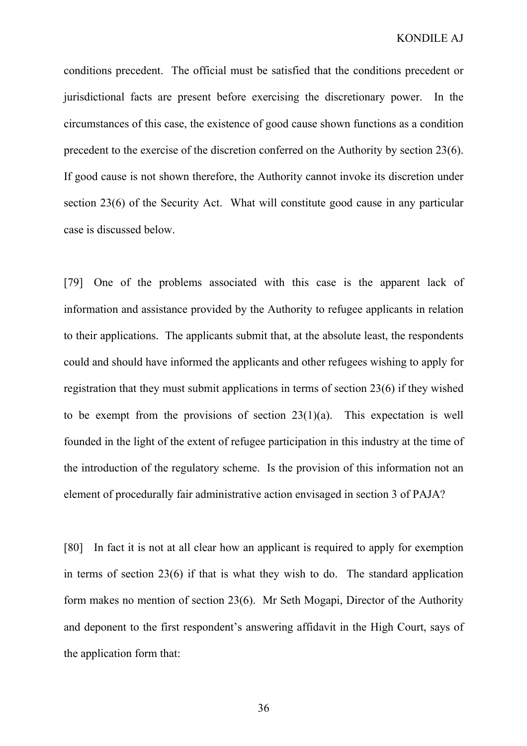conditions precedent. The official must be satisfied that the conditions precedent or jurisdictional facts are present before exercising the discretionary power. In the circumstances of this case, the existence of good cause shown functions as a condition precedent to the exercise of the discretion conferred on the Authority by section 23(6). If good cause is not shown therefore, the Authority cannot invoke its discretion under section 23(6) of the Security Act. What will constitute good cause in any particular case is discussed below.

[79] One of the problems associated with this case is the apparent lack of information and assistance provided by the Authority to refugee applicants in relation to their applications. The applicants submit that, at the absolute least, the respondents could and should have informed the applicants and other refugees wishing to apply for registration that they must submit applications in terms of section 23(6) if they wished to be exempt from the provisions of section 23(1)(a). This expectation is well founded in the light of the extent of refugee participation in this industry at the time of the introduction of the regulatory scheme. Is the provision of this information not an element of procedurally fair administrative action envisaged in section 3 of PAJA?

[80] In fact it is not at all clear how an applicant is required to apply for exemption in terms of section 23(6) if that is what they wish to do. The standard application form makes no mention of section 23(6). Mr Seth Mogapi, Director of the Authority and deponent to the first respondent's answering affidavit in the High Court, says of the application form that: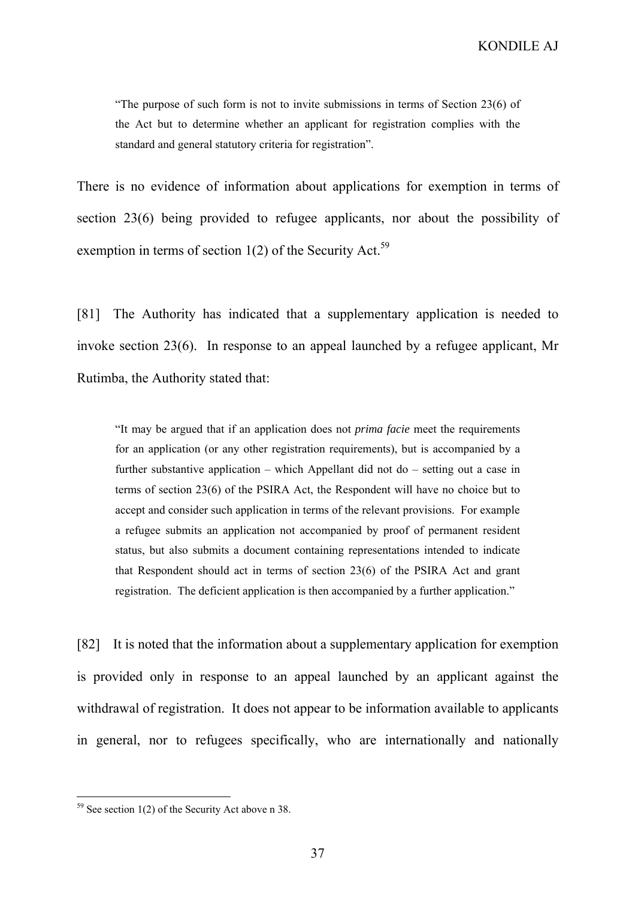> "The purpose of such form is not to invite submissions in terms of Section 23(6) of the Act but to determine whether an applicant for registration complies with the standard and general statutory criteria for registration".

There is no evidence of information about applications for exemption in terms of section 23(6) being provided to refugee applicants, nor about the possibility of exemption in terms of section 1(2) of the Security Act.[59]

[81] The Authority has indicated that a supplementary application is needed to invoke section 23(6). In response to an appeal launched by a refugee applicant, Mr Rutimba, the Authority stated that:

> "It may be argued that if an application does not *prima facie* meet the requirements for an application (or any other registration requirements), but is accompanied by a further substantive application – which Appellant did not do – setting out a case in terms of section 23(6) of the PSIRA Act, the Respondent will have no choice but to accept and consider such application in terms of the relevant provisions. For example a refugee submits an application not accompanied by proof of permanent resident status, but also submits a document containing representations intended to indicate that Respondent should act in terms of section 23(6) of the PSIRA Act and grant registration. The deficient application is then accompanied by a further application."

[82] It is noted that the information about a supplementary application for exemption is provided only in response to an appeal launched by an applicant against the withdrawal of registration. It does not appear to be information available to applicants in general, nor to refugees specifically, who are internationally and nationally

[59] See section 1(2) of the Security Act above n 38.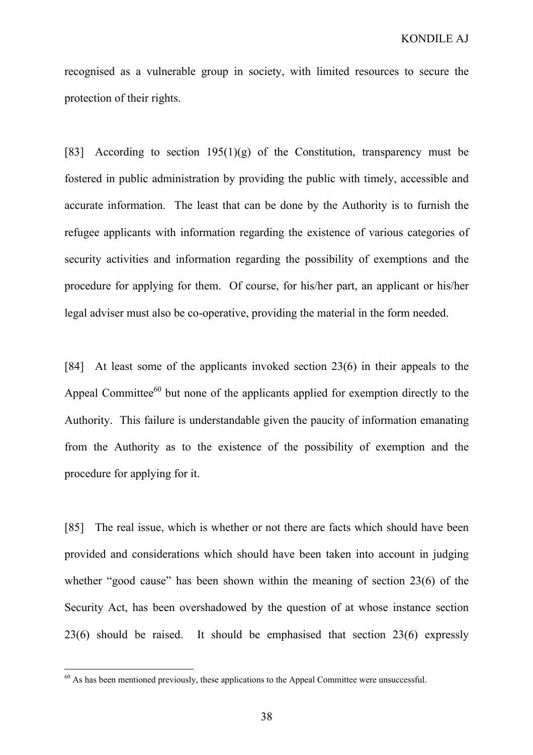recognised as a vulnerable group in society, with limited resources to secure the protection of their rights.

[83] According to section 195(1)(g) of the Constitution, transparency must be fostered in public administration by providing the public with timely, accessible and accurate information. The least that can be done by the Authority is to furnish the refugee applicants with information regarding the existence of various categories of security activities and information regarding the possibility of exemptions and the procedure for applying for them. Of course, for his/her part, an applicant or his/her legal adviser must also be co-operative, providing the material in the form needed.

[84] At least some of the applicants invoked section 23(6) in their appeals to the Appeal Committee[60] but none of the applicants applied for exemption directly to the Authority. This failure is understandable given the paucity of information emanating from the Authority as to the existence of the possibility of exemption and the procedure for applying for it.

[85] The real issue, which is whether or not there are facts which should have been provided and considerations which should have been taken into account in judging whether "good cause" has been shown within the meaning of section 23(6) of the Security Act, has been overshadowed by the question of at whose instance section 23(6) should be raised. It should be emphasised that section 23(6) expressly

[60] As has been mentioned previously, these applications to the Appeal Committee were unsuccessful.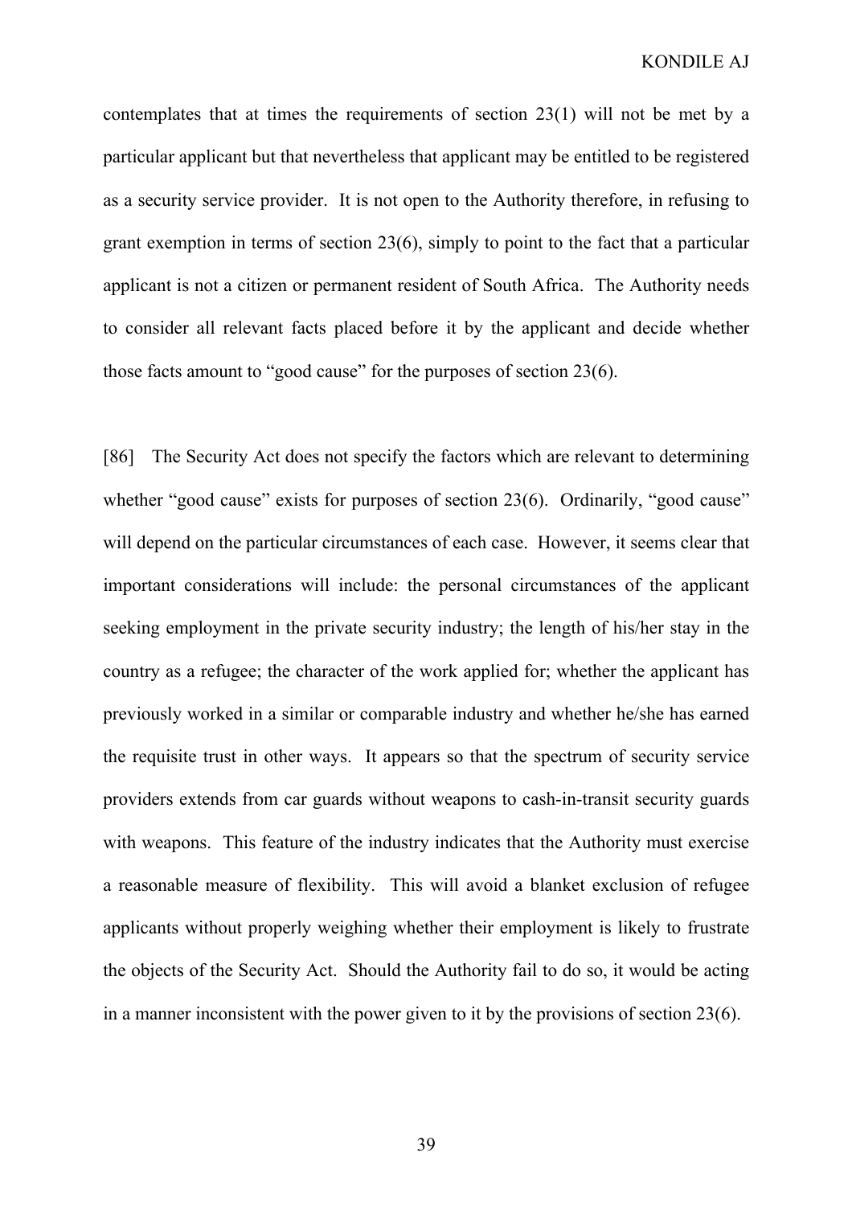contemplates that at times the requirements of section 23(1) will not be met by a particular applicant but that nevertheless that applicant may be entitled to be registered as a security service provider. It is not open to the Authority therefore, in refusing to grant exemption in terms of section 23(6), simply to point to the fact that a particular applicant is not a citizen or permanent resident of South Africa. The Authority needs to consider all relevant facts placed before it by the applicant and decide whether those facts amount to "good cause" for the purposes of section 23(6).

[86] The Security Act does not specify the factors which are relevant to determining whether "good cause" exists for purposes of section 23(6). Ordinarily, "good cause" will depend on the particular circumstances of each case. However, it seems clear that important considerations will include: the personal circumstances of the applicant seeking employment in the private security industry; the length of his/her stay in the country as a refugee; the character of the work applied for; whether the applicant has previously worked in a similar or comparable industry and whether he/she has earned the requisite trust in other ways. It appears so that the spectrum of security service providers extends from car guards without weapons to cash-in-transit security guards with weapons. This feature of the industry indicates that the Authority must exercise a reasonable measure of flexibility. This will avoid a blanket exclusion of refugee applicants without properly weighing whether their employment is likely to frustrate the objects of the Security Act. Should the Authority fail to do so, it would be acting in a manner inconsistent with the power given to it by the provisions of section 23(6).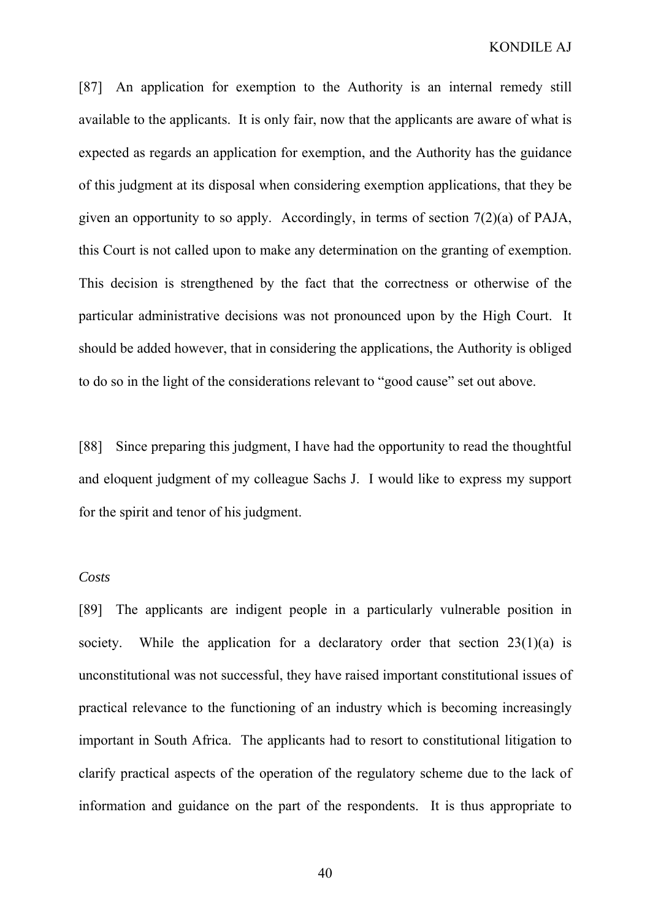[87] An application for exemption to the Authority is an internal remedy still available to the applicants. It is only fair, now that the applicants are aware of what is expected as regards an application for exemption, and the Authority has the guidance of this judgment at its disposal when considering exemption applications, that they be given an opportunity to so apply. Accordingly, in terms of section 7(2)(a) of PAJA, this Court is not called upon to make any determination on the granting of exemption. This decision is strengthened by the fact that the correctness or otherwise of the particular administrative decisions was not pronounced upon by the High Court. It should be added however, that in considering the applications, the Authority is obliged to do so in the light of the considerations relevant to "good cause" set out above.

[88] Since preparing this judgment, I have had the opportunity to read the thoughtful and eloquent judgment of my colleague Sachs J. I would like to express my support for the spirit and tenor of his judgment.

*Costs*

[89] The applicants are indigent people in a particularly vulnerable position in society. While the application for a declaratory order that section 23(1)(a) is unconstitutional was not successful, they have raised important constitutional issues of practical relevance to the functioning of an industry which is becoming increasingly important in South Africa. The applicants had to resort to constitutional litigation to clarify practical aspects of the operation of the regulatory scheme due to the lack of information and guidance on the part of the respondents. It is thus appropriate to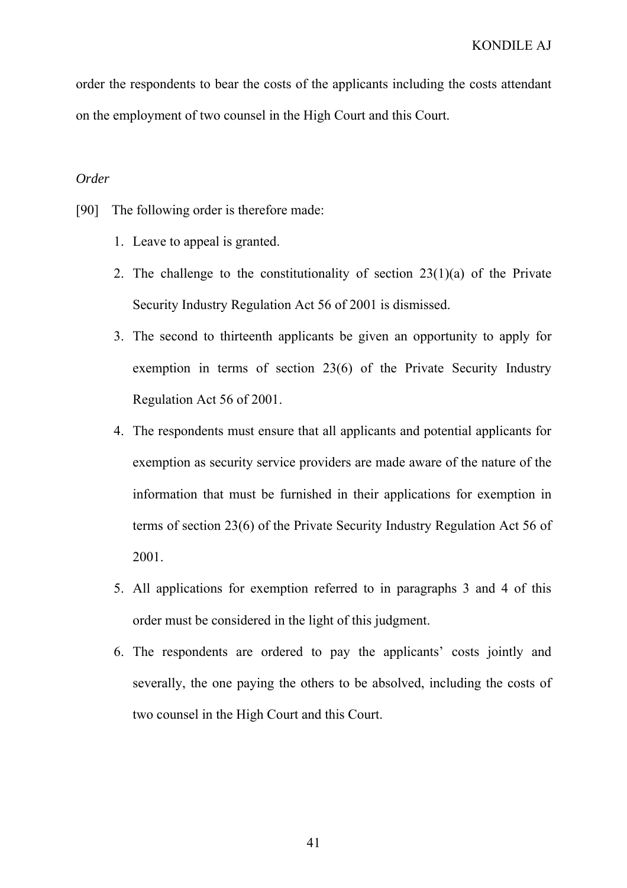order the respondents to bear the costs of the applicants including the costs attendant on the employment of two counsel in the High Court and this Court.

*Order*

[90] The following order is therefore made:

1. Leave to appeal is granted.
2. The challenge to the constitutionality of section 23(1)(a) of the Private Security Industry Regulation Act 56 of 2001 is dismissed.
3. The second to thirteenth applicants be given an opportunity to apply for exemption in terms of section 23(6) of the Private Security Industry Regulation Act 56 of 2001.
4. The respondents must ensure that all applicants and potential applicants for exemption as security service providers are made aware of the nature of the information that must be furnished in their applications for exemption in terms of section 23(6) of the Private Security Industry Regulation Act 56 of 2001.
5. All applications for exemption referred to in paragraphs 3 and 4 of this order must be considered in the light of this judgment.
6. The respondents are ordered to pay the applicants' costs jointly and severally, the one paying the others to be absolved, including the costs of two counsel in the High Court and this Court.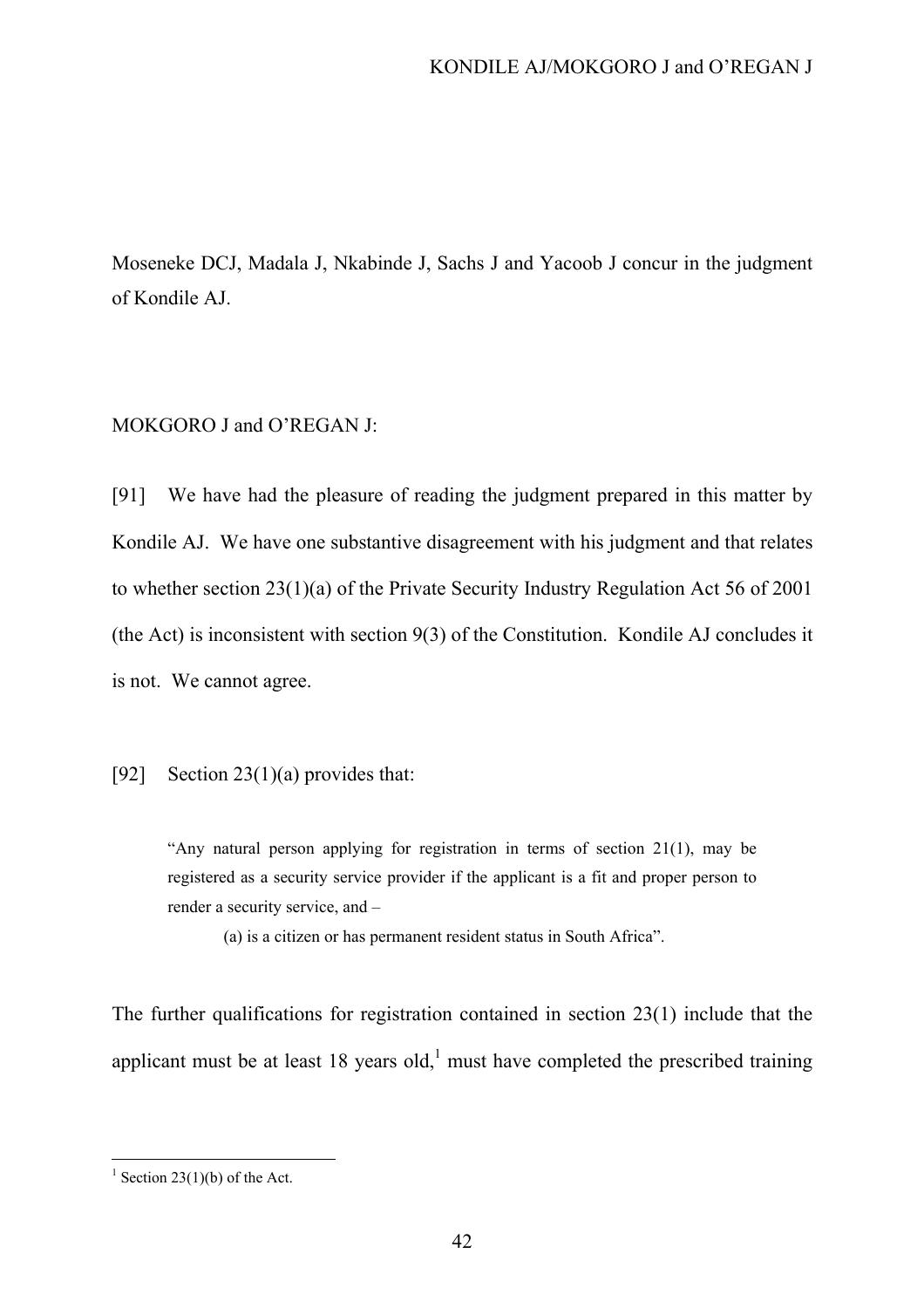Moseneke DCJ, Madala J, Nkabinde J, Sachs J and Yacoob J concur in the judgment of Kondile AJ.

MOKGORO J and O'REGAN J:

[91] We have had the pleasure of reading the judgment prepared in this matter by Kondile AJ. We have one substantive disagreement with his judgment and that relates to whether section 23(1)(a) of the Private Security Industry Regulation Act 56 of 2001 (the Act) is inconsistent with section 9(3) of the Constitution. Kondile AJ concludes it is not. We cannot agree.

[92] Section 23(1)(a) provides that:

> "Any natural person applying for registration in terms of section 21(1), may be registered as a security service provider if the applicant is a fit and proper person to render a security service, and –
>
> (a) is a citizen or has permanent resident status in South Africa".

The further qualifications for registration contained in section 23(1) include that the applicant must be at least 18 years old,[1] must have completed the prescribed training

---

[1] Section 23(1)(b) of the Act.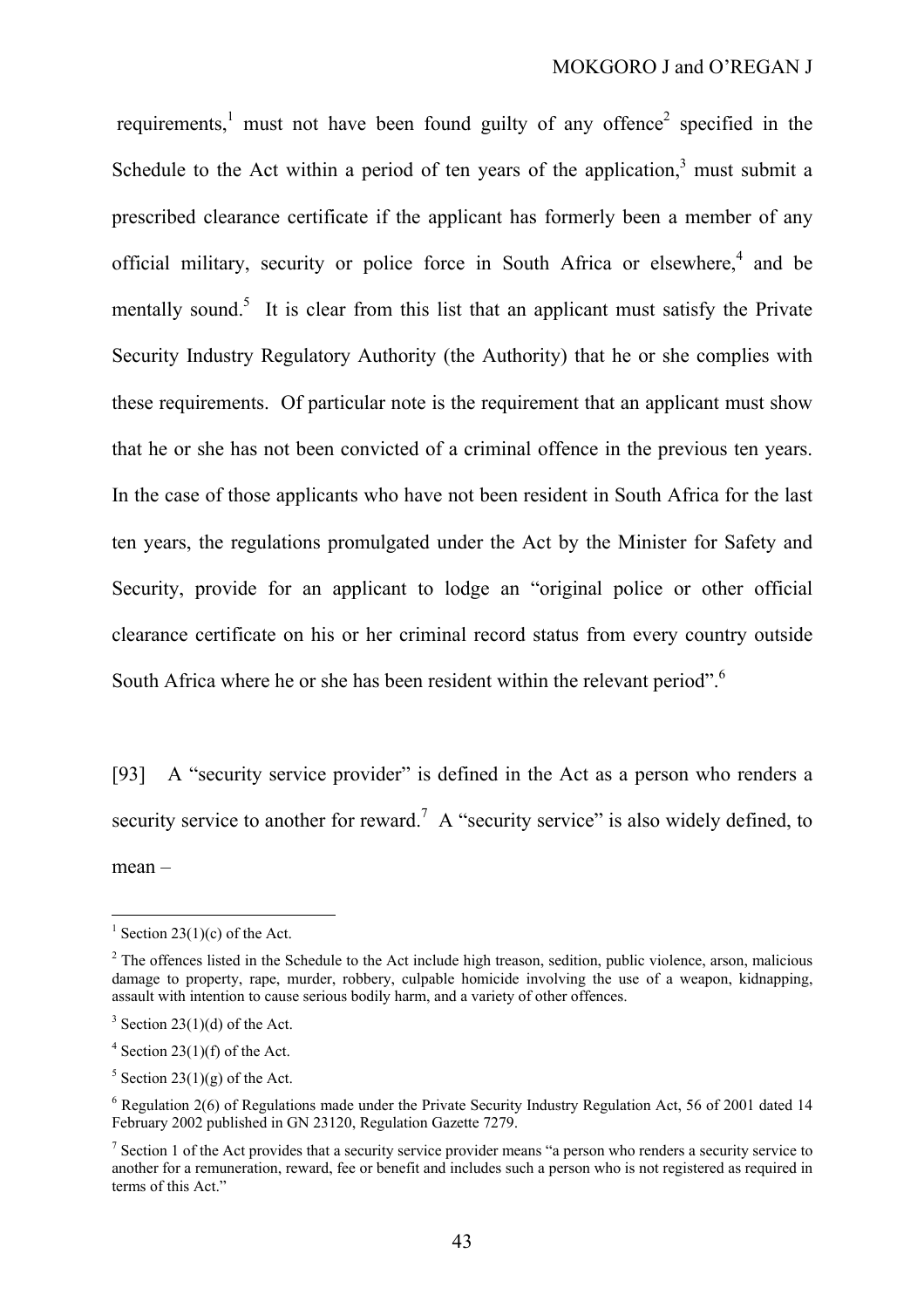requirements,[1] must not have been found guilty of any offence[2] specified in the Schedule to the Act within a period of ten years of the application,[3] must submit a prescribed clearance certificate if the applicant has formerly been a member of any official military, security or police force in South Africa or elsewhere,[4] and be mentally sound.[5] It is clear from this list that an applicant must satisfy the Private Security Industry Regulatory Authority (the Authority) that he or she complies with these requirements. Of particular note is the requirement that an applicant must show that he or she has not been convicted of a criminal offence in the previous ten years. In the case of those applicants who have not been resident in South Africa for the last ten years, the regulations promulgated under the Act by the Minister for Safety and Security, provide for an applicant to lodge an "original police or other official clearance certificate on his or her criminal record status from every country outside South Africa where he or she has been resident within the relevant period".[6]

[93] A "security service provider" is defined in the Act as a person who renders a security service to another for reward.[7] A "security service" is also widely defined, to mean –

---

[1] Section 23(1)(c) of the Act.

[2] The offences listed in the Schedule to the Act include high treason, sedition, public violence, arson, malicious damage to property, rape, murder, robbery, culpable homicide involving the use of a weapon, kidnapping, assault with intention to cause serious bodily harm, and a variety of other offences.

[3] Section 23(1)(d) of the Act.

[4] Section 23(1)(f) of the Act.

[5] Section 23(1)(g) of the Act.

[6] Regulation 2(6) of Regulations made under the Private Security Industry Regulation Act, 56 of 2001 dated 14 February 2002 published in GN 23120, Regulation Gazette 7279.

[7] Section 1 of the Act provides that a security service provider means "a person who renders a security service to another for a remuneration, reward, fee or benefit and includes such a person who is not registered as required in terms of this Act."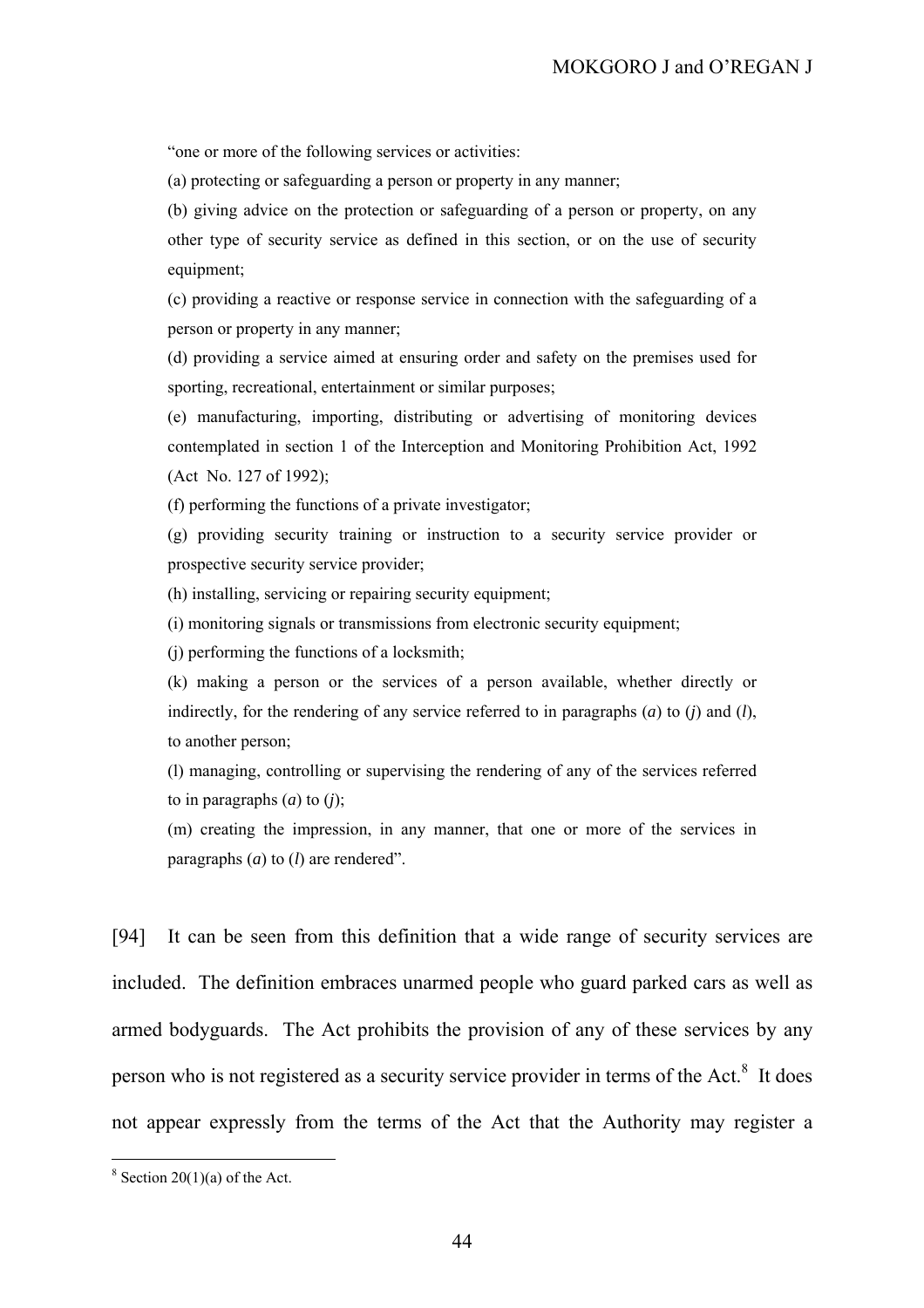"one or more of the following services or activities:

(a) protecting or safeguarding a person or property in any manner;

(b) giving advice on the protection or safeguarding of a person or property, on any other type of security service as defined in this section, or on the use of security equipment;

(c) providing a reactive or response service in connection with the safeguarding of a person or property in any manner;

(d) providing a service aimed at ensuring order and safety on the premises used for sporting, recreational, entertainment or similar purposes;

(e) manufacturing, importing, distributing or advertising of monitoring devices contemplated in section 1 of the Interception and Monitoring Prohibition Act, 1992 (Act No. 127 of 1992);

(f) performing the functions of a private investigator;

(g) providing security training or instruction to a security service provider or prospective security service provider;

(h) installing, servicing or repairing security equipment;

(i) monitoring signals or transmissions from electronic security equipment;

(j) performing the functions of a locksmith;

(k) making a person or the services of a person available, whether directly or indirectly, for the rendering of any service referred to in paragraphs (*a*) to (*j*) and (*l*), to another person;

(l) managing, controlling or supervising the rendering of any of the services referred to in paragraphs (*a*) to (*j*);

(m) creating the impression, in any manner, that one or more of the services in paragraphs (*a*) to (*l*) are rendered".

[94] It can be seen from this definition that a wide range of security services are included. The definition embraces unarmed people who guard parked cars as well as armed bodyguards. The Act prohibits the provision of any of these services by any person who is not registered as a security service provider in terms of the Act.[8] It does not appear expressly from the terms of the Act that the Authority may register a

---

[8] Section 20(1)(a) of the Act.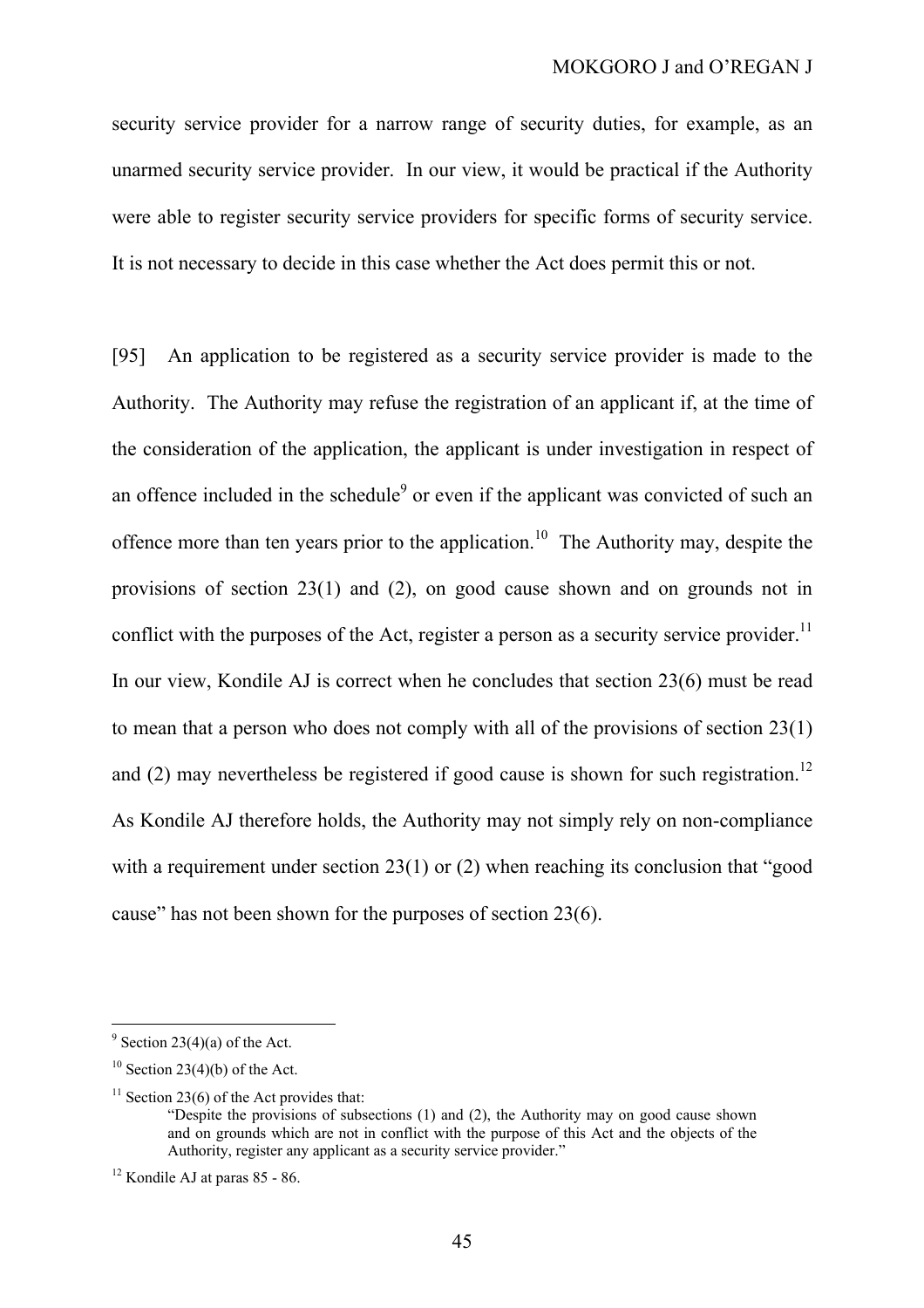security service provider for a narrow range of security duties, for example, as an unarmed security service provider. In our view, it would be practical if the Authority were able to register security service providers for specific forms of security service. It is not necessary to decide in this case whether the Act does permit this or not.

[95] An application to be registered as a security service provider is made to the Authority. The Authority may refuse the registration of an applicant if, at the time of the consideration of the application, the applicant is under investigation in respect of an offence included in the schedule[9] or even if the applicant was convicted of such an offence more than ten years prior to the application.[10] The Authority may, despite the provisions of section 23(1) and (2), on good cause shown and on grounds not in conflict with the purposes of the Act, register a person as a security service provider.[11] In our view, Kondile AJ is correct when he concludes that section 23(6) must be read to mean that a person who does not comply with all of the provisions of section 23(1) and (2) may nevertheless be registered if good cause is shown for such registration.[12] As Kondile AJ therefore holds, the Authority may not simply rely on non-compliance with a requirement under section 23(1) or (2) when reaching its conclusion that "good cause" has not been shown for the purposes of section 23(6).

---

[9] Section 23(4)(a) of the Act.

[10] Section 23(4)(b) of the Act.

[11] Section 23(6) of the Act provides that:

> "Despite the provisions of subsections (1) and (2), the Authority may on good cause shown and on grounds which are not in conflict with the purpose of this Act and the objects of the Authority, register any applicant as a security service provider."

[12] Kondile AJ at paras 85 - 86.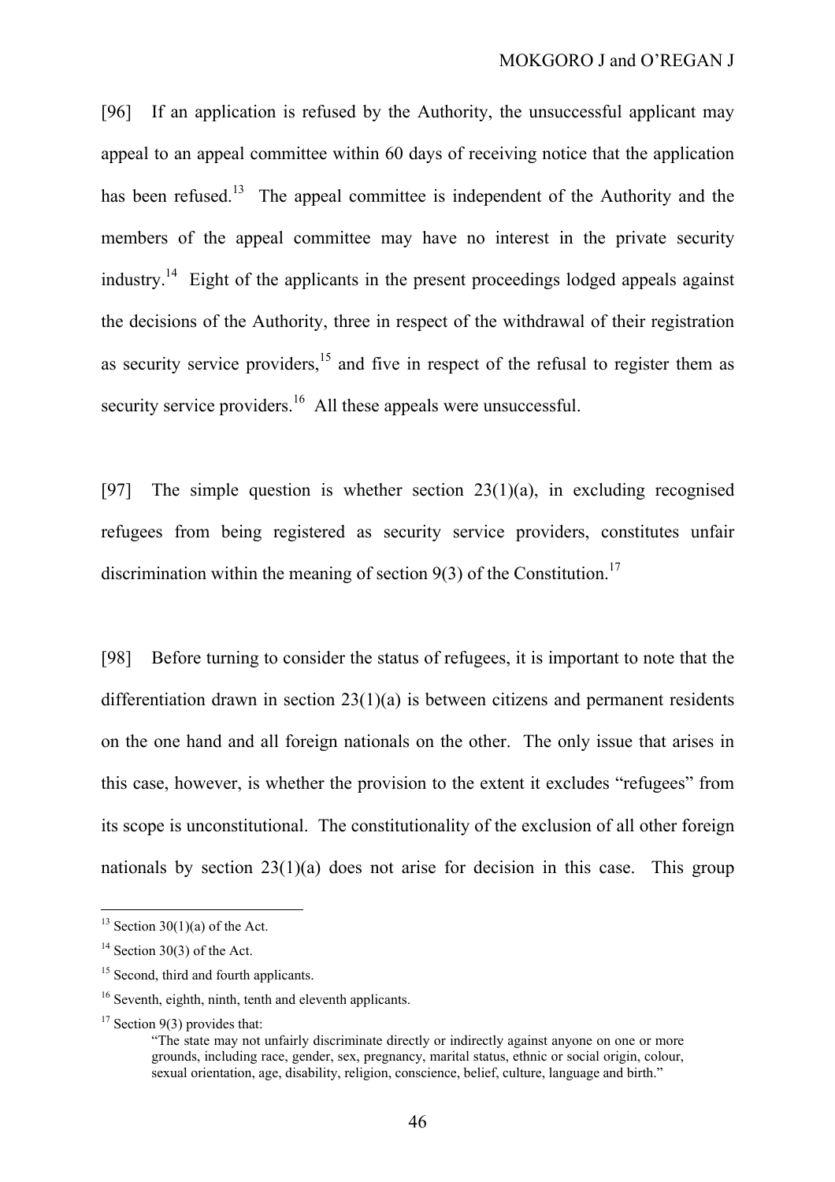[96] If an application is refused by the Authority, the unsuccessful applicant may appeal to an appeal committee within 60 days of receiving notice that the application has been refused.[13] The appeal committee is independent of the Authority and the members of the appeal committee may have no interest in the private security industry.[14] Eight of the applicants in the present proceedings lodged appeals against the decisions of the Authority, three in respect of the withdrawal of their registration as security service providers,[15] and five in respect of the refusal to register them as security service providers.[16] All these appeals were unsuccessful.

[97] The simple question is whether section 23(1)(a), in excluding recognised refugees from being registered as security service providers, constitutes unfair discrimination within the meaning of section 9(3) of the Constitution.[17]

[98] Before turning to consider the status of refugees, it is important to note that the differentiation drawn in section 23(1)(a) is between citizens and permanent residents on the one hand and all foreign nationals on the other. The only issue that arises in this case, however, is whether the provision to the extent it excludes "refugees" from its scope is unconstitutional. The constitutionality of the exclusion of all other foreign nationals by section 23(1)(a) does not arise for decision in this case. This group

---

[13] Section 30(1)(a) of the Act.

[14] Section 30(3) of the Act.

[15] Second, third and fourth applicants.

[16] Seventh, eighth, ninth, tenth and eleventh applicants.

[17] Section 9(3) provides that:

> "The state may not unfairly discriminate directly or indirectly against anyone on one or more grounds, including race, gender, sex, pregnancy, marital status, ethnic or social origin, colour, sexual orientation, age, disability, religion, conscience, belief, culture, language and birth."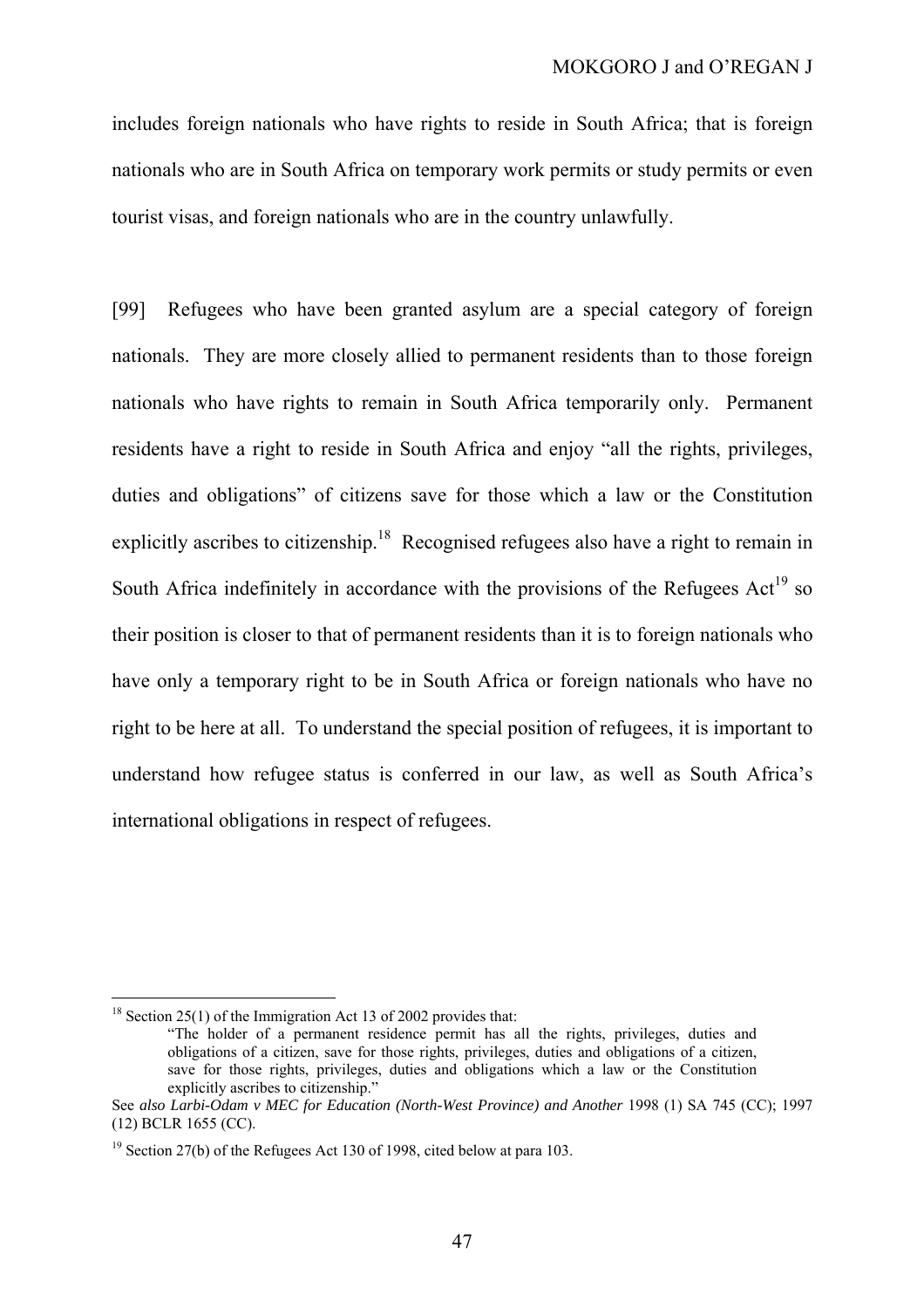includes foreign nationals who have rights to reside in South Africa; that is foreign nationals who are in South Africa on temporary work permits or study permits or even tourist visas, and foreign nationals who are in the country unlawfully.

[99] Refugees who have been granted asylum are a special category of foreign nationals. They are more closely allied to permanent residents than to those foreign nationals who have rights to remain in South Africa temporarily only. Permanent residents have a right to reside in South Africa and enjoy "all the rights, privileges, duties and obligations" of citizens save for those which a law or the Constitution explicitly ascribes to citizenship.[18] Recognised refugees also have a right to remain in South Africa indefinitely in accordance with the provisions of the Refugees Act[19] so their position is closer to that of permanent residents than it is to foreign nationals who have only a temporary right to be in South Africa or foreign nationals who have no right to be here at all. To understand the special position of refugees, it is important to understand how refugee status is conferred in our law, as well as South Africa's international obligations in respect of refugees.

---

[18] Section 25(1) of the Immigration Act 13 of 2002 provides that:

> "The holder of a permanent residence permit has all the rights, privileges, duties and obligations of a citizen, save for those rights, privileges, duties and obligations of a citizen, save for those rights, privileges, duties and obligations which a law or the Constitution explicitly ascribes to citizenship."

See *also Larbi-Odam v MEC for Education (North-West Province) and Another* 1998 (1) SA 745 (CC); 1997 (12) BCLR 1655 (CC).

[19] Section 27(b) of the Refugees Act 130 of 1998, cited below at para 103.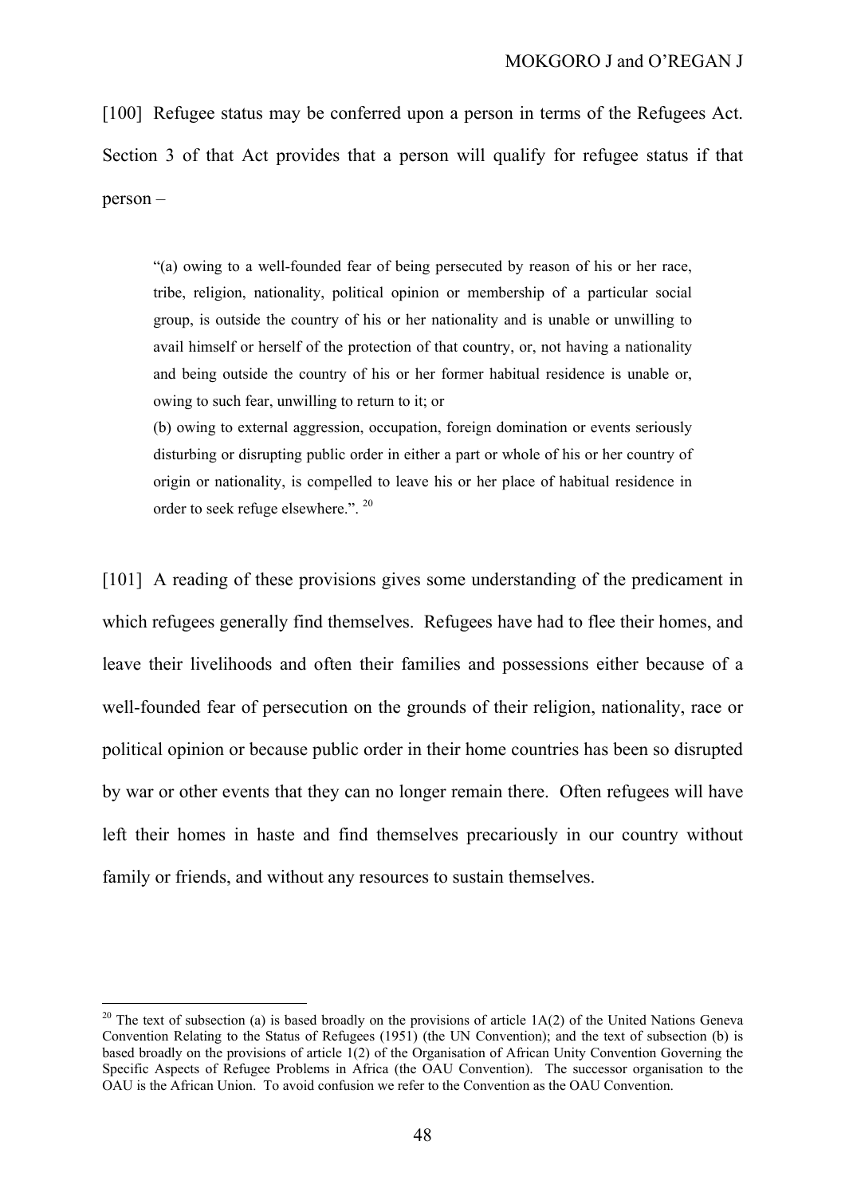[100] Refugee status may be conferred upon a person in terms of the Refugees Act. Section 3 of that Act provides that a person will qualify for refugee status if that person –

> "(a) owing to a well-founded fear of being persecuted by reason of his or her race, tribe, religion, nationality, political opinion or membership of a particular social group, is outside the country of his or her nationality and is unable or unwilling to avail himself or herself of the protection of that country, or, not having a nationality and being outside the country of his or her former habitual residence is unable or, owing to such fear, unwilling to return to it; or
>
> (b) owing to external aggression, occupation, foreign domination or events seriously disturbing or disrupting public order in either a part or whole of his or her country of origin or nationality, is compelled to leave his or her place of habitual residence in order to seek refuge elsewhere.". [20]

[101] A reading of these provisions gives some understanding of the predicament in which refugees generally find themselves. Refugees have had to flee their homes, and leave their livelihoods and often their families and possessions either because of a well-founded fear of persecution on the grounds of their religion, nationality, race or political opinion or because public order in their home countries has been so disrupted by war or other events that they can no longer remain there. Often refugees will have left their homes in haste and find themselves precariously in our country without family or friends, and without any resources to sustain themselves.

---

[20] The text of subsection (a) is based broadly on the provisions of article 1A(2) of the United Nations Geneva Convention Relating to the Status of Refugees (1951) (the UN Convention); and the text of subsection (b) is based broadly on the provisions of article 1(2) of the Organisation of African Unity Convention Governing the Specific Aspects of Refugee Problems in Africa (the OAU Convention). The successor organisation to the OAU is the African Union. To avoid confusion we refer to the Convention as the OAU Convention.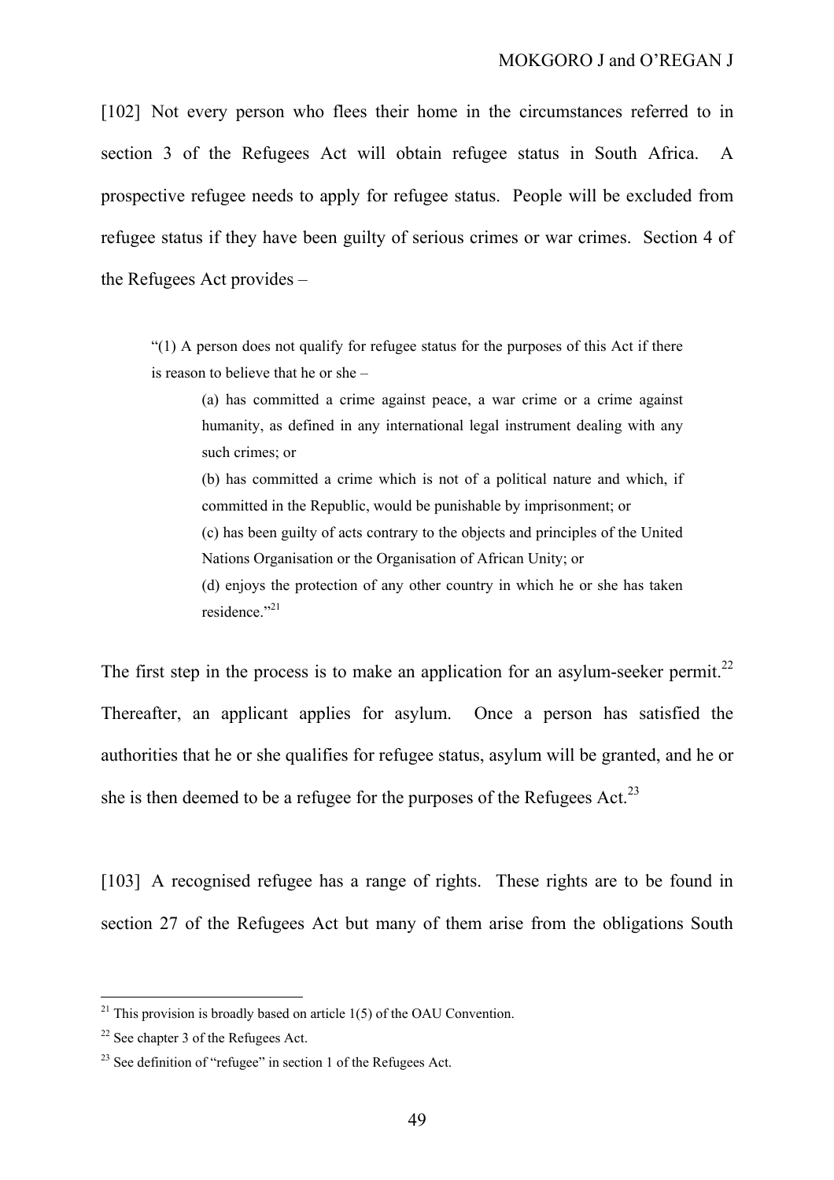[102] Not every person who flees their home in the circumstances referred to in section 3 of the Refugees Act will obtain refugee status in South Africa. A prospective refugee needs to apply for refugee status. People will be excluded from refugee status if they have been guilty of serious crimes or war crimes. Section 4 of the Refugees Act provides –

> "(1) A person does not qualify for refugee status for the purposes of this Act if there is reason to believe that he or she –
>
> > (a) has committed a crime against peace, a war crime or a crime against humanity, as defined in any international legal instrument dealing with any such crimes; or
> >
> > (b) has committed a crime which is not of a political nature and which, if committed in the Republic, would be punishable by imprisonment; or
> >
> > (c) has been guilty of acts contrary to the objects and principles of the United Nations Organisation or the Organisation of African Unity; or
> >
> > (d) enjoys the protection of any other country in which he or she has taken residence."[21]

The first step in the process is to make an application for an asylum-seeker permit.[22] Thereafter, an applicant applies for asylum. Once a person has satisfied the authorities that he or she qualifies for refugee status, asylum will be granted, and he or she is then deemed to be a refugee for the purposes of the Refugees Act.[23]

[103] A recognised refugee has a range of rights. These rights are to be found in section 27 of the Refugees Act but many of them arise from the obligations South

---

[21] This provision is broadly based on article 1(5) of the OAU Convention.

[22] See chapter 3 of the Refugees Act.

[23] See definition of "refugee" in section 1 of the Refugees Act.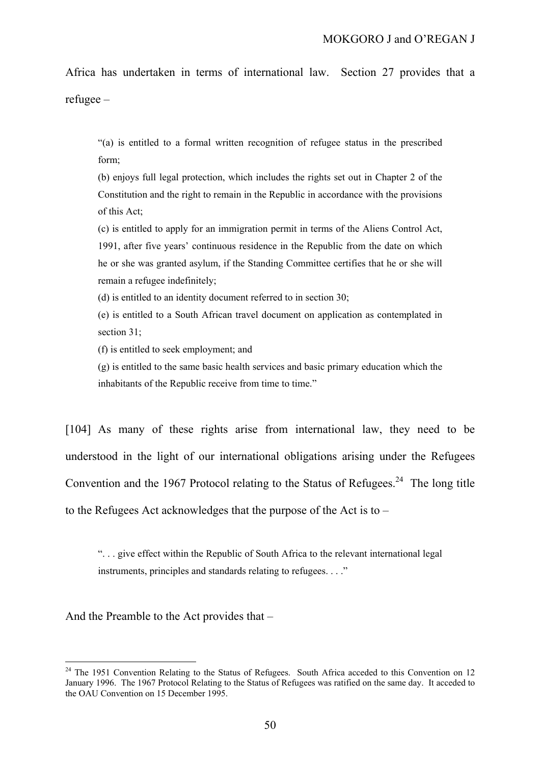Africa has undertaken in terms of international law. Section 27 provides that a refugee –

> "(a) is entitled to a formal written recognition of refugee status in the prescribed form;
>
> (b) enjoys full legal protection, which includes the rights set out in Chapter 2 of the Constitution and the right to remain in the Republic in accordance with the provisions of this Act;
>
> (c) is entitled to apply for an immigration permit in terms of the Aliens Control Act, 1991, after five years' continuous residence in the Republic from the date on which he or she was granted asylum, if the Standing Committee certifies that he or she will remain a refugee indefinitely;
>
> (d) is entitled to an identity document referred to in section 30;
>
> (e) is entitled to a South African travel document on application as contemplated in section 31;
>
> (f) is entitled to seek employment; and
>
> (g) is entitled to the same basic health services and basic primary education which the inhabitants of the Republic receive from time to time."

[104] As many of these rights arise from international law, they need to be understood in the light of our international obligations arising under the Refugees Convention and the 1967 Protocol relating to the Status of Refugees.[24] The long title to the Refugees Act acknowledges that the purpose of the Act is to –

> ". . . give effect within the Republic of South Africa to the relevant international legal instruments, principles and standards relating to refugees. . . ."

And the Preamble to the Act provides that –

---

[24] The 1951 Convention Relating to the Status of Refugees. South Africa acceded to this Convention on 12 January 1996. The 1967 Protocol Relating to the Status of Refugees was ratified on the same day. It acceded to the OAU Convention on 15 December 1995.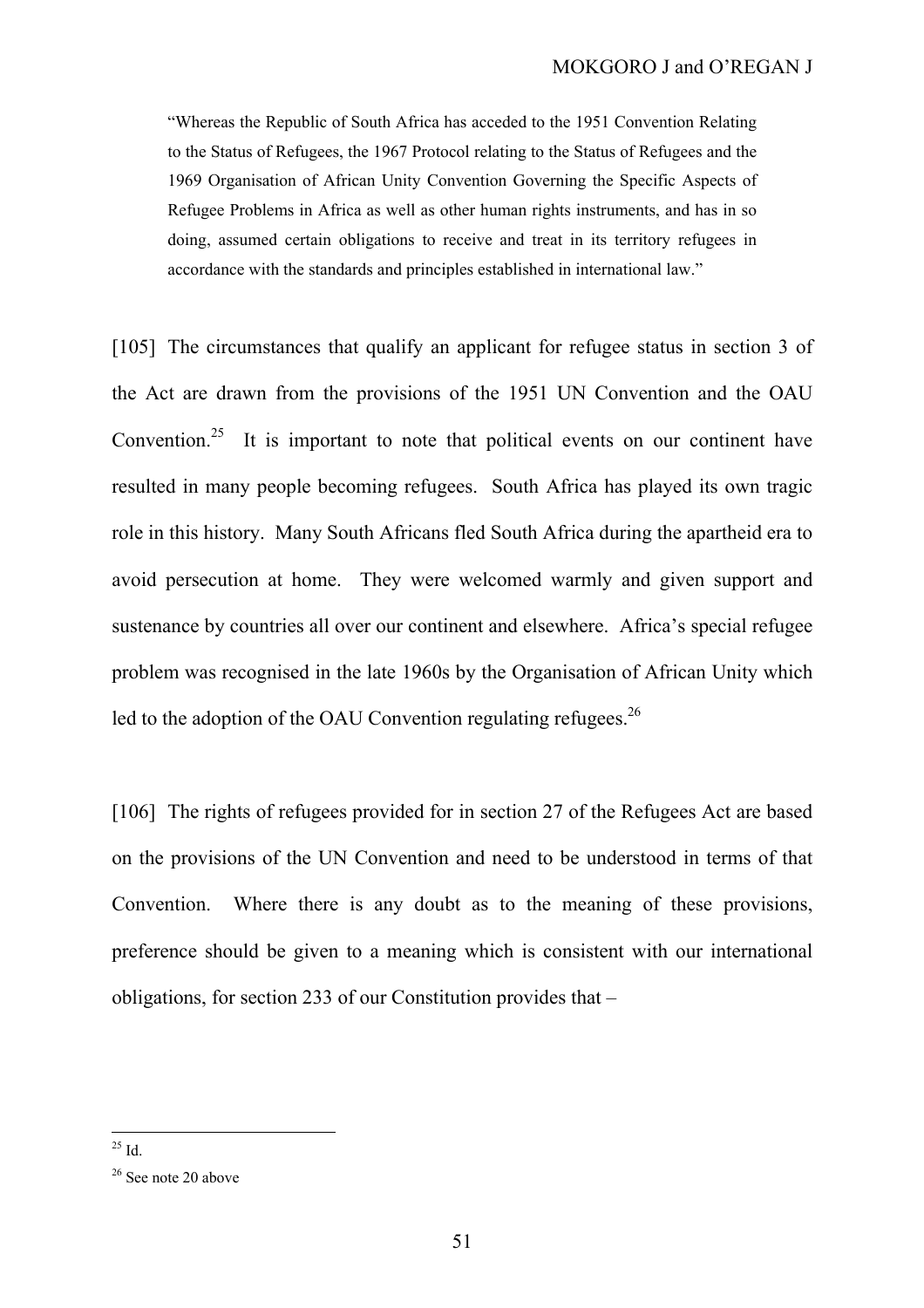> "Whereas the Republic of South Africa has acceded to the 1951 Convention Relating to the Status of Refugees, the 1967 Protocol relating to the Status of Refugees and the 1969 Organisation of African Unity Convention Governing the Specific Aspects of Refugee Problems in Africa as well as other human rights instruments, and has in so doing, assumed certain obligations to receive and treat in its territory refugees in accordance with the standards and principles established in international law."

[105] The circumstances that qualify an applicant for refugee status in section 3 of the Act are drawn from the provisions of the 1951 UN Convention and the OAU Convention.[25] It is important to note that political events on our continent have resulted in many people becoming refugees. South Africa has played its own tragic role in this history. Many South Africans fled South Africa during the apartheid era to avoid persecution at home. They were welcomed warmly and given support and sustenance by countries all over our continent and elsewhere. Africa's special refugee problem was recognised in the late 1960s by the Organisation of African Unity which led to the adoption of the OAU Convention regulating refugees.[26]

[106] The rights of refugees provided for in section 27 of the Refugees Act are based on the provisions of the UN Convention and need to be understood in terms of that Convention. Where there is any doubt as to the meaning of these provisions, preference should be given to a meaning which is consistent with our international obligations, for section 233 of our Constitution provides that –

---

[25] Id.

[26] See note 20 above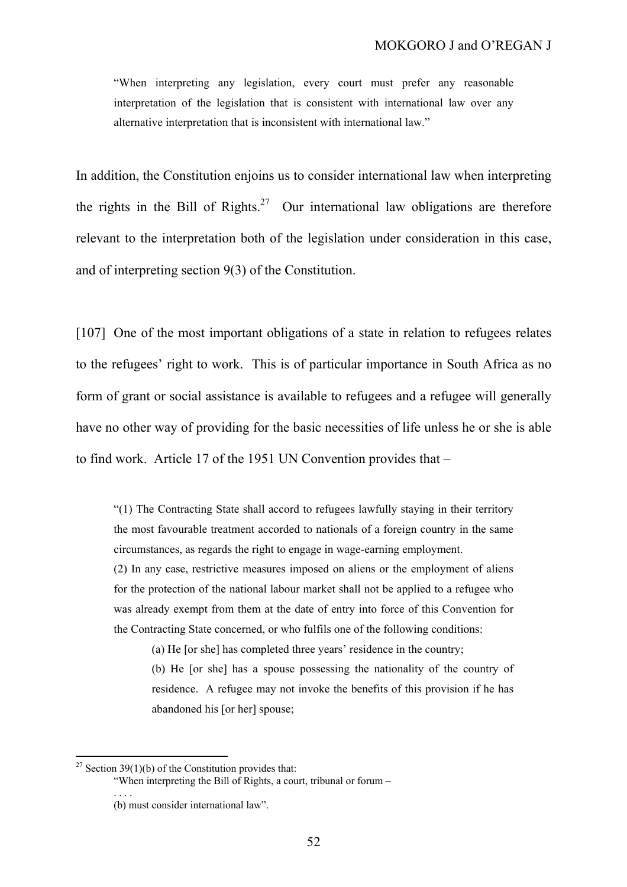> "When interpreting any legislation, every court must prefer any reasonable interpretation of the legislation that is consistent with international law over any alternative interpretation that is inconsistent with international law."

In addition, the Constitution enjoins us to consider international law when interpreting the rights in the Bill of Rights.[27] Our international law obligations are therefore relevant to the interpretation both of the legislation under consideration in this case, and of interpreting section 9(3) of the Constitution.

[107] One of the most important obligations of a state in relation to refugees relates to the refugees' right to work. This is of particular importance in South Africa as no form of grant or social assistance is available to refugees and a refugee will generally have no other way of providing for the basic necessities of life unless he or she is able to find work. Article 17 of the 1951 UN Convention provides that –

> "(1) The Contracting State shall accord to refugees lawfully staying in their territory the most favourable treatment accorded to nationals of a foreign country in the same circumstances, as regards the right to engage in wage-earning employment.
>
> (2) In any case, restrictive measures imposed on aliens or the employment of aliens for the protection of the national labour market shall not be applied to a refugee who was already exempt from them at the date of entry into force of this Convention for the Contracting State concerned, or who fulfils one of the following conditions:
>
> (a) He [or she] has completed three years' residence in the country;
>
> (b) He [or she] has a spouse possessing the nationality of the country of residence. A refugee may not invoke the benefits of this provision if he has abandoned his [or her] spouse;

---

[27] Section 39(1)(b) of the Constitution provides that:

"When interpreting the Bill of Rights, a court, tribunal or forum –

. . . .

(b) must consider international law".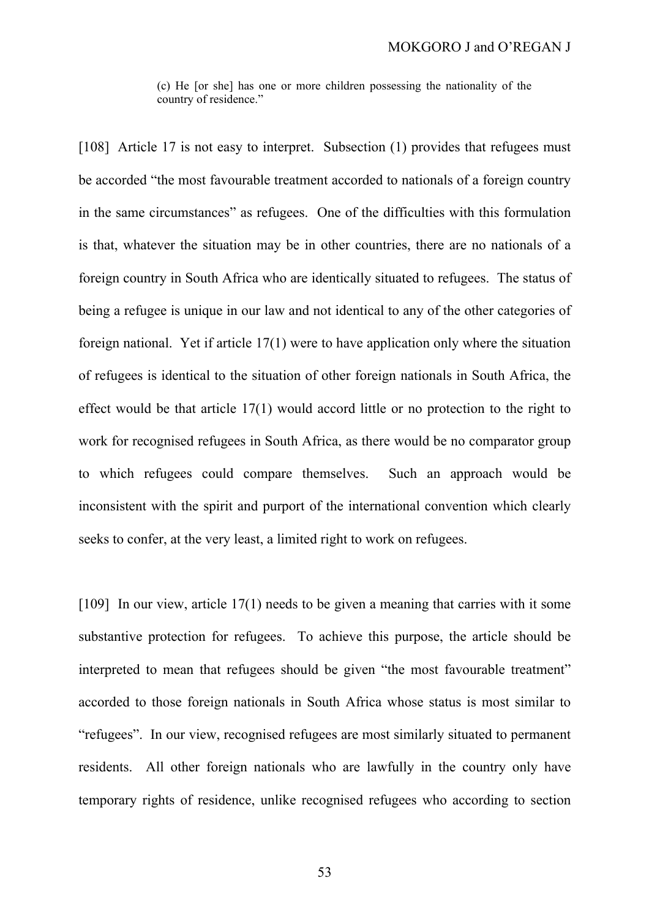> (c) He [or she] has one or more children possessing the nationality of the country of residence."

[108] Article 17 is not easy to interpret. Subsection (1) provides that refugees must be accorded "the most favourable treatment accorded to nationals of a foreign country in the same circumstances" as refugees. One of the difficulties with this formulation is that, whatever the situation may be in other countries, there are no nationals of a foreign country in South Africa who are identically situated to refugees. The status of being a refugee is unique in our law and not identical to any of the other categories of foreign national. Yet if article 17(1) were to have application only where the situation of refugees is identical to the situation of other foreign nationals in South Africa, the effect would be that article 17(1) would accord little or no protection to the right to work for recognised refugees in South Africa, as there would be no comparator group to which refugees could compare themselves. Such an approach would be inconsistent with the spirit and purport of the international convention which clearly seeks to confer, at the very least, a limited right to work on refugees.

[109] In our view, article 17(1) needs to be given a meaning that carries with it some substantive protection for refugees. To achieve this purpose, the article should be interpreted to mean that refugees should be given "the most favourable treatment" accorded to those foreign nationals in South Africa whose status is most similar to "refugees". In our view, recognised refugees are most similarly situated to permanent residents. All other foreign nationals who are lawfully in the country only have temporary rights of residence, unlike recognised refugees who according to section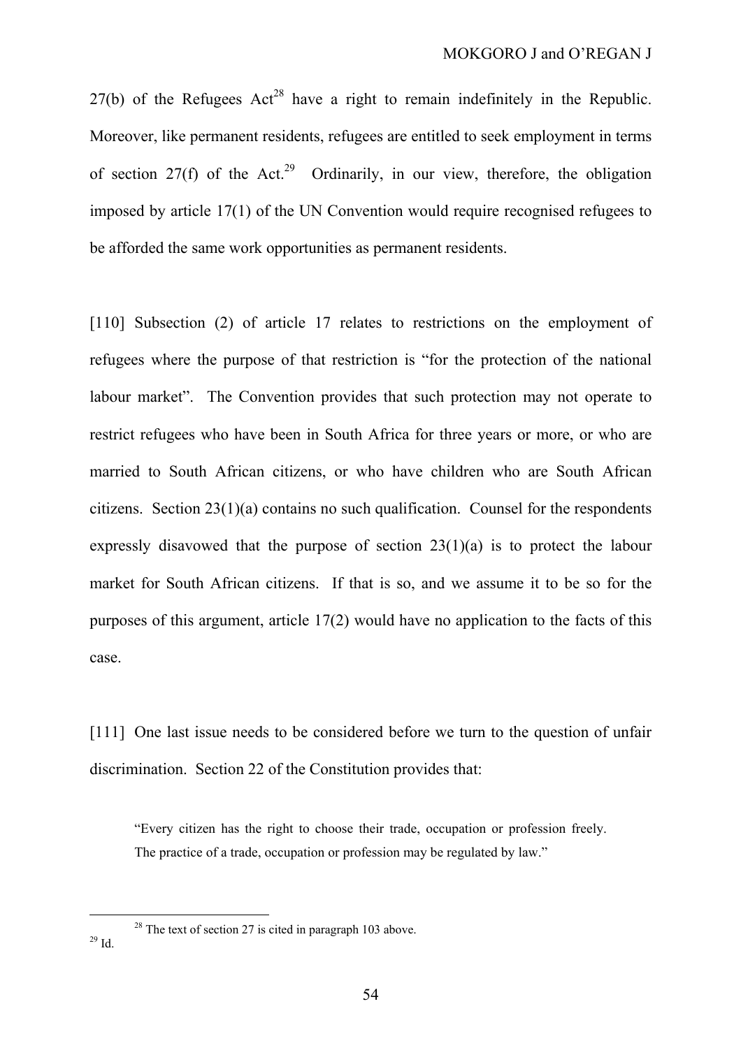27(b) of the Refugees Act[28] have a right to remain indefinitely in the Republic. Moreover, like permanent residents, refugees are entitled to seek employment in terms of section 27(f) of the Act.[29] Ordinarily, in our view, therefore, the obligation imposed by article 17(1) of the UN Convention would require recognised refugees to be afforded the same work opportunities as permanent residents.

[110] Subsection (2) of article 17 relates to restrictions on the employment of refugees where the purpose of that restriction is "for the protection of the national labour market". The Convention provides that such protection may not operate to restrict refugees who have been in South Africa for three years or more, or who are married to South African citizens, or who have children who are South African citizens. Section 23(1)(a) contains no such qualification. Counsel for the respondents expressly disavowed that the purpose of section 23(1)(a) is to protect the labour market for South African citizens. If that is so, and we assume it to be so for the purposes of this argument, article 17(2) would have no application to the facts of this case.

[111] One last issue needs to be considered before we turn to the question of unfair discrimination. Section 22 of the Constitution provides that:

> "Every citizen has the right to choose their trade, occupation or profession freely. The practice of a trade, occupation or profession may be regulated by law."

---

[28] The text of section 27 is cited in paragraph 103 above.

[29] Id.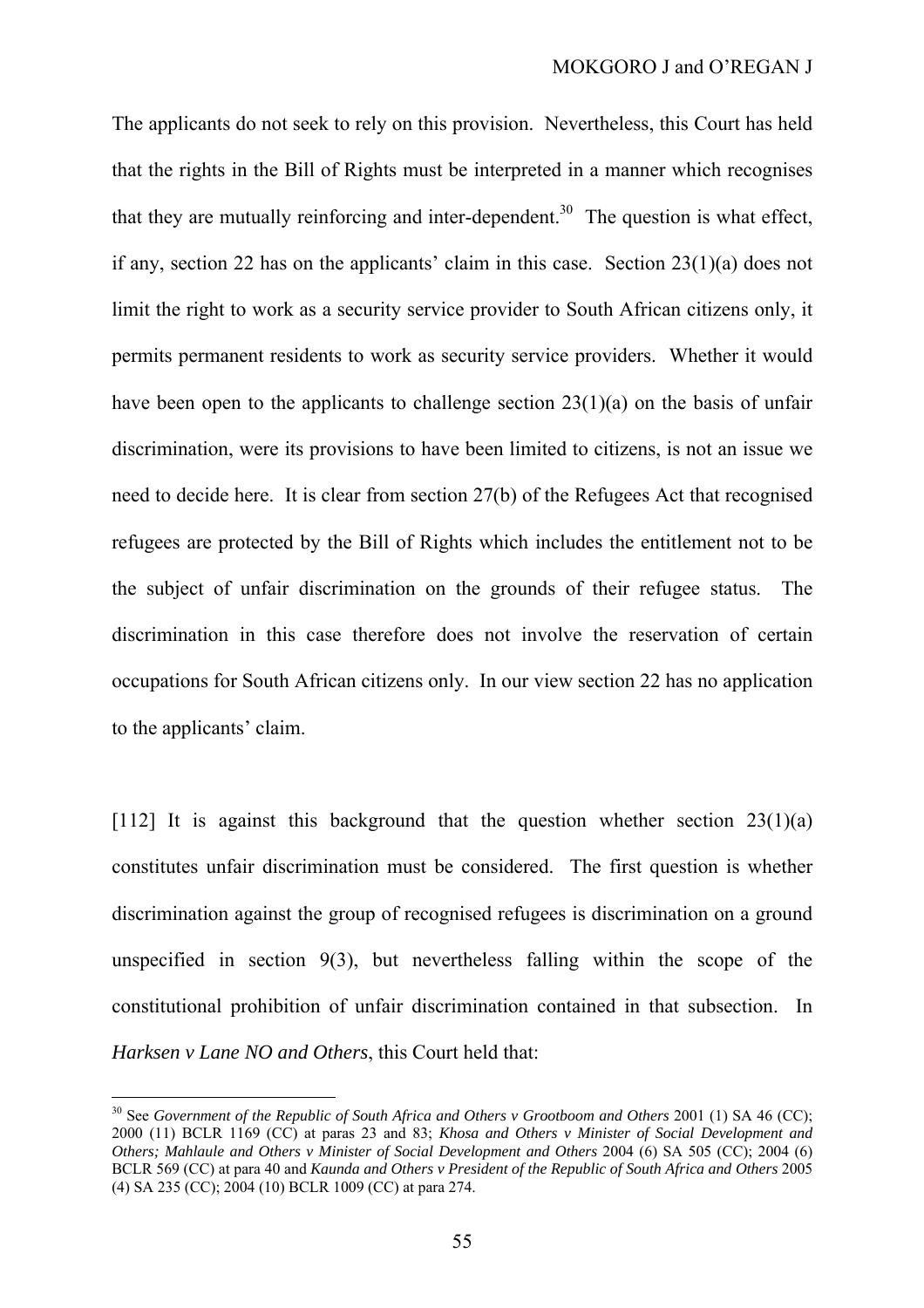The applicants do not seek to rely on this provision. Nevertheless, this Court has held that the rights in the Bill of Rights must be interpreted in a manner which recognises that they are mutually reinforcing and inter-dependent.[30] The question is what effect, if any, section 22 has on the applicants' claim in this case. Section 23(1)(a) does not limit the right to work as a security service provider to South African citizens only, it permits permanent residents to work as security service providers. Whether it would have been open to the applicants to challenge section 23(1)(a) on the basis of unfair discrimination, were its provisions to have been limited to citizens, is not an issue we need to decide here. It is clear from section 27(b) of the Refugees Act that recognised refugees are protected by the Bill of Rights which includes the entitlement not to be the subject of unfair discrimination on the grounds of their refugee status. The discrimination in this case therefore does not involve the reservation of certain occupations for South African citizens only. In our view section 22 has no application to the applicants' claim.

[112] It is against this background that the question whether section 23(1)(a) constitutes unfair discrimination must be considered. The first question is whether discrimination against the group of recognised refugees is discrimination on a ground unspecified in section 9(3), but nevertheless falling within the scope of the constitutional prohibition of unfair discrimination contained in that subsection. In *Harksen v Lane NO and Others*, this Court held that:

---

[30] See *Government of the Republic of South Africa and Others v Grootboom and Others* 2001 (1) SA 46 (CC); 2000 (11) BCLR 1169 (CC) at paras 23 and 83; *Khosa and Others v Minister of Social Development and Others; Mahlaule and Others v Minister of Social Development and Others* 2004 (6) SA 505 (CC); 2004 (6) BCLR 569 (CC) at para 40 and *Kaunda and Others v President of the Republic of South Africa and Others* 2005 (4) SA 235 (CC); 2004 (10) BCLR 1009 (CC) at para 274.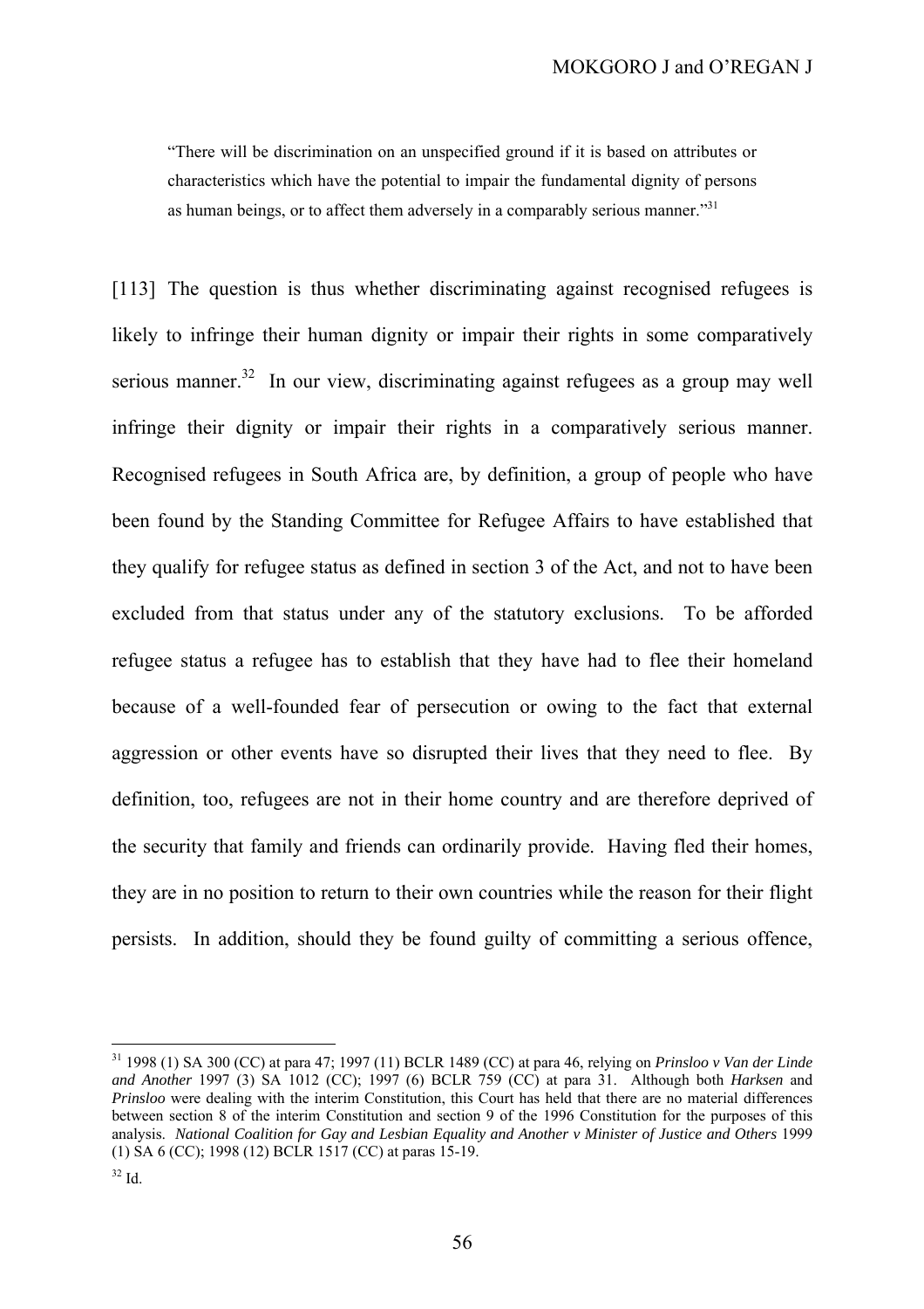> "There will be discrimination on an unspecified ground if it is based on attributes or characteristics which have the potential to impair the fundamental dignity of persons as human beings, or to affect them adversely in a comparably serious manner."[31]

[113] The question is thus whether discriminating against recognised refugees is likely to infringe their human dignity or impair their rights in some comparatively serious manner.[32] In our view, discriminating against refugees as a group may well infringe their dignity or impair their rights in a comparatively serious manner. Recognised refugees in South Africa are, by definition, a group of people who have been found by the Standing Committee for Refugee Affairs to have established that they qualify for refugee status as defined in section 3 of the Act, and not to have been excluded from that status under any of the statutory exclusions. To be afforded refugee status a refugee has to establish that they have had to flee their homeland because of a well-founded fear of persecution or owing to the fact that external aggression or other events have so disrupted their lives that they need to flee. By definition, too, refugees are not in their home country and are therefore deprived of the security that family and friends can ordinarily provide. Having fled their homes, they are in no position to return to their own countries while the reason for their flight persists. In addition, should they be found guilty of committing a serious offence,

---

[31] 1998 (1) SA 300 (CC) at para 47; 1997 (11) BCLR 1489 (CC) at para 46, relying on *Prinsloo v Van der Linde and Another* 1997 (3) SA 1012 (CC); 1997 (6) BCLR 759 (CC) at para 31. Although both *Harksen* and *Prinsloo* were dealing with the interim Constitution, this Court has held that there are no material differences between section 8 of the interim Constitution and section 9 of the 1996 Constitution for the purposes of this analysis. *National Coalition for Gay and Lesbian Equality and Another v Minister of Justice and Others* 1999 (1) SA 6 (CC); 1998 (12) BCLR 1517 (CC) at paras 15-19.

[32] Id.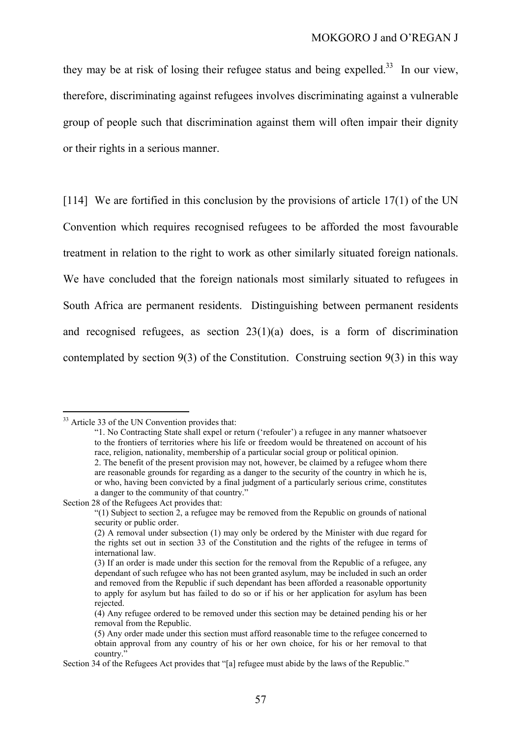they may be at risk of losing their refugee status and being expelled.[33] In our view, therefore, discriminating against refugees involves discriminating against a vulnerable group of people such that discrimination against them will often impair their dignity or their rights in a serious manner.

[114] We are fortified in this conclusion by the provisions of article 17(1) of the UN Convention which requires recognised refugees to be afforded the most favourable treatment in relation to the right to work as other similarly situated foreign nationals. We have concluded that the foreign nationals most similarly situated to refugees in South Africa are permanent residents. Distinguishing between permanent residents and recognised refugees, as section 23(1)(a) does, is a form of discrimination contemplated by section 9(3) of the Constitution. Construing section 9(3) in this way

---

[33] Article 33 of the UN Convention provides that:

> "1. No Contracting State shall expel or return ('refouler') a refugee in any manner whatsoever to the frontiers of territories where his life or freedom would be threatened on account of his race, religion, nationality, membership of a particular social group or political opinion.
> 2. The benefit of the present provision may not, however, be claimed by a refugee whom there are reasonable grounds for regarding as a danger to the security of the country in which he is, or who, having been convicted by a final judgment of a particularly serious crime, constitutes a danger to the community of that country."

Section 28 of the Refugees Act provides that:

> "(1) Subject to section 2, a refugee may be removed from the Republic on grounds of national security or public order.
> (2) A removal under subsection (1) may only be ordered by the Minister with due regard for the rights set out in section 33 of the Constitution and the rights of the refugee in terms of international law.
> (3) If an order is made under this section for the removal from the Republic of a refugee, any dependant of such refugee who has not been granted asylum, may be included in such an order and removed from the Republic if such dependant has been afforded a reasonable opportunity to apply for asylum but has failed to do so or if his or her application for asylum has been rejected.
> (4) Any refugee ordered to be removed under this section may be detained pending his or her removal from the Republic.
> (5) Any order made under this section must afford reasonable time to the refugee concerned to obtain approval from any country of his or her own choice, for his or her removal to that country."

Section 34 of the Refugees Act provides that "[a] refugee must abide by the laws of the Republic."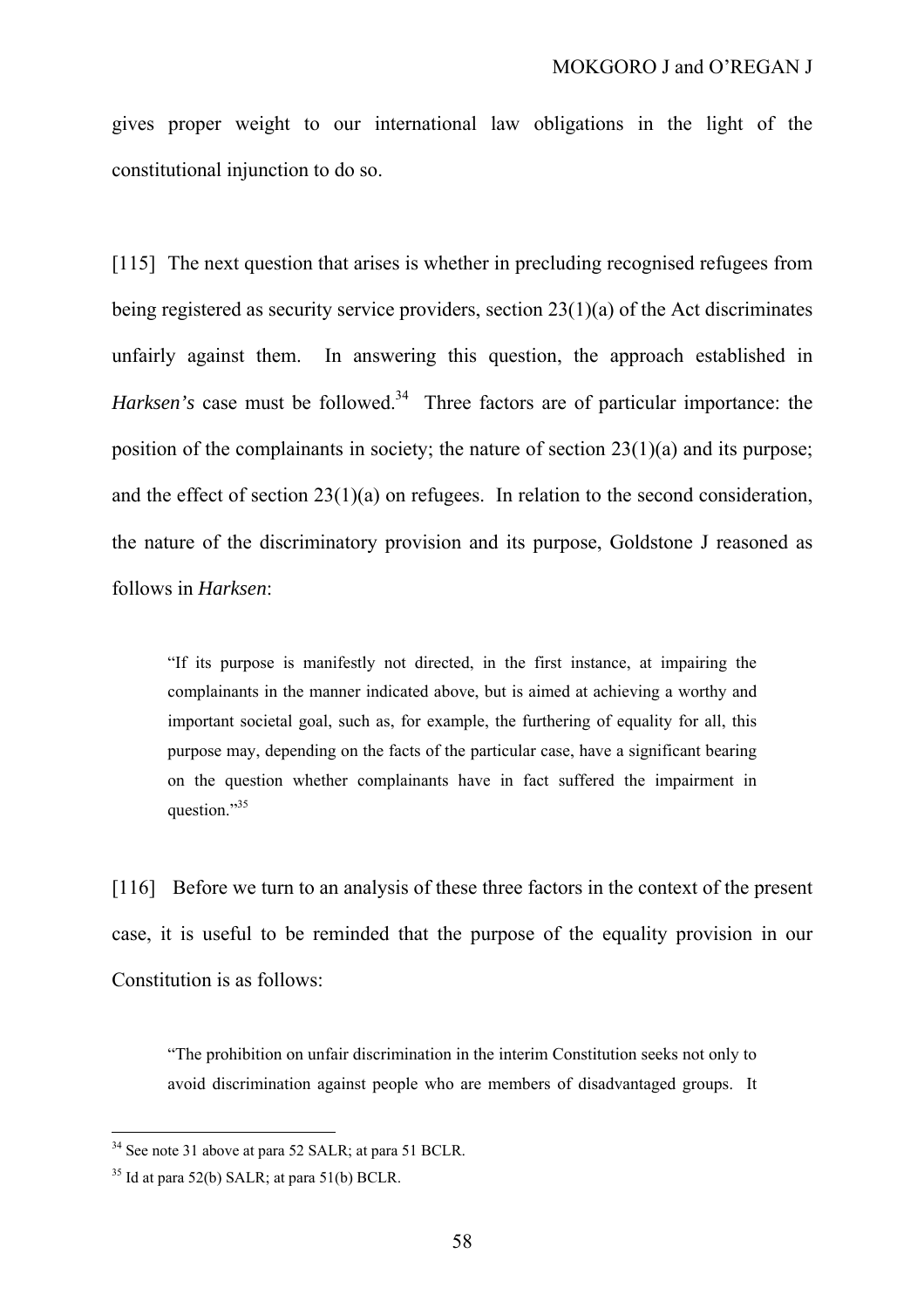gives proper weight to our international law obligations in the light of the constitutional injunction to do so.

[115] The next question that arises is whether in precluding recognised refugees from being registered as security service providers, section 23(1)(a) of the Act discriminates unfairly against them. In answering this question, the approach established in *Harksen's* case must be followed.[34] Three factors are of particular importance: the position of the complainants in society; the nature of section 23(1)(a) and its purpose; and the effect of section 23(1)(a) on refugees. In relation to the second consideration, the nature of the discriminatory provision and its purpose, Goldstone J reasoned as follows in *Harksen*:

> "If its purpose is manifestly not directed, in the first instance, at impairing the complainants in the manner indicated above, but is aimed at achieving a worthy and important societal goal, such as, for example, the furthering of equality for all, this purpose may, depending on the facts of the particular case, have a significant bearing on the question whether complainants have in fact suffered the impairment in question."[35]

[116] Before we turn to an analysis of these three factors in the context of the present case, it is useful to be reminded that the purpose of the equality provision in our Constitution is as follows:

> "The prohibition on unfair discrimination in the interim Constitution seeks not only to avoid discrimination against people who are members of disadvantaged groups. It

---

[34] See note 31 above at para 52 SALR; at para 51 BCLR.

[35] Id at para 52(b) SALR; at para 51(b) BCLR.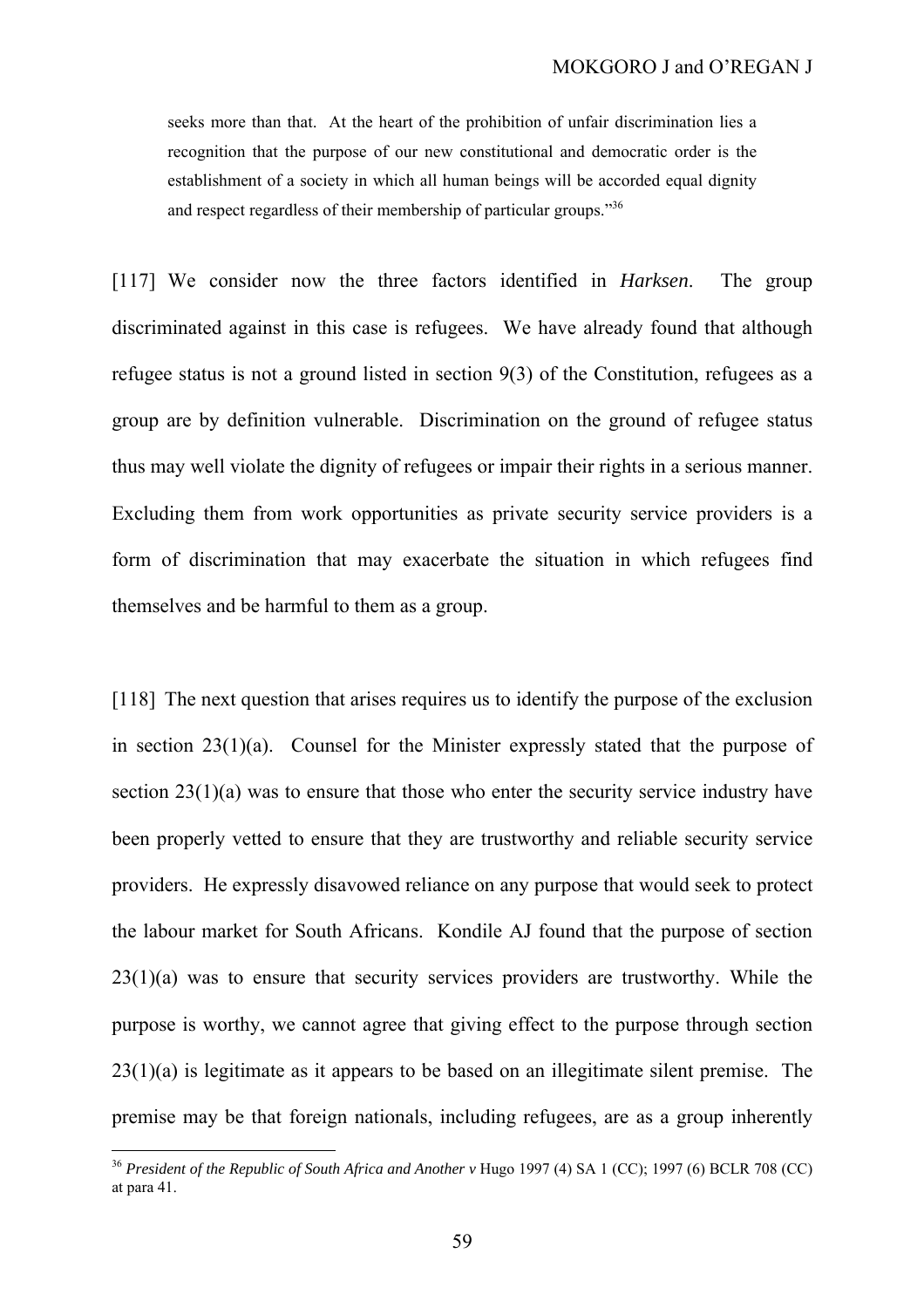> seeks more than that. At the heart of the prohibition of unfair discrimination lies a recognition that the purpose of our new constitutional and democratic order is the establishment of a society in which all human beings will be accorded equal dignity and respect regardless of their membership of particular groups."[36]

[117] We consider now the three factors identified in *Harksen*. The group discriminated against in this case is refugees. We have already found that although refugee status is not a ground listed in section 9(3) of the Constitution, refugees as a group are by definition vulnerable. Discrimination on the ground of refugee status thus may well violate the dignity of refugees or impair their rights in a serious manner. Excluding them from work opportunities as private security service providers is a form of discrimination that may exacerbate the situation in which refugees find themselves and be harmful to them as a group.

[118] The next question that arises requires us to identify the purpose of the exclusion in section 23(1)(a). Counsel for the Minister expressly stated that the purpose of section 23(1)(a) was to ensure that those who enter the security service industry have been properly vetted to ensure that they are trustworthy and reliable security service providers. He expressly disavowed reliance on any purpose that would seek to protect the labour market for South Africans. Kondile AJ found that the purpose of section 23(1)(a) was to ensure that security services providers are trustworthy. While the purpose is worthy, we cannot agree that giving effect to the purpose through section 23(1)(a) is legitimate as it appears to be based on an illegitimate silent premise. The premise may be that foreign nationals, including refugees, are as a group inherently

---

[36] *President of the Republic of South Africa and Another v* Hugo 1997 (4) SA 1 (CC); 1997 (6) BCLR 708 (CC) at para 41.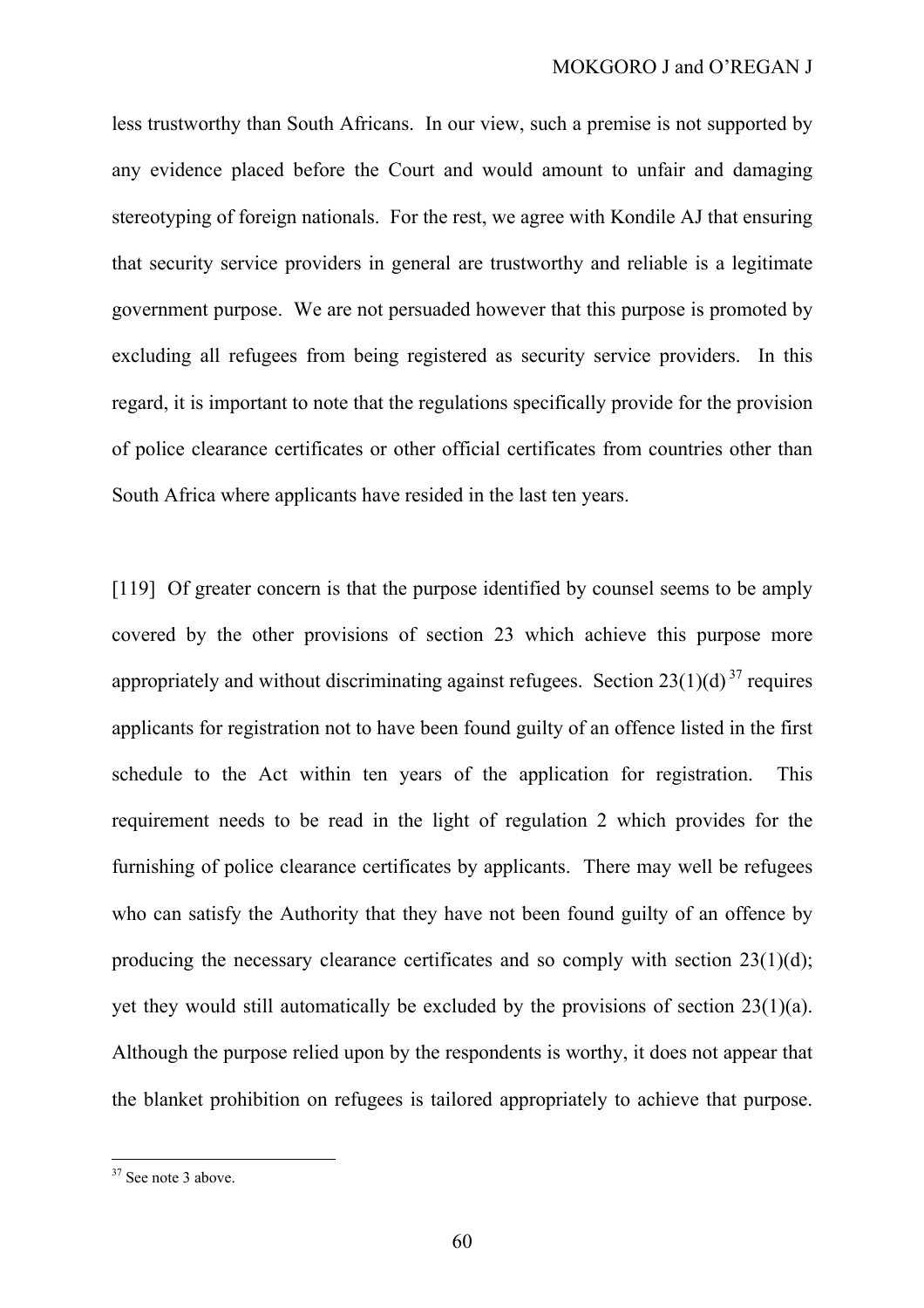less trustworthy than South Africans. In our view, such a premise is not supported by any evidence placed before the Court and would amount to unfair and damaging stereotyping of foreign nationals. For the rest, we agree with Kondile AJ that ensuring that security service providers in general are trustworthy and reliable is a legitimate government purpose. We are not persuaded however that this purpose is promoted by excluding all refugees from being registered as security service providers. In this regard, it is important to note that the regulations specifically provide for the provision of police clearance certificates or other official certificates from countries other than South Africa where applicants have resided in the last ten years.

[119] Of greater concern is that the purpose identified by counsel seems to be amply covered by the other provisions of section 23 which achieve this purpose more appropriately and without discriminating against refugees. Section 23(1)(d) [37] requires applicants for registration not to have been found guilty of an offence listed in the first schedule to the Act within ten years of the application for registration. This requirement needs to be read in the light of regulation 2 which provides for the furnishing of police clearance certificates by applicants. There may well be refugees who can satisfy the Authority that they have not been found guilty of an offence by producing the necessary clearance certificates and so comply with section 23(1)(d); yet they would still automatically be excluded by the provisions of section 23(1)(a). Although the purpose relied upon by the respondents is worthy, it does not appear that the blanket prohibition on refugees is tailored appropriately to achieve that purpose.

---

[37] See note 3 above.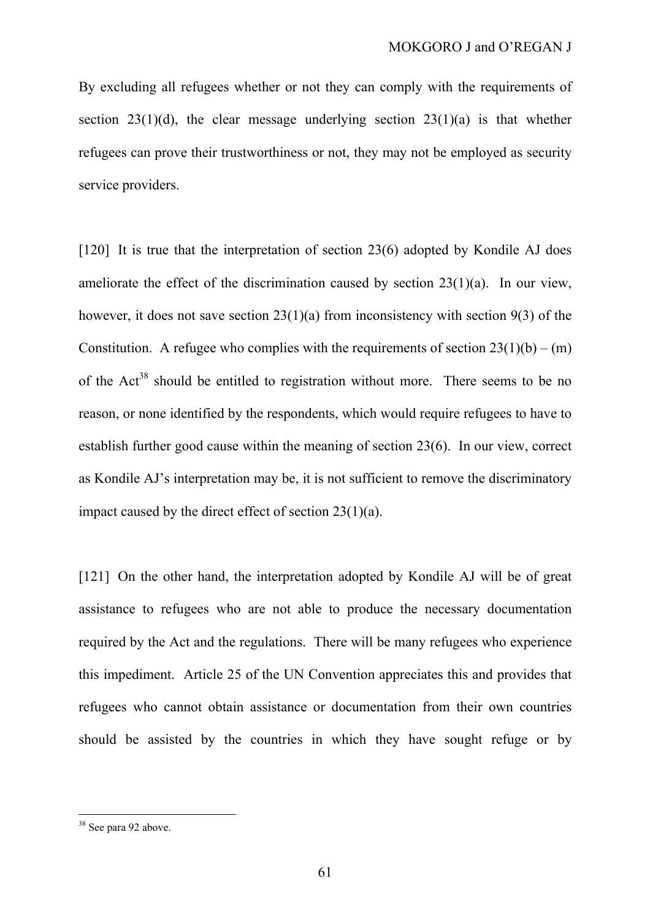By excluding all refugees whether or not they can comply with the requirements of section 23(1)(d), the clear message underlying section 23(1)(a) is that whether refugees can prove their trustworthiness or not, they may not be employed as security service providers.

[120] It is true that the interpretation of section 23(6) adopted by Kondile AJ does ameliorate the effect of the discrimination caused by section 23(1)(a). In our view, however, it does not save section 23(1)(a) from inconsistency with section 9(3) of the Constitution. A refugee who complies with the requirements of section 23(1)(b) – (m) of the Act[38] should be entitled to registration without more. There seems to be no reason, or none identified by the respondents, which would require refugees to have to establish further good cause within the meaning of section 23(6). In our view, correct as Kondile AJ's interpretation may be, it is not sufficient to remove the discriminatory impact caused by the direct effect of section 23(1)(a).

[121] On the other hand, the interpretation adopted by Kondile AJ will be of great assistance to refugees who are not able to produce the necessary documentation required by the Act and the regulations. There will be many refugees who experience this impediment. Article 25 of the UN Convention appreciates this and provides that refugees who cannot obtain assistance or documentation from their own countries should be assisted by the countries in which they have sought refuge or by

---

[38] See para 92 above.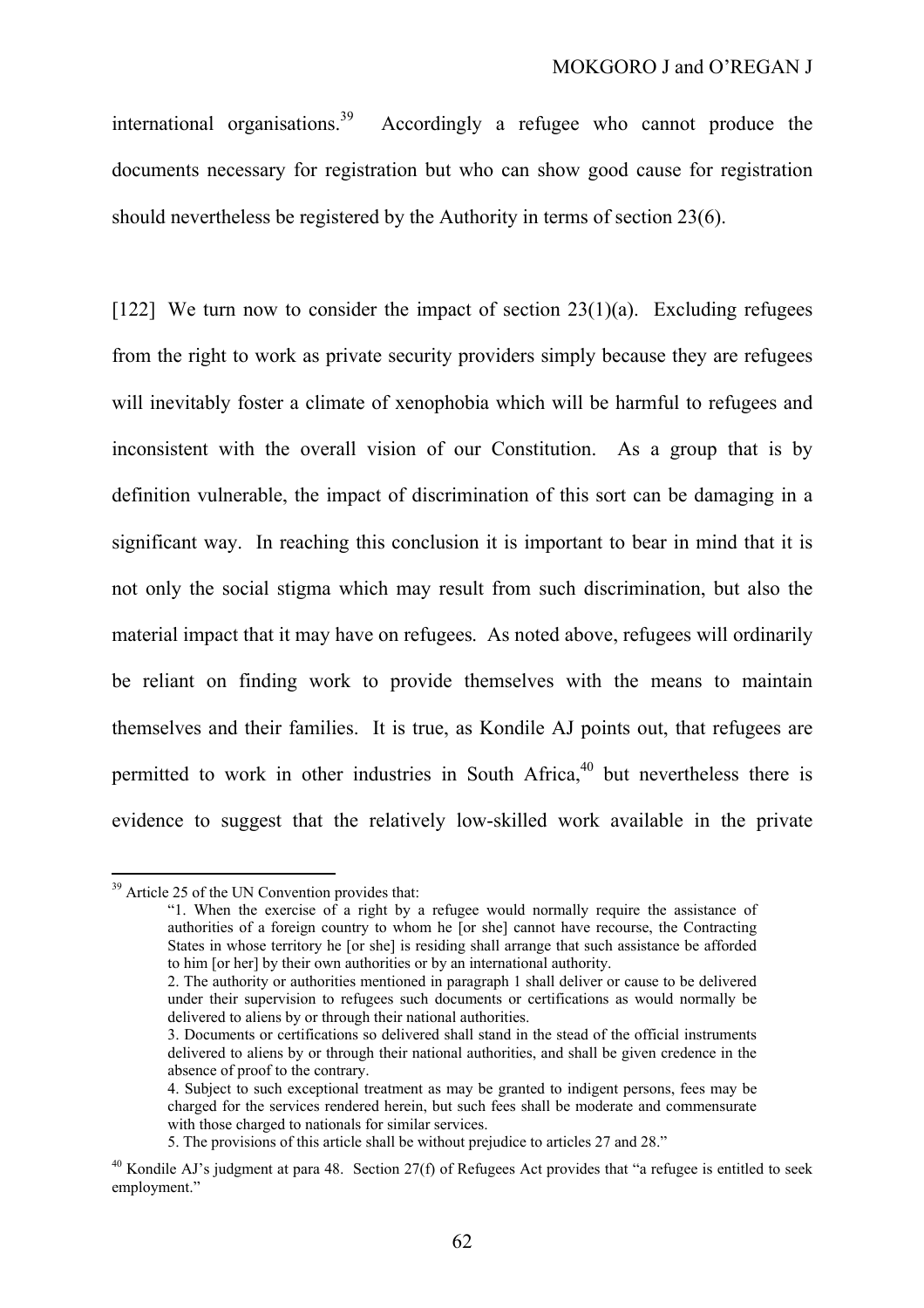international organisations.[39] Accordingly a refugee who cannot produce the documents necessary for registration but who can show good cause for registration should nevertheless be registered by the Authority in terms of section 23(6).

[122] We turn now to consider the impact of section 23(1)(a). Excluding refugees from the right to work as private security providers simply because they are refugees will inevitably foster a climate of xenophobia which will be harmful to refugees and inconsistent with the overall vision of our Constitution. As a group that is by definition vulnerable, the impact of discrimination of this sort can be damaging in a significant way. In reaching this conclusion it is important to bear in mind that it is not only the social stigma which may result from such discrimination, but also the material impact that it may have on refugees. As noted above, refugees will ordinarily be reliant on finding work to provide themselves with the means to maintain themselves and their families. It is true, as Kondile AJ points out, that refugees are permitted to work in other industries in South Africa,[40] but nevertheless there is evidence to suggest that the relatively low-skilled work available in the private

---

[39] Article 25 of the UN Convention provides that:

> "1. When the exercise of a right by a refugee would normally require the assistance of authorities of a foreign country to whom he [or she] cannot have recourse, the Contracting States in whose territory he [or she] is residing shall arrange that such assistance be afforded to him [or her] by their own authorities or by an international authority.
>
> 2. The authority or authorities mentioned in paragraph 1 shall deliver or cause to be delivered under their supervision to refugees such documents or certifications as would normally be delivered to aliens by or through their national authorities.
>
> 3. Documents or certifications so delivered shall stand in the stead of the official instruments delivered to aliens by or through their national authorities, and shall be given credence in the absence of proof to the contrary.
>
> 4. Subject to such exceptional treatment as may be granted to indigent persons, fees may be charged for the services rendered herein, but such fees shall be moderate and commensurate with those charged to nationals for similar services.
>
> 5. The provisions of this article shall be without prejudice to articles 27 and 28."

[40] Kondile AJ's judgment at para 48. Section 27(f) of Refugees Act provides that "a refugee is entitled to seek employment."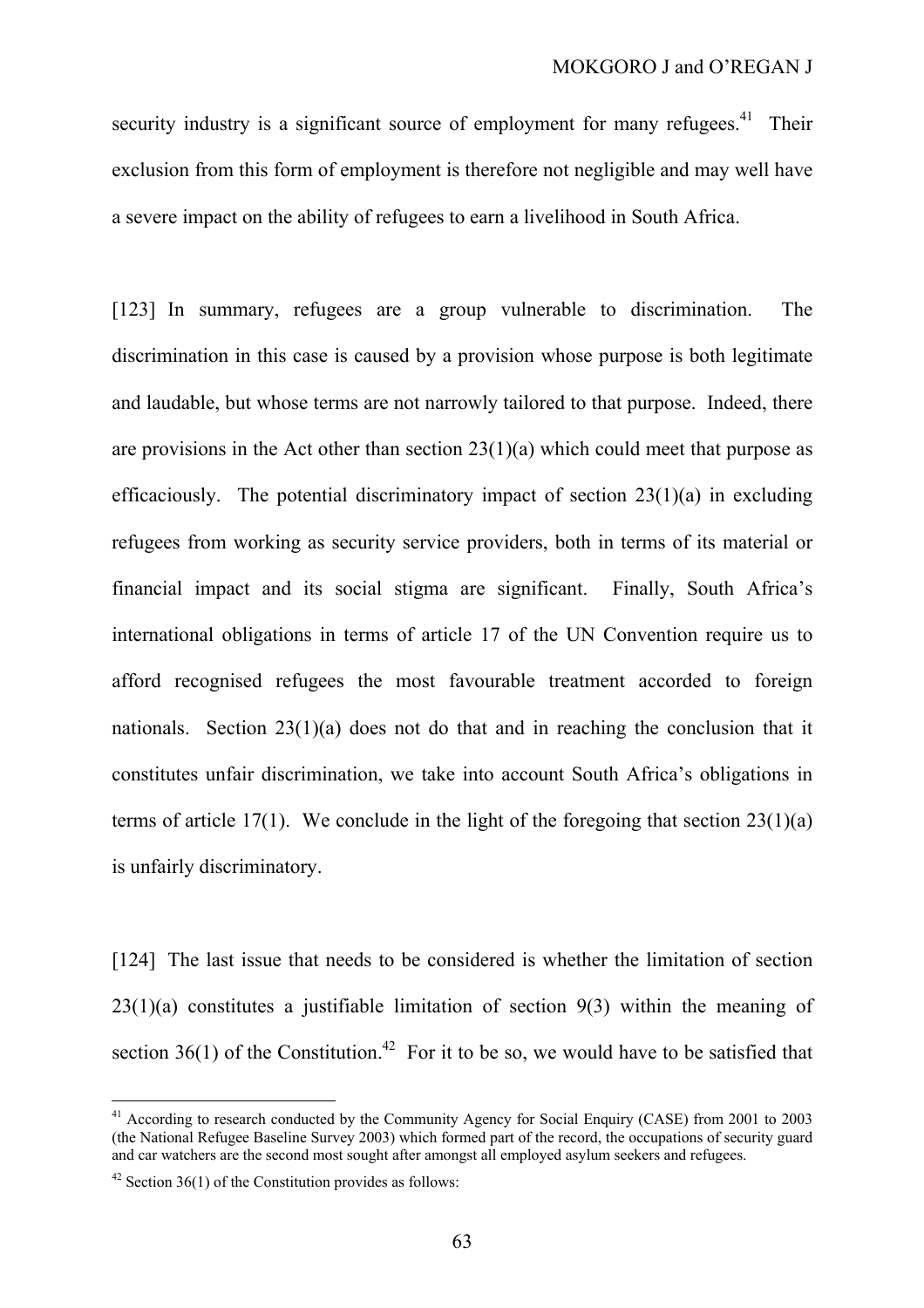security industry is a significant source of employment for many refugees.[41] Their exclusion from this form of employment is therefore not negligible and may well have a severe impact on the ability of refugees to earn a livelihood in South Africa.

[123] In summary, refugees are a group vulnerable to discrimination. The discrimination in this case is caused by a provision whose purpose is both legitimate and laudable, but whose terms are not narrowly tailored to that purpose. Indeed, there are provisions in the Act other than section 23(1)(a) which could meet that purpose as efficaciously. The potential discriminatory impact of section 23(1)(a) in excluding refugees from working as security service providers, both in terms of its material or financial impact and its social stigma are significant. Finally, South Africa's international obligations in terms of article 17 of the UN Convention require us to afford recognised refugees the most favourable treatment accorded to foreign nationals. Section 23(1)(a) does not do that and in reaching the conclusion that it constitutes unfair discrimination, we take into account South Africa's obligations in terms of article 17(1). We conclude in the light of the foregoing that section 23(1)(a) is unfairly discriminatory.

[124] The last issue that needs to be considered is whether the limitation of section 23(1)(a) constitutes a justifiable limitation of section 9(3) within the meaning of section 36(1) of the Constitution.[42] For it to be so, we would have to be satisfied that

---

[41] According to research conducted by the Community Agency for Social Enquiry (CASE) from 2001 to 2003 (the National Refugee Baseline Survey 2003) which formed part of the record, the occupations of security guard and car watchers are the second most sought after amongst all employed asylum seekers and refugees.

[42] Section 36(1) of the Constitution provides as follows: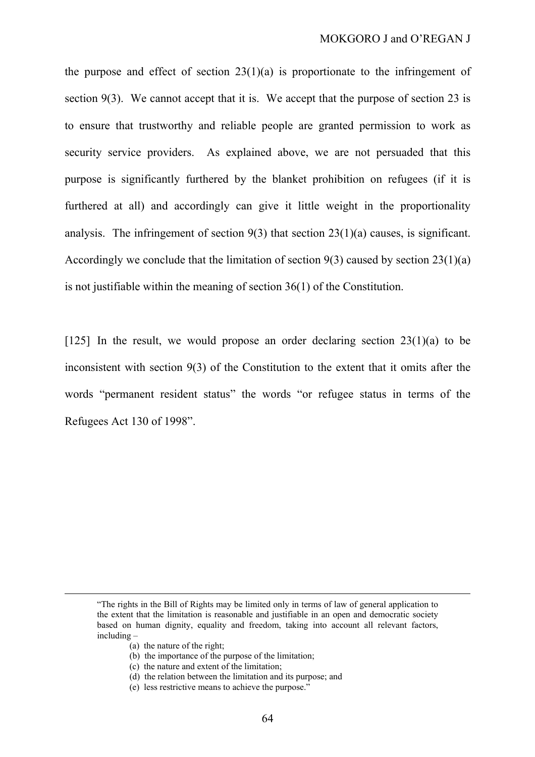the purpose and effect of section 23(1)(a) is proportionate to the infringement of section 9(3). We cannot accept that it is. We accept that the purpose of section 23 is to ensure that trustworthy and reliable people are granted permission to work as security service providers. As explained above, we are not persuaded that this purpose is significantly furthered by the blanket prohibition on refugees (if it is furthered at all) and accordingly can give it little weight in the proportionality analysis. The infringement of section 9(3) that section 23(1)(a) causes, is significant. Accordingly we conclude that the limitation of section 9(3) caused by section 23(1)(a) is not justifiable within the meaning of section 36(1) of the Constitution.

[125] In the result, we would propose an order declaring section 23(1)(a) to be inconsistent with section 9(3) of the Constitution to the extent that it omits after the words "permanent resident status" the words "or refugee status in terms of the Refugees Act 130 of 1998".

---

"The rights in the Bill of Rights may be limited only in terms of law of general application to the extent that the limitation is reasonable and justifiable in an open and democratic society based on human dignity, equality and freedom, taking into account all relevant factors, including –

(a) the nature of the right;
(b) the importance of the purpose of the limitation;
(c) the nature and extent of the limitation;
(d) the relation between the limitation and its purpose; and
(e) less restrictive means to achieve the purpose."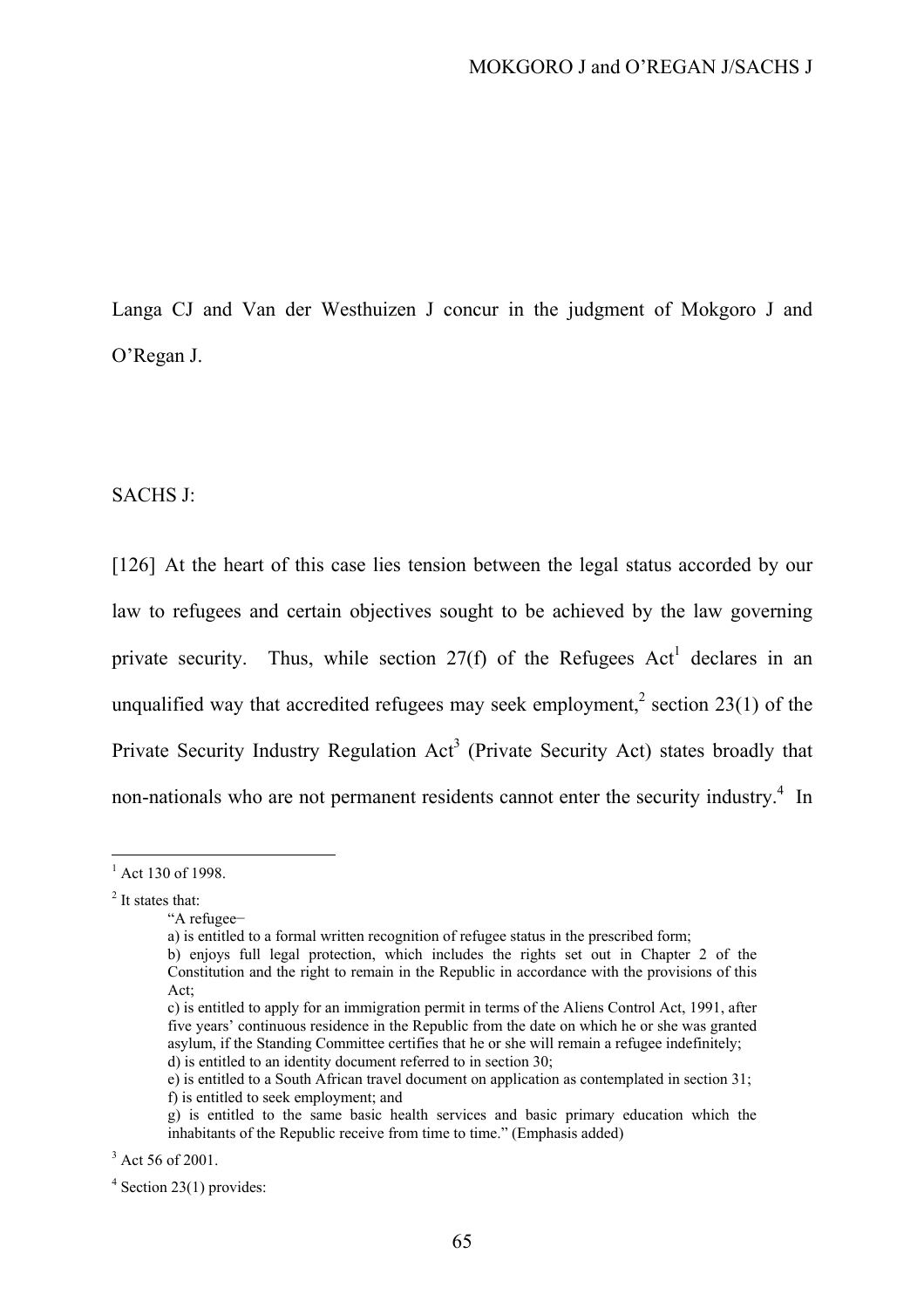Langa CJ and Van der Westhuizen J concur in the judgment of Mokgoro J and O'Regan J.

SACHS J:

[126] At the heart of this case lies tension between the legal status accorded by our law to refugees and certain objectives sought to be achieved by the law governing private security. Thus, while section 27(f) of the Refugees Act[1] declares in an unqualified way that accredited refugees may seek employment,[2] section 23(1) of the Private Security Industry Regulation Act[3] (Private Security Act) states broadly that non-nationals who are not permanent residents cannot enter the security industry.[4] In

---

[1] Act 130 of 1998.

[2] It states that:

> "A refugee–
> a) is entitled to a formal written recognition of refugee status in the prescribed form;
> b) enjoys full legal protection, which includes the rights set out in Chapter 2 of the Constitution and the right to remain in the Republic in accordance with the provisions of this Act;
> c) is entitled to apply for an immigration permit in terms of the Aliens Control Act, 1991, after five years' continuous residence in the Republic from the date on which he or she was granted asylum, if the Standing Committee certifies that he or she will remain a refugee indefinitely;
> d) is entitled to an identity document referred to in section 30;
> e) is entitled to a South African travel document on application as contemplated in section 31;
> f) is entitled to seek employment; and
> g) is entitled to the same basic health services and basic primary education which the inhabitants of the Republic receive from time to time." (Emphasis added)

[3] Act 56 of 2001.

[4] Section 23(1) provides: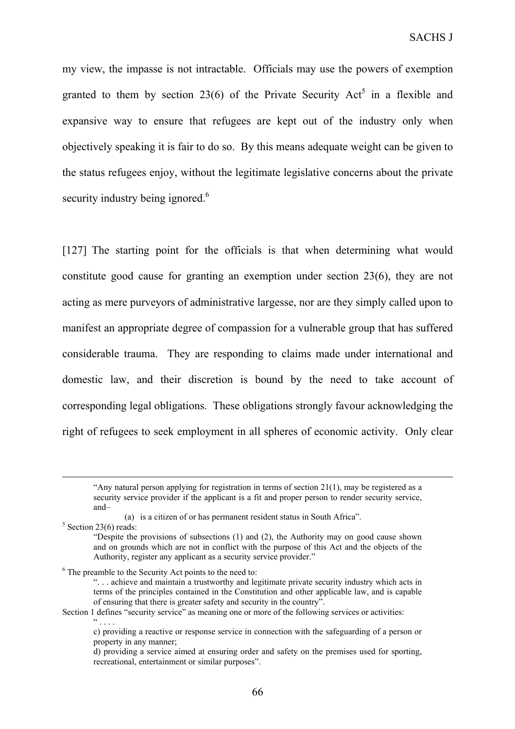my view, the impasse is not intractable. Officials may use the powers of exemption granted to them by section 23(6) of the Private Security Act[5] in a flexible and expansive way to ensure that refugees are kept out of the industry only when objectively speaking it is fair to do so. By this means adequate weight can be given to the status refugees enjoy, without the legitimate legislative concerns about the private security industry being ignored.[6]

[127] The starting point for the officials is that when determining what would constitute good cause for granting an exemption under section 23(6), they are not acting as mere purveyors of administrative largesse, nor are they simply called upon to manifest an appropriate degree of compassion for a vulnerable group that has suffered considerable trauma. They are responding to claims made under international and domestic law, and their discretion is bound by the need to take account of corresponding legal obligations. These obligations strongly favour acknowledging the right of refugees to seek employment in all spheres of economic activity. Only clear

---

> "Any natural person applying for registration in terms of section 21(1), may be registered as a security service provider if the applicant is a fit and proper person to render security service, and–
>
> (a) is a citizen of or has permanent resident status in South Africa".

[5] Section 23(6) reads:

> "Despite the provisions of subsections (1) and (2), the Authority may on good cause shown and on grounds which are not in conflict with the purpose of this Act and the objects of the Authority, register any applicant as a security service provider."

[6] The preamble to the Security Act points to the need to:

> ". . . achieve and maintain a trustworthy and legitimate private security industry which acts in terms of the principles contained in the Constitution and other applicable law, and is capable of ensuring that there is greater safety and security in the country".

Section 1 defines "security service" as meaning one or more of the following services or activities:

> " . . . .
>
> c) providing a reactive or response service in connection with the safeguarding of a person or property in any manner;
>
> d) providing a service aimed at ensuring order and safety on the premises used for sporting, recreational, entertainment or similar purposes".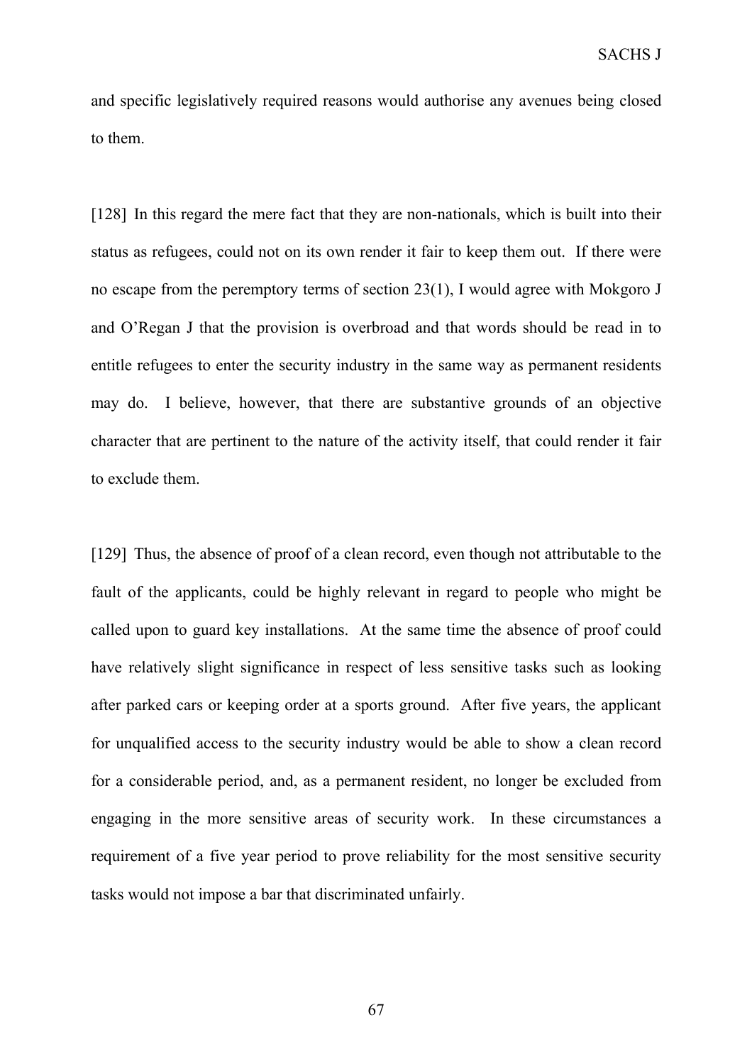and specific legislatively required reasons would authorise any avenues being closed to them.

[128] In this regard the mere fact that they are non-nationals, which is built into their status as refugees, could not on its own render it fair to keep them out. If there were no escape from the peremptory terms of section 23(1), I would agree with Mokgoro J and O'Regan J that the provision is overbroad and that words should be read in to entitle refugees to enter the security industry in the same way as permanent residents may do. I believe, however, that there are substantive grounds of an objective character that are pertinent to the nature of the activity itself, that could render it fair to exclude them.

[129] Thus, the absence of proof of a clean record, even though not attributable to the fault of the applicants, could be highly relevant in regard to people who might be called upon to guard key installations. At the same time the absence of proof could have relatively slight significance in respect of less sensitive tasks such as looking after parked cars or keeping order at a sports ground. After five years, the applicant for unqualified access to the security industry would be able to show a clean record for a considerable period, and, as a permanent resident, no longer be excluded from engaging in the more sensitive areas of security work. In these circumstances a requirement of a five year period to prove reliability for the most sensitive security tasks would not impose a bar that discriminated unfairly.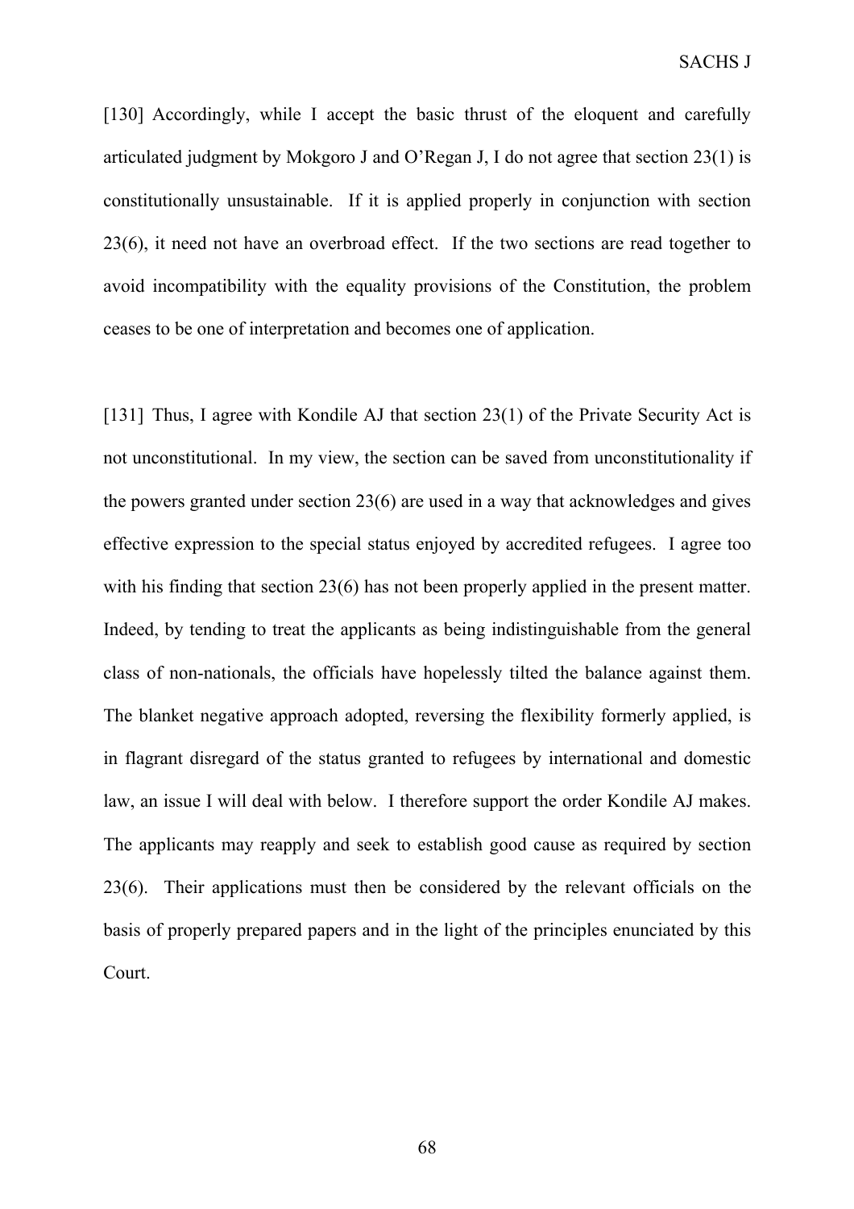[130] Accordingly, while I accept the basic thrust of the eloquent and carefully articulated judgment by Mokgoro J and O'Regan J, I do not agree that section 23(1) is constitutionally unsustainable. If it is applied properly in conjunction with section 23(6), it need not have an overbroad effect. If the two sections are read together to avoid incompatibility with the equality provisions of the Constitution, the problem ceases to be one of interpretation and becomes one of application.

[131] Thus, I agree with Kondile AJ that section 23(1) of the Private Security Act is not unconstitutional. In my view, the section can be saved from unconstitutionality if the powers granted under section 23(6) are used in a way that acknowledges and gives effective expression to the special status enjoyed by accredited refugees. I agree too with his finding that section 23(6) has not been properly applied in the present matter. Indeed, by tending to treat the applicants as being indistinguishable from the general class of non-nationals, the officials have hopelessly tilted the balance against them. The blanket negative approach adopted, reversing the flexibility formerly applied, is in flagrant disregard of the status granted to refugees by international and domestic law, an issue I will deal with below. I therefore support the order Kondile AJ makes. The applicants may reapply and seek to establish good cause as required by section 23(6). Their applications must then be considered by the relevant officials on the basis of properly prepared papers and in the light of the principles enunciated by this Court.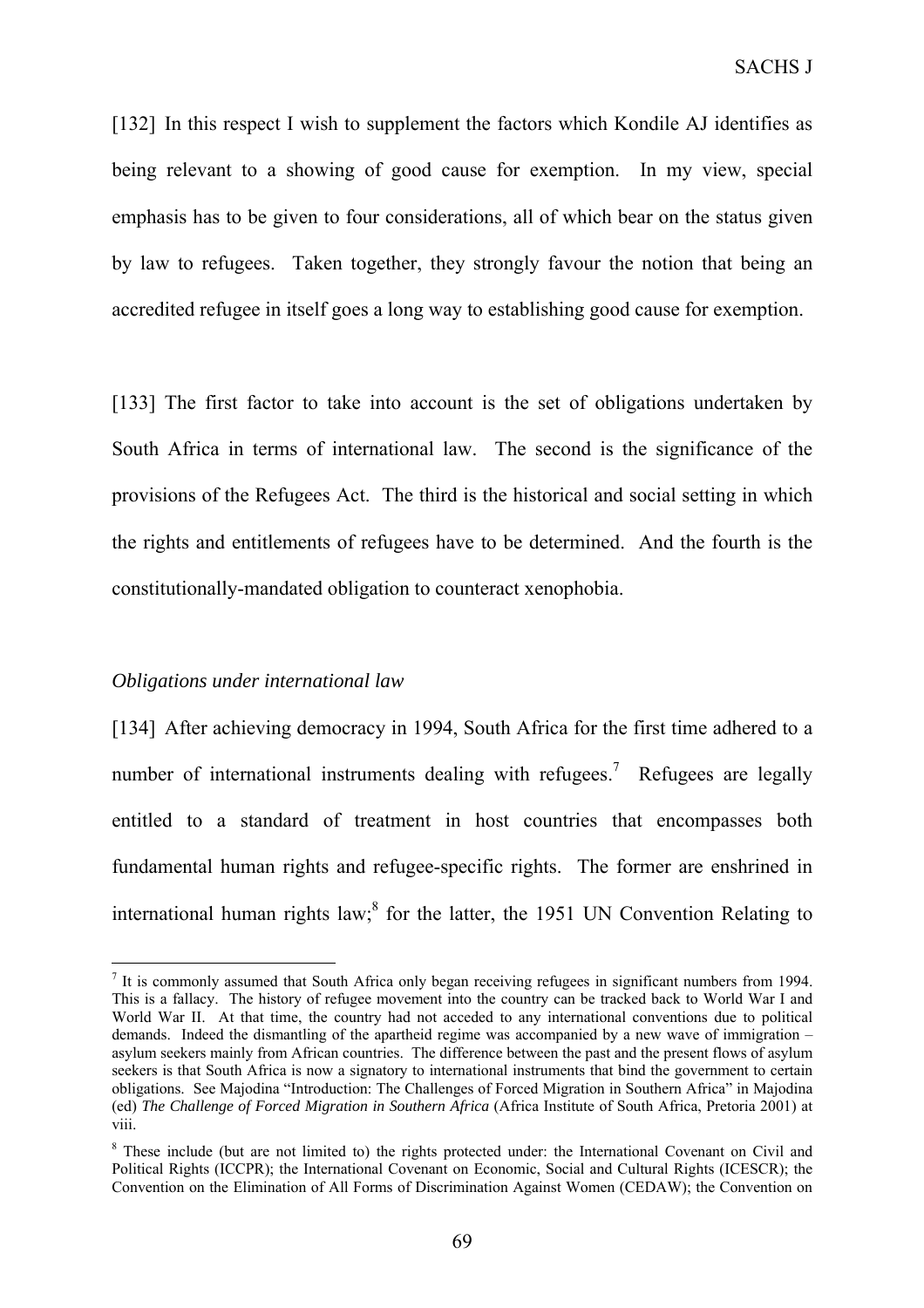[132] In this respect I wish to supplement the factors which Kondile AJ identifies as being relevant to a showing of good cause for exemption. In my view, special emphasis has to be given to four considerations, all of which bear on the status given by law to refugees. Taken together, they strongly favour the notion that being an accredited refugee in itself goes a long way to establishing good cause for exemption.

[133] The first factor to take into account is the set of obligations undertaken by South Africa in terms of international law. The second is the significance of the provisions of the Refugees Act. The third is the historical and social setting in which the rights and entitlements of refugees have to be determined. And the fourth is the constitutionally-mandated obligation to counteract xenophobia.

*Obligations under international law*

[134] After achieving democracy in 1994, South Africa for the first time adhered to a number of international instruments dealing with refugees.[7] Refugees are legally entitled to a standard of treatment in host countries that encompasses both fundamental human rights and refugee-specific rights. The former are enshrined in international human rights law;[8] for the latter, the 1951 UN Convention Relating to

---

[7] It is commonly assumed that South Africa only began receiving refugees in significant numbers from 1994. This is a fallacy. The history of refugee movement into the country can be tracked back to World War I and World War II. At that time, the country had not acceded to any international conventions due to political demands. Indeed the dismantling of the apartheid regime was accompanied by a new wave of immigration – asylum seekers mainly from African countries. The difference between the past and the present flows of asylum seekers is that South Africa is now a signatory to international instruments that bind the government to certain obligations. See Majodina "Introduction: The Challenges of Forced Migration in Southern Africa" in Majodina (ed) *The Challenge of Forced Migration in Southern Africa* (Africa Institute of South Africa, Pretoria 2001) at viii.

[8] These include (but are not limited to) the rights protected under: the International Covenant on Civil and Political Rights (ICCPR); the International Covenant on Economic, Social and Cultural Rights (ICESCR); the Convention on the Elimination of All Forms of Discrimination Against Women (CEDAW); the Convention on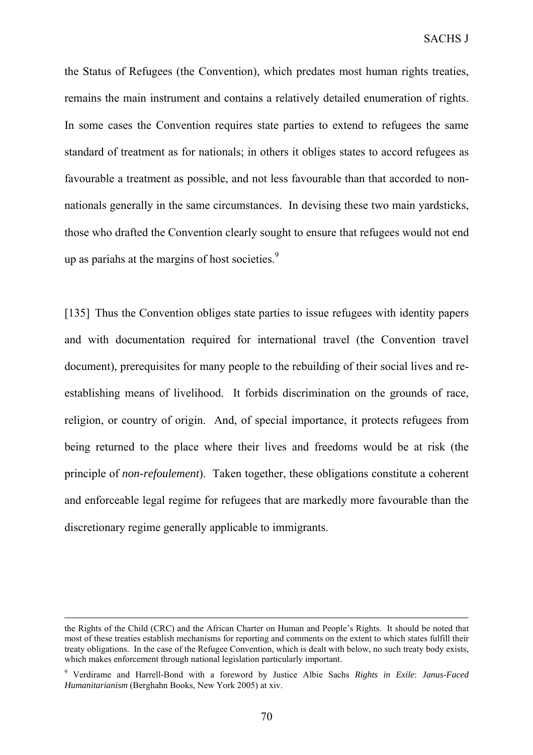the Status of Refugees (the Convention), which predates most human rights treaties, remains the main instrument and contains a relatively detailed enumeration of rights. In some cases the Convention requires state parties to extend to refugees the same standard of treatment as for nationals; in others it obliges states to accord refugees as favourable a treatment as possible, and not less favourable than that accorded to non-nationals generally in the same circumstances. In devising these two main yardsticks, those who drafted the Convention clearly sought to ensure that refugees would not end up as pariahs at the margins of host societies.[9]

[135] Thus the Convention obliges state parties to issue refugees with identity papers and with documentation required for international travel (the Convention travel document), prerequisites for many people to the rebuilding of their social lives and re-establishing means of livelihood. It forbids discrimination on the grounds of race, religion, or country of origin. And, of special importance, it protects refugees from being returned to the place where their lives and freedoms would be at risk (the principle of *non-refoulement*). Taken together, these obligations constitute a coherent and enforceable legal regime for refugees that are markedly more favourable than the discretionary regime generally applicable to immigrants.

---

the Rights of the Child (CRC) and the African Charter on Human and People's Rights. It should be noted that most of these treaties establish mechanisms for reporting and comments on the extent to which states fulfill their treaty obligations. In the case of the Refugee Convention, which is dealt with below, no such treaty body exists, which makes enforcement through national legislation particularly important.

[9] Verdirame and Harrell-Bond with a foreword by Justice Albie Sachs *Rights in Exile*: *Janus-Faced Humanitarianism* (Berghahn Books, New York 2005) at xiv.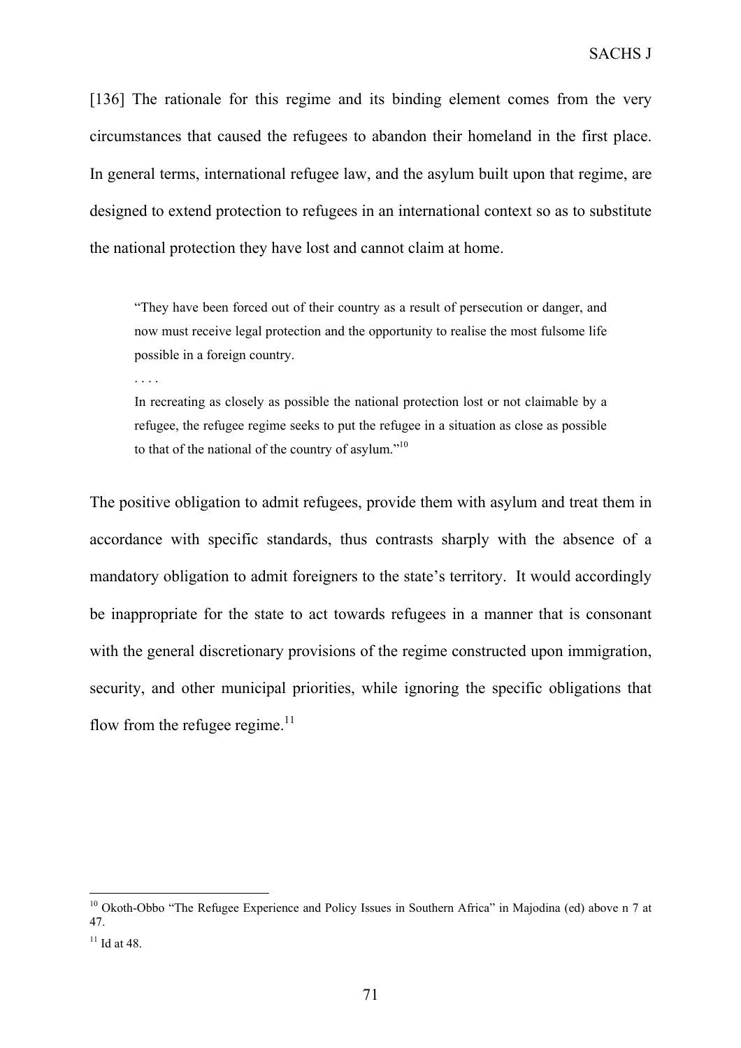[136] The rationale for this regime and its binding element comes from the very circumstances that caused the refugees to abandon their homeland in the first place. In general terms, international refugee law, and the asylum built upon that regime, are designed to extend protection to refugees in an international context so as to substitute the national protection they have lost and cannot claim at home.

> "They have been forced out of their country as a result of persecution or danger, and now must receive legal protection and the opportunity to realise the most fulsome life possible in a foreign country.
>
> . . . .
>
> In recreating as closely as possible the national protection lost or not claimable by a refugee, the refugee regime seeks to put the refugee in a situation as close as possible to that of the national of the country of asylum."[10]

The positive obligation to admit refugees, provide them with asylum and treat them in accordance with specific standards, thus contrasts sharply with the absence of a mandatory obligation to admit foreigners to the state's territory. It would accordingly be inappropriate for the state to act towards refugees in a manner that is consonant with the general discretionary provisions of the regime constructed upon immigration, security, and other municipal priorities, while ignoring the specific obligations that flow from the refugee regime.[11]

---

[10] Okoth-Obbo "The Refugee Experience and Policy Issues in Southern Africa" in Majodina (ed) above n 7 at 47.

[11] Id at 48.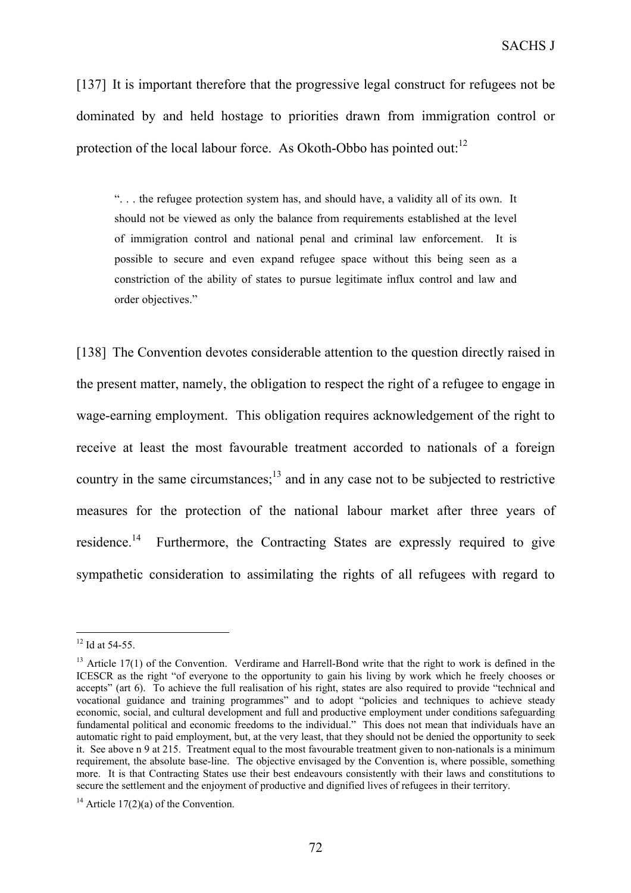[137] It is important therefore that the progressive legal construct for refugees not be dominated by and held hostage to priorities drawn from immigration control or protection of the local labour force. As Okoth-Obbo has pointed out:[12]

> ". . . the refugee protection system has, and should have, a validity all of its own. It should not be viewed as only the balance from requirements established at the level of immigration control and national penal and criminal law enforcement. It is possible to secure and even expand refugee space without this being seen as a constriction of the ability of states to pursue legitimate influx control and law and order objectives."

[138] The Convention devotes considerable attention to the question directly raised in the present matter, namely, the obligation to respect the right of a refugee to engage in wage-earning employment. This obligation requires acknowledgement of the right to receive at least the most favourable treatment accorded to nationals of a foreign country in the same circumstances;[13] and in any case not to be subjected to restrictive measures for the protection of the national labour market after three years of residence.[14] Furthermore, the Contracting States are expressly required to give sympathetic consideration to assimilating the rights of all refugees with regard to

---

[12] Id at 54-55.

[13] Article 17(1) of the Convention. Verdirame and Harrell-Bond write that the right to work is defined in the ICESCR as the right "of everyone to the opportunity to gain his living by work which he freely chooses or accepts" (art 6). To achieve the full realisation of his right, states are also required to provide "technical and vocational guidance and training programmes" and to adopt "policies and techniques to achieve steady economic, social, and cultural development and full and productive employment under conditions safeguarding fundamental political and economic freedoms to the individual." This does not mean that individuals have an automatic right to paid employment, but, at the very least, that they should not be denied the opportunity to seek it. See above n 9 at 215. Treatment equal to the most favourable treatment given to non-nationals is a minimum requirement, the absolute base-line. The objective envisaged by the Convention is, where possible, something more. It is that Contracting States use their best endeavours consistently with their laws and constitutions to secure the settlement and the enjoyment of productive and dignified lives of refugees in their territory.

[14] Article 17(2)(a) of the Convention.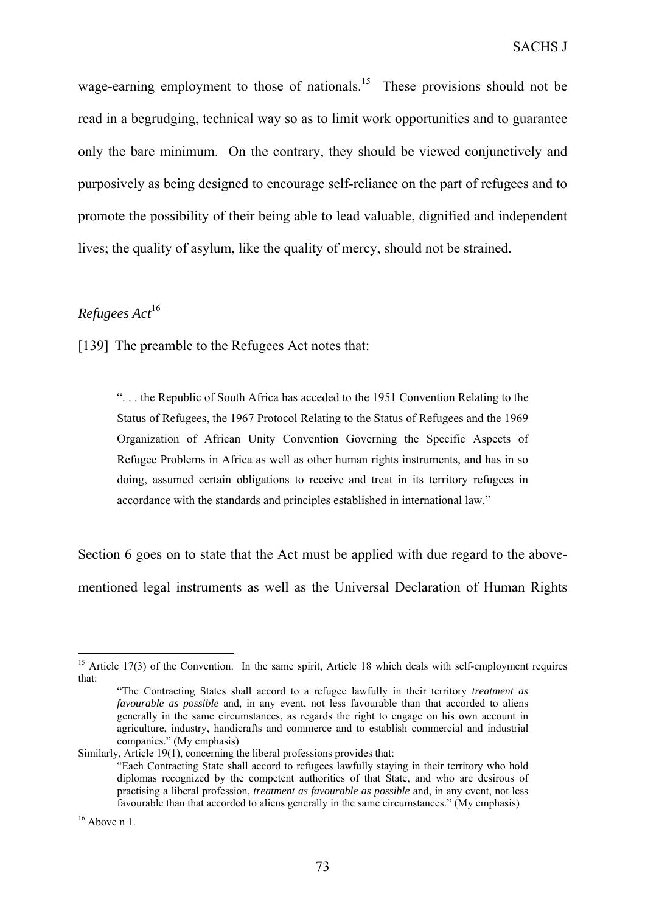wage-earning employment to those of nationals.[15] These provisions should not be read in a begrudging, technical way so as to limit work opportunities and to guarantee only the bare minimum. On the contrary, they should be viewed conjunctively and purposively as being designed to encourage self-reliance on the part of refugees and to promote the possibility of their being able to lead valuable, dignified and independent lives; the quality of asylum, like the quality of mercy, should not be strained.

*Refugees Act*[16]

[139] The preamble to the Refugees Act notes that:

> ". . . the Republic of South Africa has acceded to the 1951 Convention Relating to the Status of Refugees, the 1967 Protocol Relating to the Status of Refugees and the 1969 Organization of African Unity Convention Governing the Specific Aspects of Refugee Problems in Africa as well as other human rights instruments, and has in so doing, assumed certain obligations to receive and treat in its territory refugees in accordance with the standards and principles established in international law."

Section 6 goes on to state that the Act must be applied with due regard to the above-mentioned legal instruments as well as the Universal Declaration of Human Rights

---

[15] Article 17(3) of the Convention. In the same spirit, Article 18 which deals with self-employment requires that:

> "The Contracting States shall accord to a refugee lawfully in their territory *treatment as favourable as possible* and, in any event, not less favourable than that accorded to aliens generally in the same circumstances, as regards the right to engage on his own account in agriculture, industry, handicrafts and commerce and to establish commercial and industrial companies." (My emphasis)

Similarly, Article 19(1), concerning the liberal professions provides that:

> "Each Contracting State shall accord to refugees lawfully staying in their territory who hold diplomas recognized by the competent authorities of that State, and who are desirous of practising a liberal profession, *treatment as favourable as possible* and, in any event, not less favourable than that accorded to aliens generally in the same circumstances." (My emphasis)

[16] Above n 1.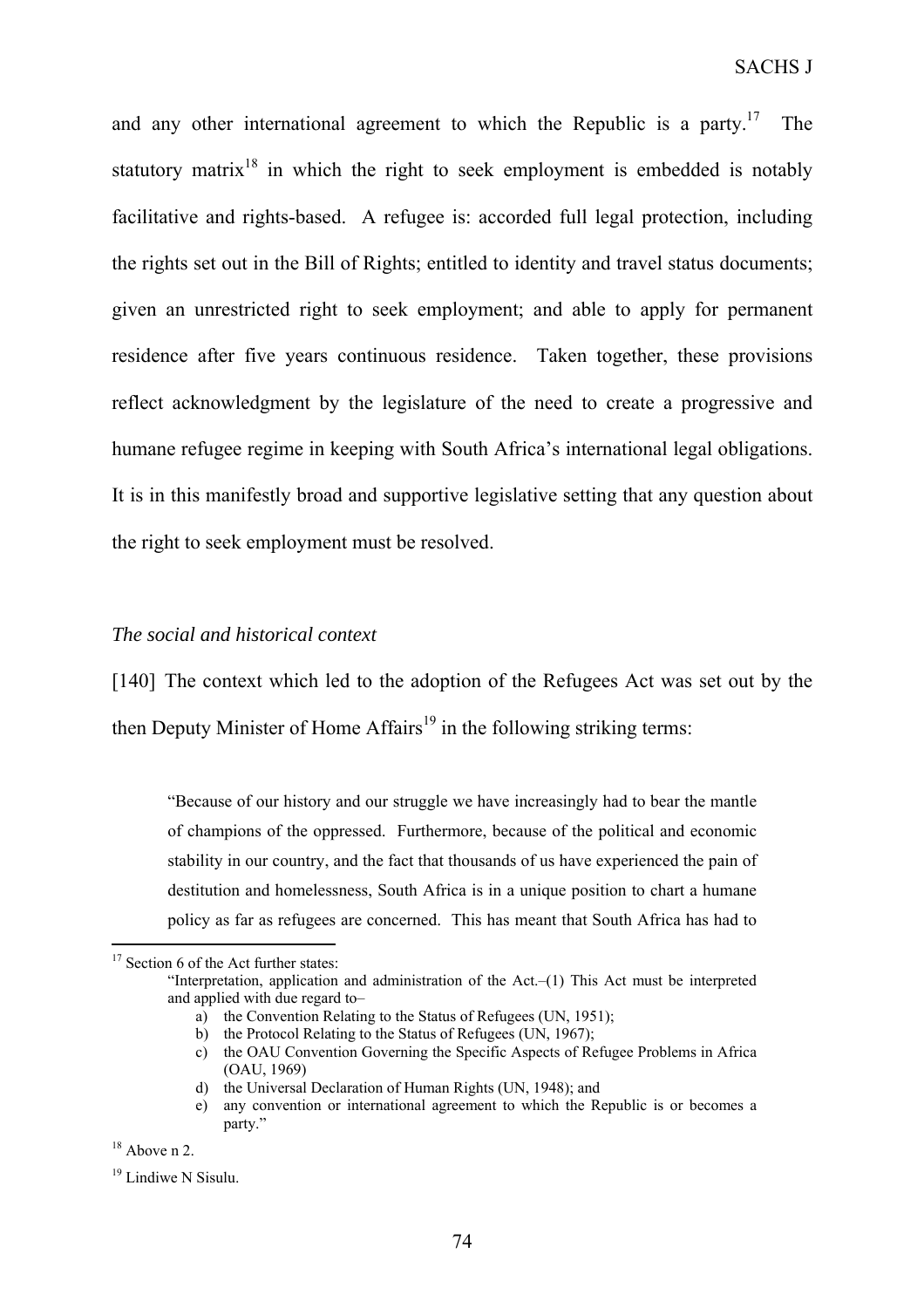and any other international agreement to which the Republic is a party.[17] The statutory matrix[18] in which the right to seek employment is embedded is notably facilitative and rights-based. A refugee is: accorded full legal protection, including the rights set out in the Bill of Rights; entitled to identity and travel status documents; given an unrestricted right to seek employment; and able to apply for permanent residence after five years continuous residence. Taken together, these provisions reflect acknowledgment by the legislature of the need to create a progressive and humane refugee regime in keeping with South Africa's international legal obligations. It is in this manifestly broad and supportive legislative setting that any question about the right to seek employment must be resolved.

*The social and historical context*

[140] The context which led to the adoption of the Refugees Act was set out by the then Deputy Minister of Home Affairs[19] in the following striking terms:

> "Because of our history and our struggle we have increasingly had to bear the mantle of champions of the oppressed. Furthermore, because of the political and economic stability in our country, and the fact that thousands of us have experienced the pain of destitution and homelessness, South Africa is in a unique position to chart a humane policy as far as refugees are concerned. This has meant that South Africa has had to

---

[17] Section 6 of the Act further states:

> "Interpretation, application and administration of the Act.–(1) This Act must be interpreted and applied with due regard to–
>
> a) the Convention Relating to the Status of Refugees (UN, 1951);
> b) the Protocol Relating to the Status of Refugees (UN, 1967);
> c) the OAU Convention Governing the Specific Aspects of Refugee Problems in Africa (OAU, 1969)
> d) the Universal Declaration of Human Rights (UN, 1948); and
> e) any convention or international agreement to which the Republic is or becomes a party."

[18] Above n 2.

[19] Lindiwe N Sisulu.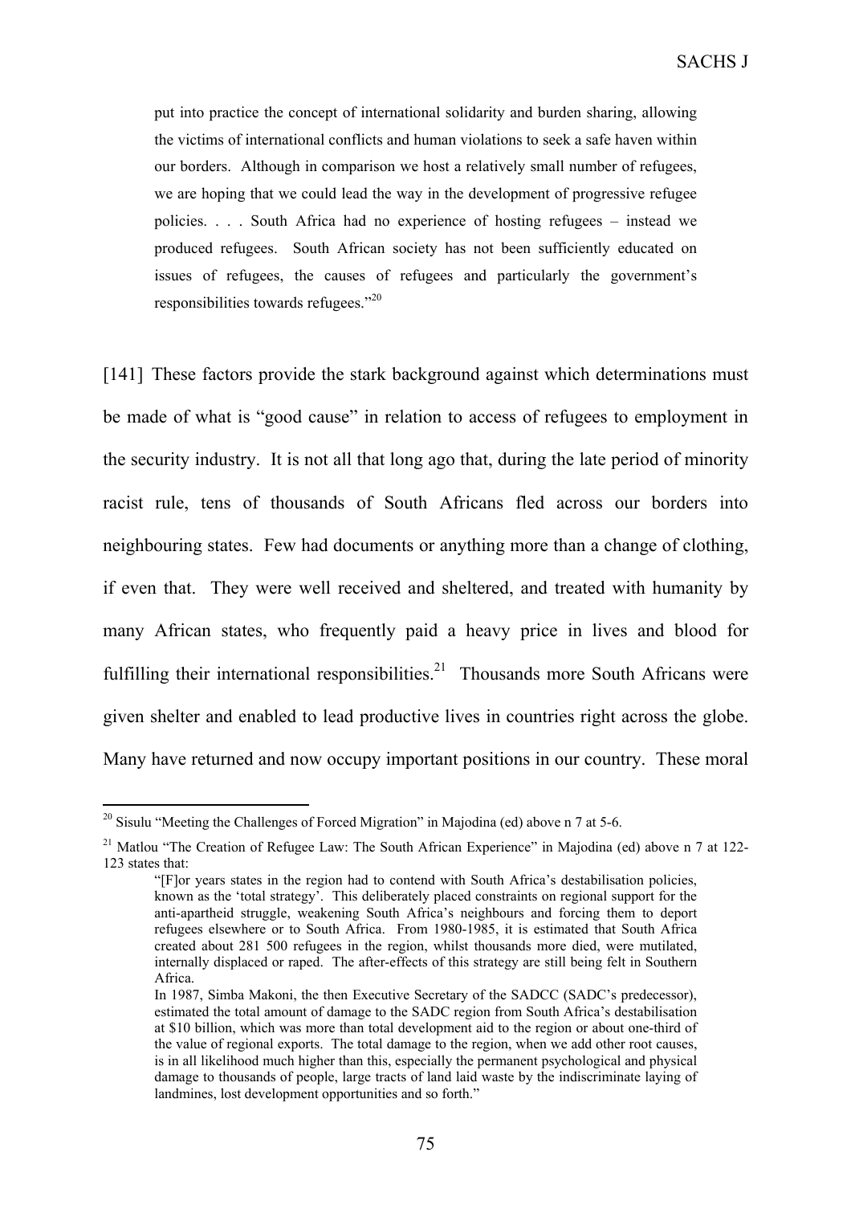> put into practice the concept of international solidarity and burden sharing, allowing the victims of international conflicts and human violations to seek a safe haven within our borders. Although in comparison we host a relatively small number of refugees, we are hoping that we could lead the way in the development of progressive refugee policies. . . . South Africa had no experience of hosting refugees – instead we produced refugees. South African society has not been sufficiently educated on issues of refugees, the causes of refugees and particularly the government's responsibilities towards refugees."[20]

[141] These factors provide the stark background against which determinations must be made of what is "good cause" in relation to access of refugees to employment in the security industry. It is not all that long ago that, during the late period of minority racist rule, tens of thousands of South Africans fled across our borders into neighbouring states. Few had documents or anything more than a change of clothing, if even that. They were well received and sheltered, and treated with humanity by many African states, who frequently paid a heavy price in lives and blood for fulfilling their international responsibilities.[21] Thousands more South Africans were given shelter and enabled to lead productive lives in countries right across the globe. Many have returned and now occupy important positions in our country. These moral

---

[20] Sisulu "Meeting the Challenges of Forced Migration" in Majodina (ed) above n 7 at 5-6.

[21] Matlou "The Creation of Refugee Law: The South African Experience" in Majodina (ed) above n 7 at 122-123 states that:

> "[F]or years states in the region had to contend with South Africa's destabilisation policies, known as the 'total strategy'. This deliberately placed constraints on regional support for the anti-apartheid struggle, weakening South Africa's neighbours and forcing them to deport refugees elsewhere or to South Africa. From 1980-1985, it is estimated that South Africa created about 281 500 refugees in the region, whilst thousands more died, were mutilated, internally displaced or raped. The after-effects of this strategy are still being felt in Southern Africa.
>
> In 1987, Simba Makoni, the then Executive Secretary of the SADCC (SADC's predecessor), estimated the total amount of damage to the SADC region from South Africa's destabilisation at $10 billion, which was more than total development aid to the region or about one-third of the value of regional exports. The total damage to the region, when we add other root causes, is in all likelihood much higher than this, especially the permanent psychological and physical damage to thousands of people, large tracts of land laid waste by the indiscriminate laying of landmines, lost development opportunities and so forth."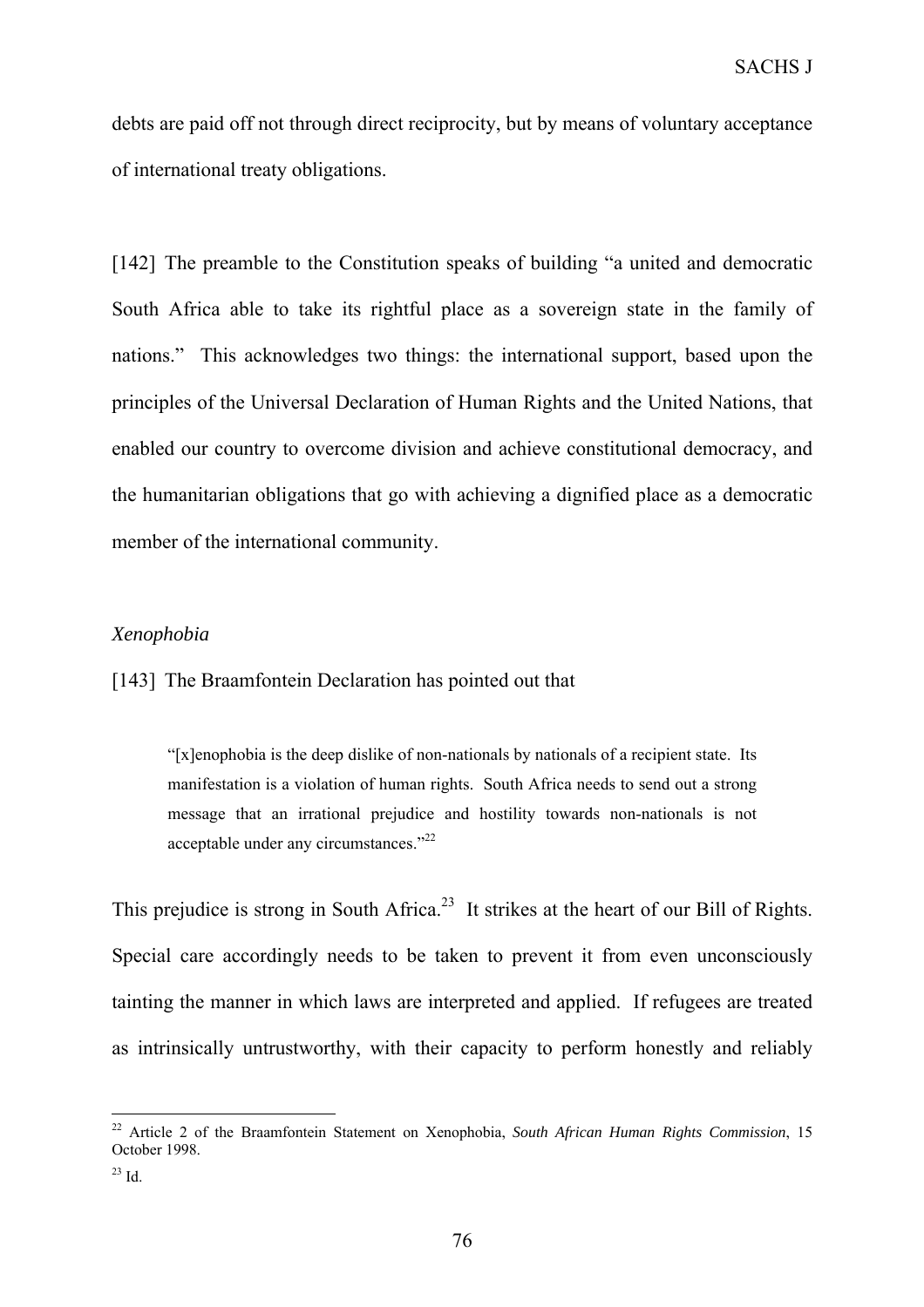debts are paid off not through direct reciprocity, but by means of voluntary acceptance of international treaty obligations.

[142] The preamble to the Constitution speaks of building "a united and democratic South Africa able to take its rightful place as a sovereign state in the family of nations." This acknowledges two things: the international support, based upon the principles of the Universal Declaration of Human Rights and the United Nations, that enabled our country to overcome division and achieve constitutional democracy, and the humanitarian obligations that go with achieving a dignified place as a democratic member of the international community.

*Xenophobia*

[143] The Braamfontein Declaration has pointed out that

> "[x]enophobia is the deep dislike of non-nationals by nationals of a recipient state. Its manifestation is a violation of human rights. South Africa needs to send out a strong message that an irrational prejudice and hostility towards non-nationals is not acceptable under any circumstances."[22]

This prejudice is strong in South Africa.[23] It strikes at the heart of our Bill of Rights. Special care accordingly needs to be taken to prevent it from even unconsciously tainting the manner in which laws are interpreted and applied. If refugees are treated as intrinsically untrustworthy, with their capacity to perform honestly and reliably

---

[22] Article 2 of the Braamfontein Statement on Xenophobia, *South African Human Rights Commission*, 15 October 1998.

[23] Id.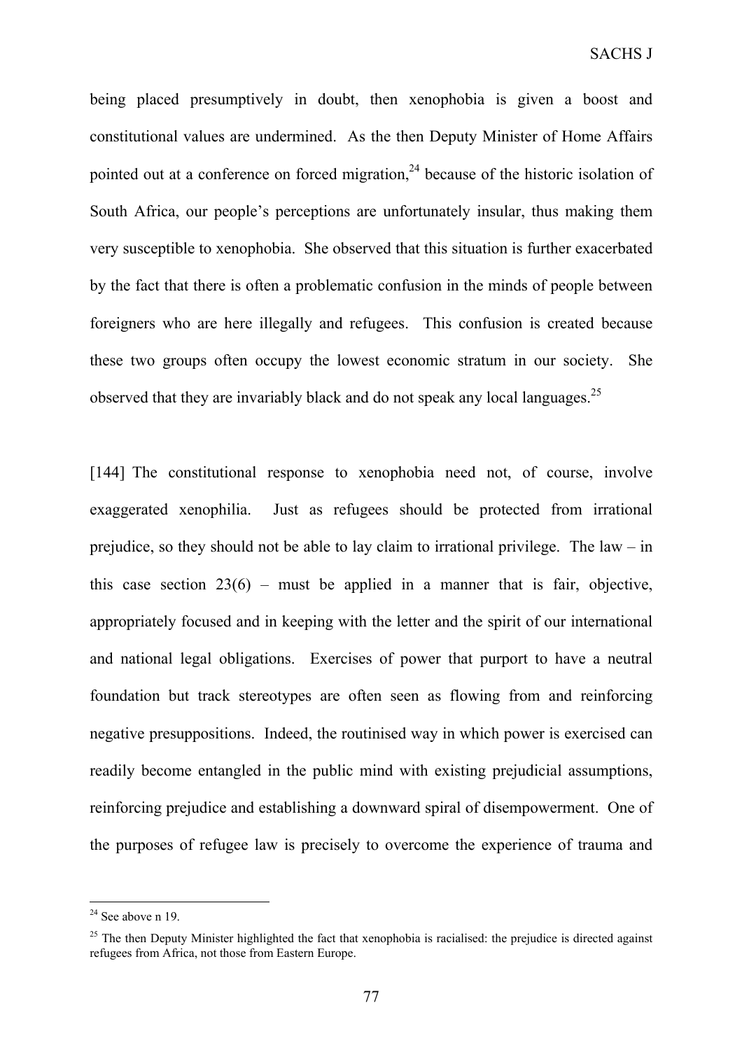being placed presumptively in doubt, then xenophobia is given a boost and constitutional values are undermined. As the then Deputy Minister of Home Affairs pointed out at a conference on forced migration,[24] because of the historic isolation of South Africa, our people's perceptions are unfortunately insular, thus making them very susceptible to xenophobia. She observed that this situation is further exacerbated by the fact that there is often a problematic confusion in the minds of people between foreigners who are here illegally and refugees. This confusion is created because these two groups often occupy the lowest economic stratum in our society. She observed that they are invariably black and do not speak any local languages.[25]

[144] The constitutional response to xenophobia need not, of course, involve exaggerated xenophilia. Just as refugees should be protected from irrational prejudice, so they should not be able to lay claim to irrational privilege. The law – in this case section 23(6) – must be applied in a manner that is fair, objective, appropriately focused and in keeping with the letter and the spirit of our international and national legal obligations. Exercises of power that purport to have a neutral foundation but track stereotypes are often seen as flowing from and reinforcing negative presuppositions. Indeed, the routinised way in which power is exercised can readily become entangled in the public mind with existing prejudicial assumptions, reinforcing prejudice and establishing a downward spiral of disempowerment. One of the purposes of refugee law is precisely to overcome the experience of trauma and

---

[24] See above n 19.

[25] The then Deputy Minister highlighted the fact that xenophobia is racialised: the prejudice is directed against refugees from Africa, not those from Eastern Europe.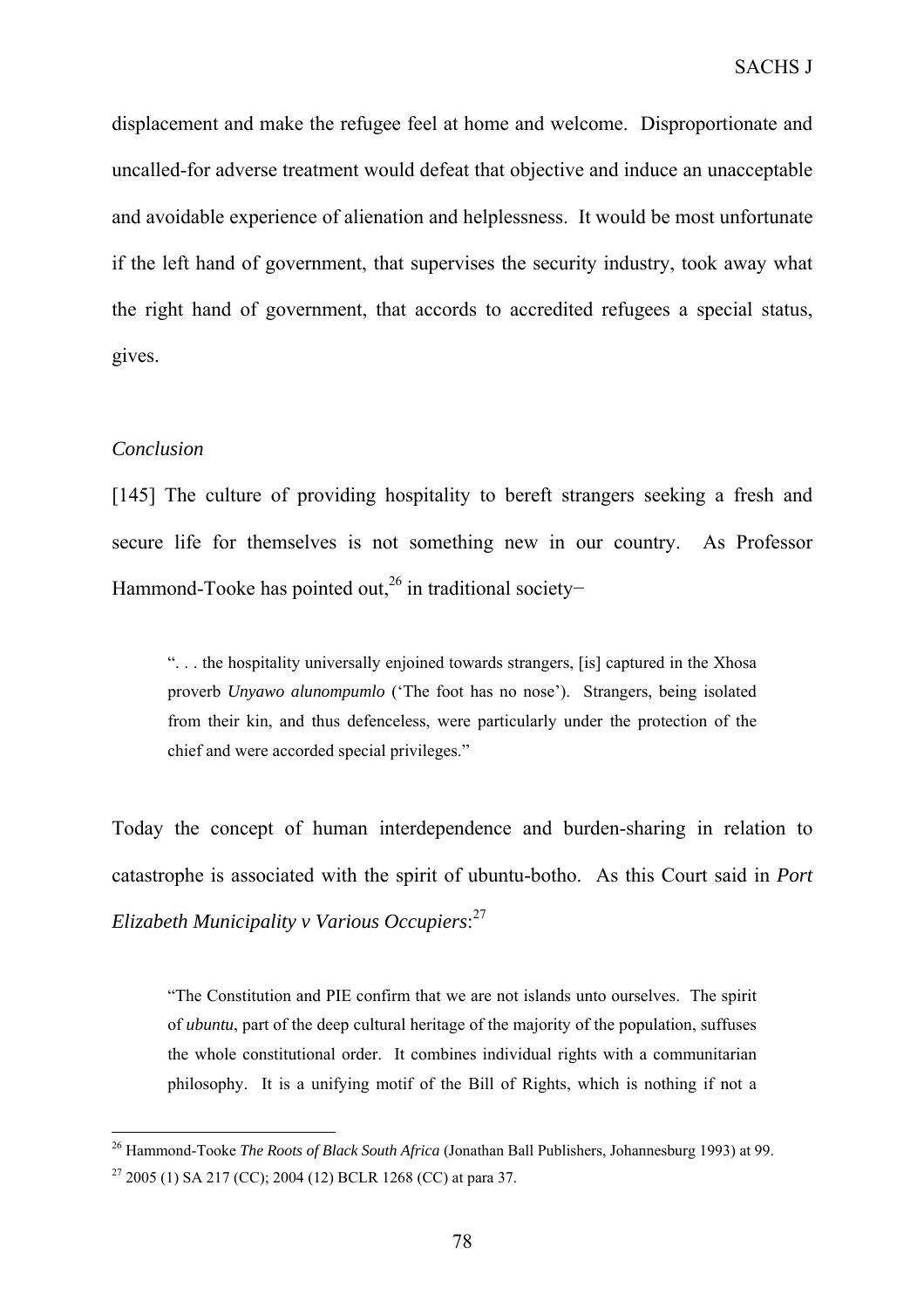displacement and make the refugee feel at home and welcome. Disproportionate and uncalled-for adverse treatment would defeat that objective and induce an unacceptable and avoidable experience of alienation and helplessness. It would be most unfortunate if the left hand of government, that supervises the security industry, took away what the right hand of government, that accords to accredited refugees a special status, gives.

*Conclusion*

[145] The culture of providing hospitality to bereft strangers seeking a fresh and secure life for themselves is not something new in our country. As Professor Hammond-Tooke has pointed out,[26] in traditional society−

> ". . . the hospitality universally enjoined towards strangers, [is] captured in the Xhosa proverb *Unyawo alunompumlo* ('The foot has no nose'). Strangers, being isolated from their kin, and thus defenceless, were particularly under the protection of the chief and were accorded special privileges."

Today the concept of human interdependence and burden-sharing in relation to catastrophe is associated with the spirit of ubuntu-botho. As this Court said in *Port Elizabeth Municipality v Various Occupiers*:[27]

> "The Constitution and PIE confirm that we are not islands unto ourselves. The spirit of *ubuntu*, part of the deep cultural heritage of the majority of the population, suffuses the whole constitutional order. It combines individual rights with a communitarian philosophy. It is a unifying motif of the Bill of Rights, which is nothing if not a

[26] Hammond-Tooke *The Roots of Black South Africa* (Jonathan Ball Publishers, Johannesburg 1993) at 99.

[27] 2005 (1) SA 217 (CC); 2004 (12) BCLR 1268 (CC) at para 37.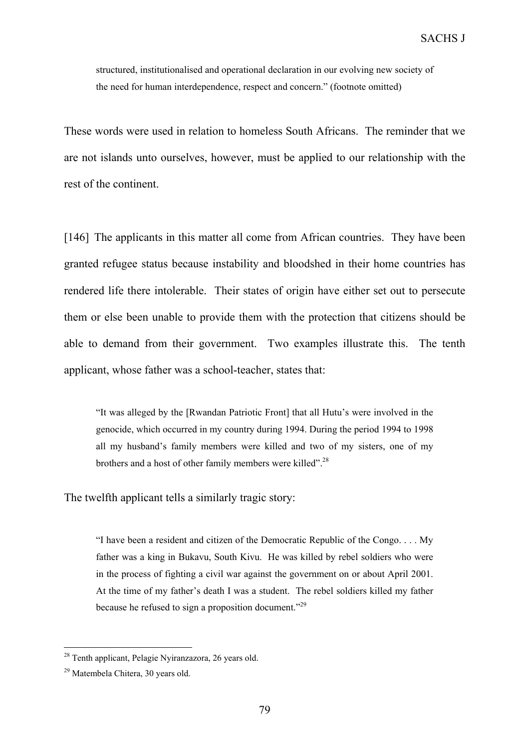> structured, institutionalised and operational declaration in our evolving new society of the need for human interdependence, respect and concern." (footnote omitted)

These words were used in relation to homeless South Africans. The reminder that we are not islands unto ourselves, however, must be applied to our relationship with the rest of the continent.

[146] The applicants in this matter all come from African countries. They have been granted refugee status because instability and bloodshed in their home countries has rendered life there intolerable. Their states of origin have either set out to persecute them or else been unable to provide them with the protection that citizens should be able to demand from their government. Two examples illustrate this. The tenth applicant, whose father was a school-teacher, states that:

> "It was alleged by the [Rwandan Patriotic Front] that all Hutu's were involved in the genocide, which occurred in my country during 1994. During the period 1994 to 1998 all my husband's family members were killed and two of my sisters, one of my brothers and a host of other family members were killed".[28]

The twelfth applicant tells a similarly tragic story:

> "I have been a resident and citizen of the Democratic Republic of the Congo. . . . My father was a king in Bukavu, South Kivu. He was killed by rebel soldiers who were in the process of fighting a civil war against the government on or about April 2001. At the time of my father's death I was a student. The rebel soldiers killed my father because he refused to sign a proposition document."[29]

---

[28] Tenth applicant, Pelagie Nyiranzazora, 26 years old.

[29] Matembela Chitera, 30 years old.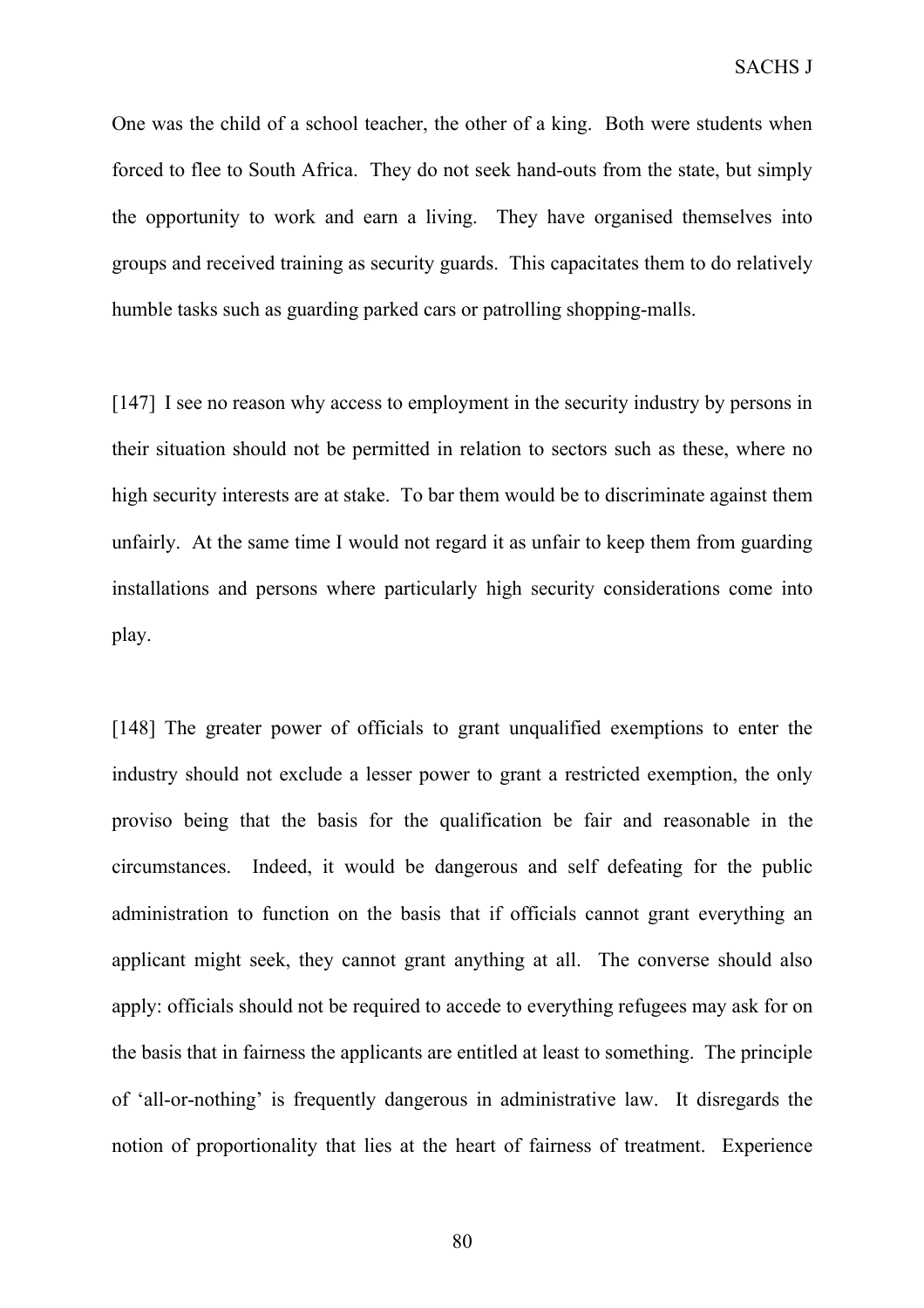One was the child of a school teacher, the other of a king. Both were students when forced to flee to South Africa. They do not seek hand-outs from the state, but simply the opportunity to work and earn a living. They have organised themselves into groups and received training as security guards. This capacitates them to do relatively humble tasks such as guarding parked cars or patrolling shopping-malls.

[147] I see no reason why access to employment in the security industry by persons in their situation should not be permitted in relation to sectors such as these, where no high security interests are at stake. To bar them would be to discriminate against them unfairly. At the same time I would not regard it as unfair to keep them from guarding installations and persons where particularly high security considerations come into play.

[148] The greater power of officials to grant unqualified exemptions to enter the industry should not exclude a lesser power to grant a restricted exemption, the only proviso being that the basis for the qualification be fair and reasonable in the circumstances. Indeed, it would be dangerous and self defeating for the public administration to function on the basis that if officials cannot grant everything an applicant might seek, they cannot grant anything at all. The converse should also apply: officials should not be required to accede to everything refugees may ask for on the basis that in fairness the applicants are entitled at least to something. The principle of 'all-or-nothing' is frequently dangerous in administrative law. It disregards the notion of proportionality that lies at the heart of fairness of treatment. Experience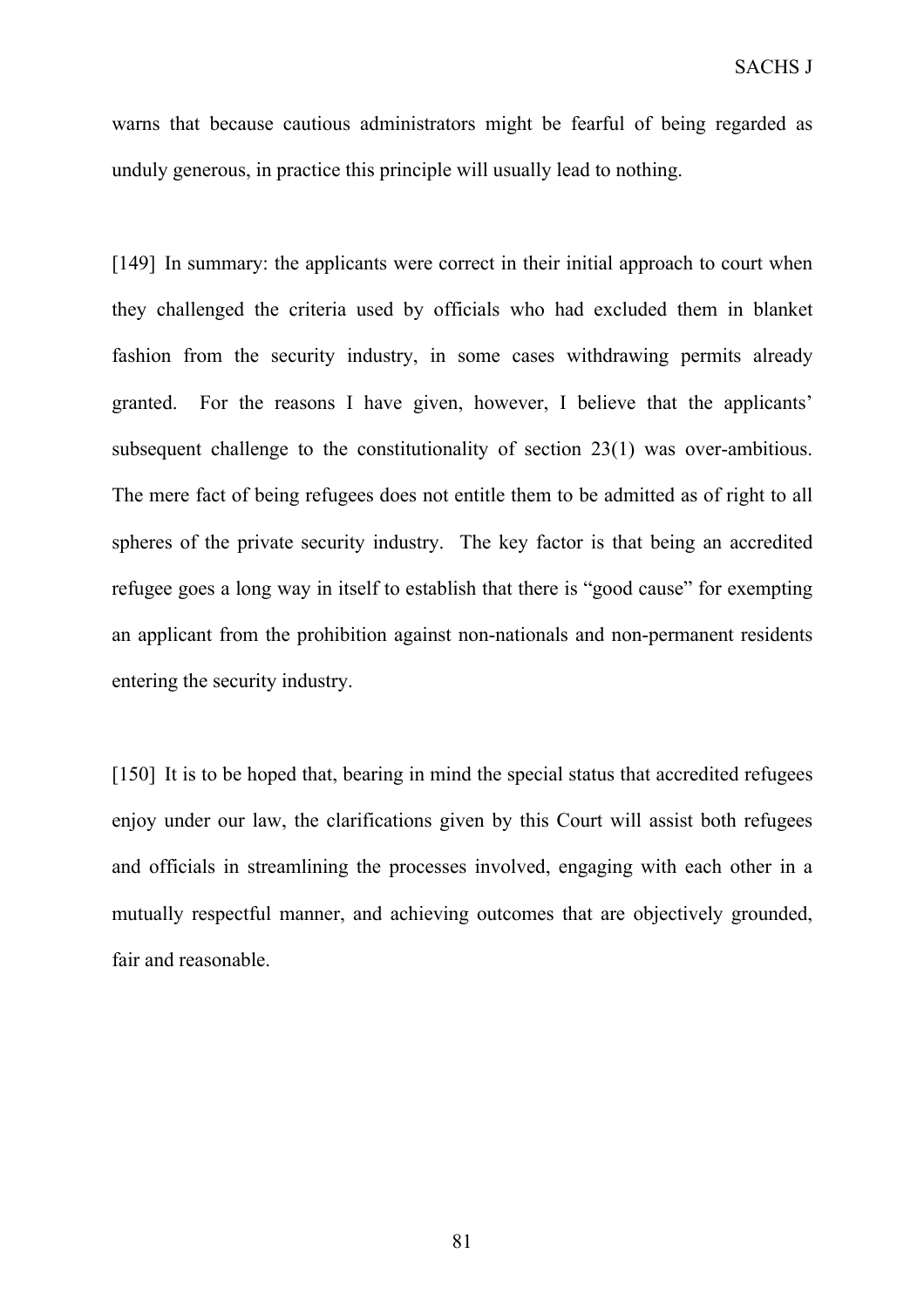warns that because cautious administrators might be fearful of being regarded as unduly generous, in practice this principle will usually lead to nothing.

[149] In summary: the applicants were correct in their initial approach to court when they challenged the criteria used by officials who had excluded them in blanket fashion from the security industry, in some cases withdrawing permits already granted. For the reasons I have given, however, I believe that the applicants' subsequent challenge to the constitutionality of section 23(1) was over-ambitious. The mere fact of being refugees does not entitle them to be admitted as of right to all spheres of the private security industry. The key factor is that being an accredited refugee goes a long way in itself to establish that there is "good cause" for exempting an applicant from the prohibition against non-nationals and non-permanent residents entering the security industry.

[150] It is to be hoped that, bearing in mind the special status that accredited refugees enjoy under our law, the clarifications given by this Court will assist both refugees and officials in streamlining the processes involved, engaging with each other in a mutually respectful manner, and achieving outcomes that are objectively grounded, fair and reasonable.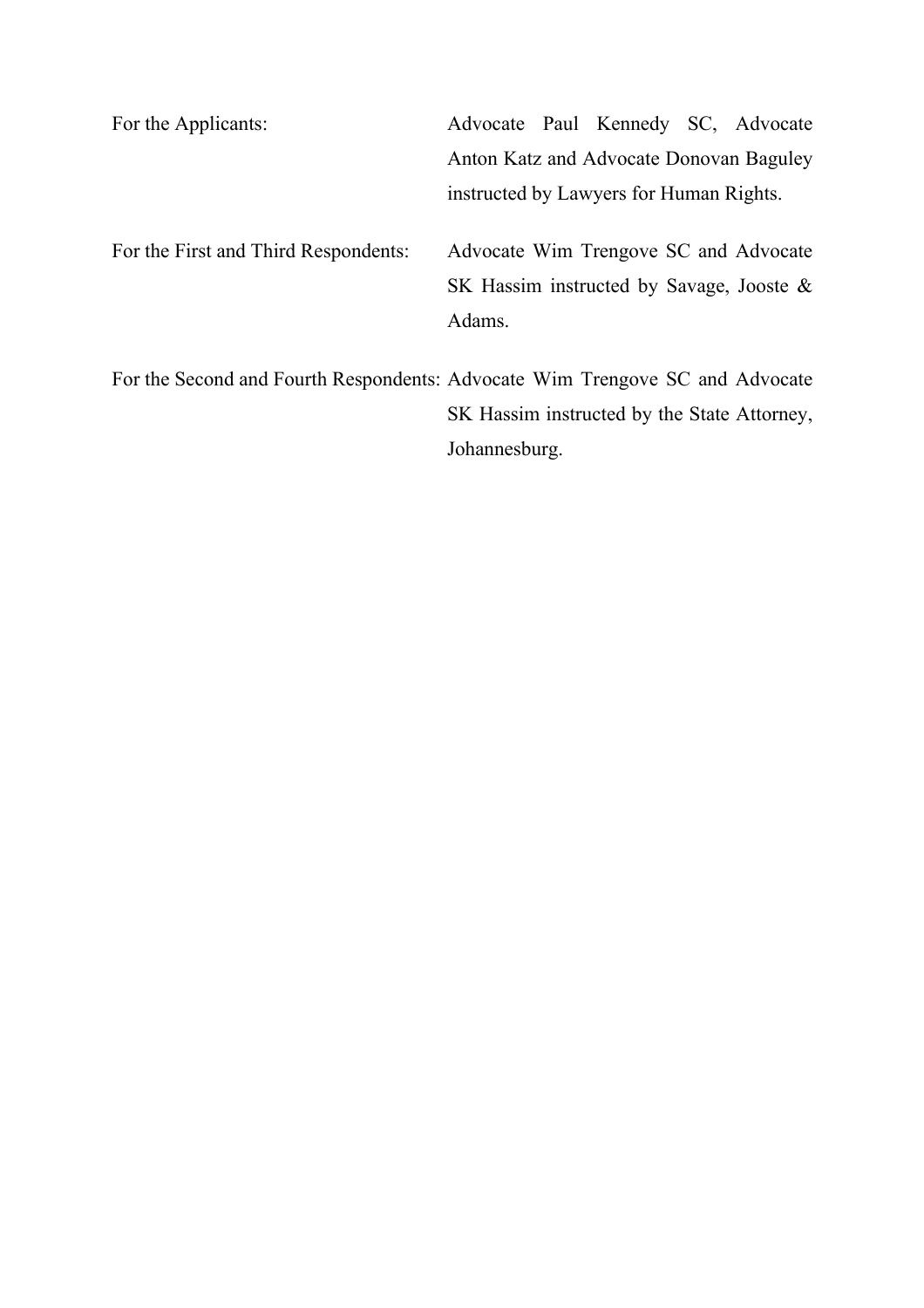| | |
|---|---|
| For the Applicants: | Advocate Paul Kennedy SC, Advocate Anton Katz and Advocate Donovan Baguley instructed by Lawyers for Human Rights. |
| For the First and Third Respondents: | Advocate Wim Trengove SC and Advocate SK Hassim instructed by Savage, Jooste & Adams. |
| For the Second and Fourth Respondents: | Advocate Wim Trengove SC and Advocate SK Hassim instructed by the State Attorney, Johannesburg. |